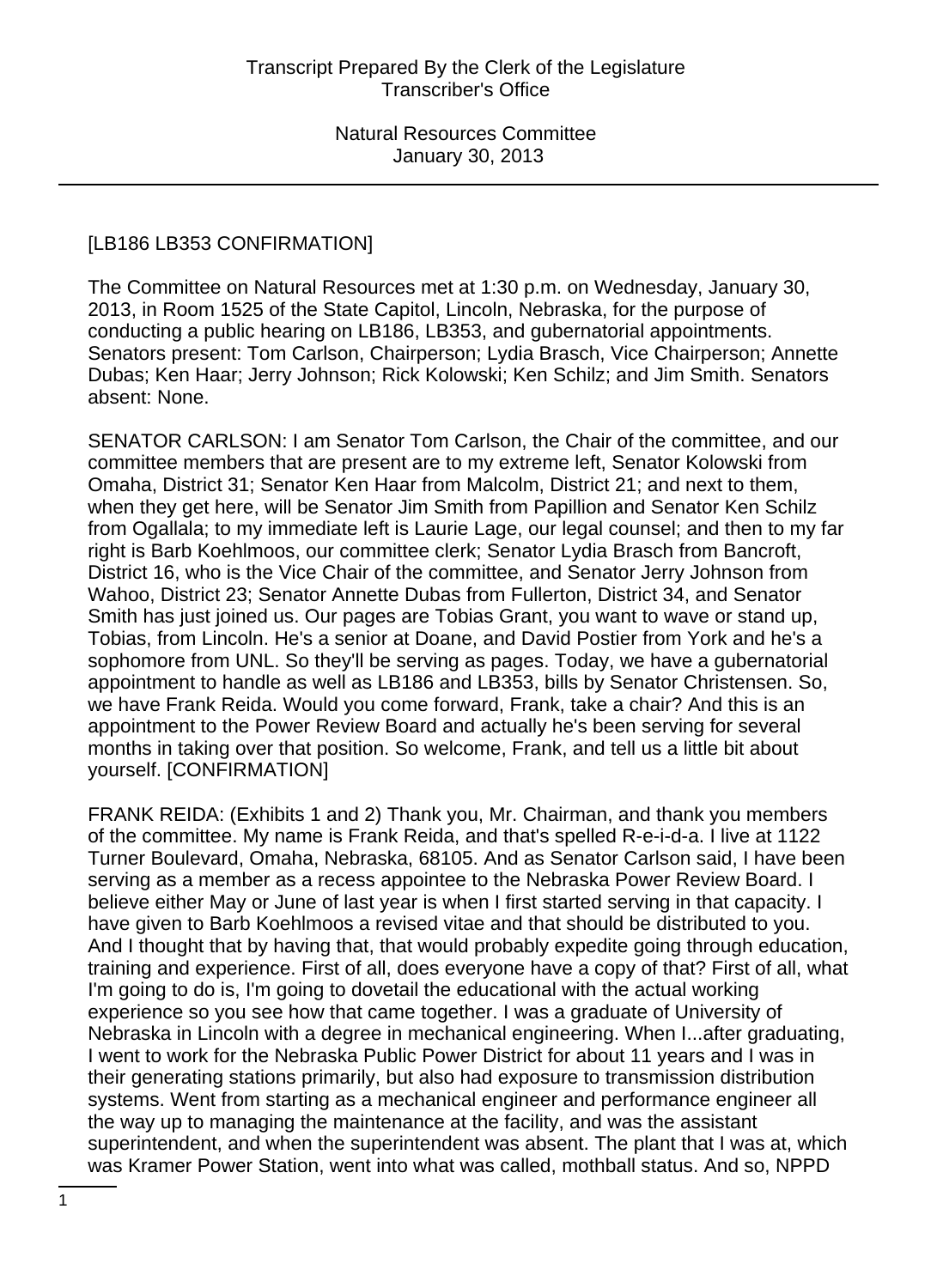[LB186 LB353 CONFIRMATION]

The Committee on Natural Resources met at 1:30 p.m. on Wednesday, January 30, 2013, in Room 1525 of the State Capitol, Lincoln, Nebraska, for the purpose of conducting a public hearing on LB186, LB353, and gubernatorial appointments. Senators present: Tom Carlson, Chairperson; Lydia Brasch, Vice Chairperson; Annette Dubas; Ken Haar; Jerry Johnson; Rick Kolowski; Ken Schilz; and Jim Smith. Senators absent: None.

SENATOR CARLSON: I am Senator Tom Carlson, the Chair of the committee, and our committee members that are present are to my extreme left, Senator Kolowski from Omaha, District 31; Senator Ken Haar from Malcolm, District 21; and next to them, when they get here, will be Senator Jim Smith from Papillion and Senator Ken Schilz from Ogallala; to my immediate left is Laurie Lage, our legal counsel; and then to my far right is Barb Koehlmoos, our committee clerk; Senator Lydia Brasch from Bancroft, District 16, who is the Vice Chair of the committee, and Senator Jerry Johnson from Wahoo, District 23; Senator Annette Dubas from Fullerton, District 34, and Senator Smith has just joined us. Our pages are Tobias Grant, you want to wave or stand up, Tobias, from Lincoln. He's a senior at Doane, and David Postier from York and he's a sophomore from UNL. So they'll be serving as pages. Today, we have a gubernatorial appointment to handle as well as LB186 and LB353, bills by Senator Christensen. So, we have Frank Reida. Would you come forward, Frank, take a chair? And this is an appointment to the Power Review Board and actually he's been serving for several months in taking over that position. So welcome, Frank, and tell us a little bit about yourself. [CONFIRMATION]

FRANK REIDA: (Exhibits 1 and 2) Thank you, Mr. Chairman, and thank you members of the committee. My name is Frank Reida, and that's spelled R-e-i-d-a. I live at 1122 Turner Boulevard, Omaha, Nebraska, 68105. And as Senator Carlson said, I have been serving as a member as a recess appointee to the Nebraska Power Review Board. I believe either May or June of last year is when I first started serving in that capacity. I have given to Barb Koehlmoos a revised vitae and that should be distributed to you. And I thought that by having that, that would probably expedite going through education, training and experience. First of all, does everyone have a copy of that? First of all, what I'm going to do is, I'm going to dovetail the educational with the actual working experience so you see how that came together. I was a graduate of University of Nebraska in Lincoln with a degree in mechanical engineering. When I...after graduating, I went to work for the Nebraska Public Power District for about 11 years and I was in their generating stations primarily, but also had exposure to transmission distribution systems. Went from starting as a mechanical engineer and performance engineer all the way up to managing the maintenance at the facility, and was the assistant superintendent, and when the superintendent was absent. The plant that I was at, which was Kramer Power Station, went into what was called, mothball status. And so, NPPD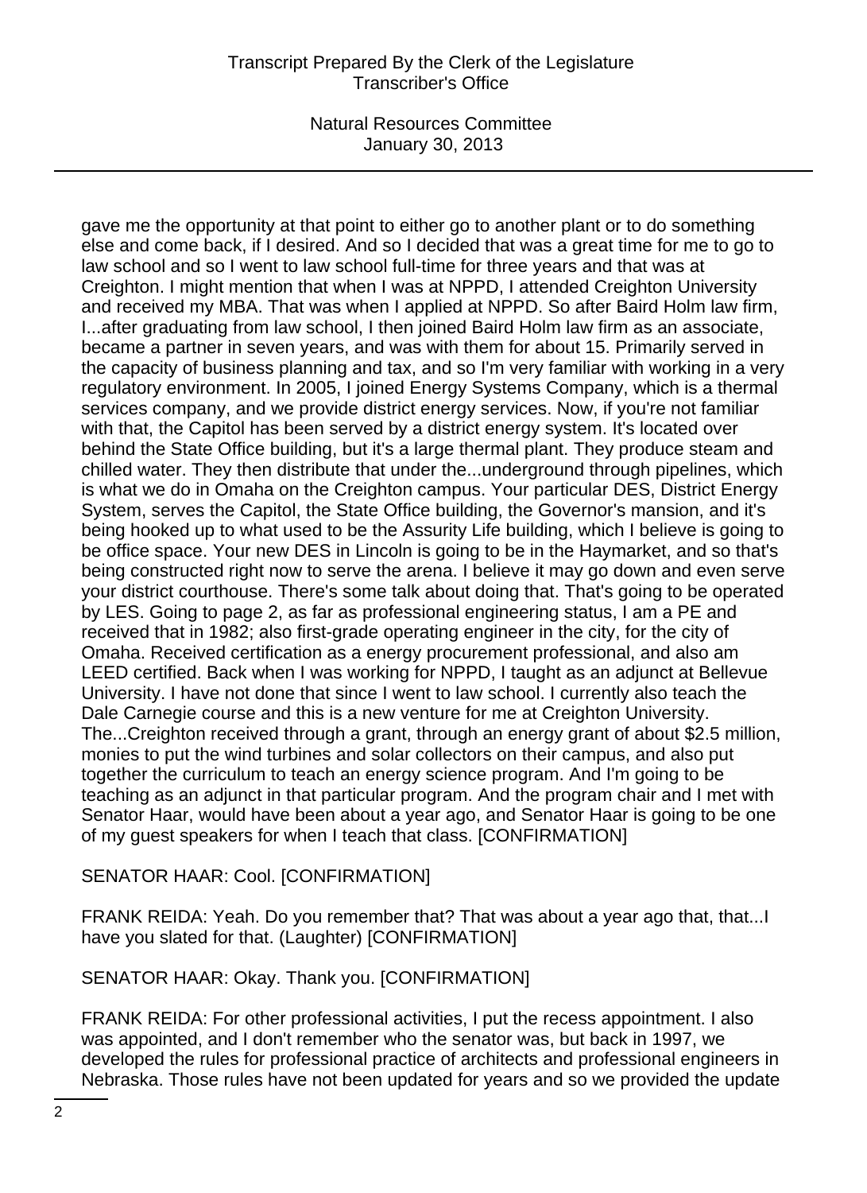gave me the opportunity at that point to either go to another plant or to do something else and come back, if I desired. And so I decided that was a great time for me to go to law school and so I went to law school full-time for three years and that was at Creighton. I might mention that when I was at NPPD, I attended Creighton University and received my MBA. That was when I applied at NPPD. So after Baird Holm law firm, I...after graduating from law school, I then joined Baird Holm law firm as an associate, became a partner in seven years, and was with them for about 15. Primarily served in the capacity of business planning and tax, and so I'm very familiar with working in a very regulatory environment. In 2005, I joined Energy Systems Company, which is a thermal services company, and we provide district energy services. Now, if you're not familiar with that, the Capitol has been served by a district energy system. It's located over behind the State Office building, but it's a large thermal plant. They produce steam and chilled water. They then distribute that under the...underground through pipelines, which is what we do in Omaha on the Creighton campus. Your particular DES, District Energy System, serves the Capitol, the State Office building, the Governor's mansion, and it's being hooked up to what used to be the Assurity Life building, which I believe is going to be office space. Your new DES in Lincoln is going to be in the Haymarket, and so that's being constructed right now to serve the arena. I believe it may go down and even serve your district courthouse. There's some talk about doing that. That's going to be operated by LES. Going to page 2, as far as professional engineering status, I am a PE and received that in 1982; also first-grade operating engineer in the city, for the city of Omaha. Received certification as a energy procurement professional, and also am LEED certified. Back when I was working for NPPD, I taught as an adjunct at Bellevue University. I have not done that since I went to law school. I currently also teach the Dale Carnegie course and this is a new venture for me at Creighton University. The...Creighton received through a grant, through an energy grant of about $2.5 million, monies to put the wind turbines and solar collectors on their campus, and also put together the curriculum to teach an energy science program. And I'm going to be teaching as an adjunct in that particular program. And the program chair and I met with Senator Haar, would have been about a year ago, and Senator Haar is going to be one of my guest speakers for when I teach that class. [CONFIRMATION]

SENATOR HAAR: Cool. [CONFIRMATION]

FRANK REIDA: Yeah. Do you remember that? That was about a year ago that, that...I have you slated for that. (Laughter) [CONFIRMATION]

SENATOR HAAR: Okay. Thank you. [CONFIRMATION]

FRANK REIDA: For other professional activities, I put the recess appointment. I also was appointed, and I don't remember who the senator was, but back in 1997, we developed the rules for professional practice of architects and professional engineers in Nebraska. Those rules have not been updated for years and so we provided the update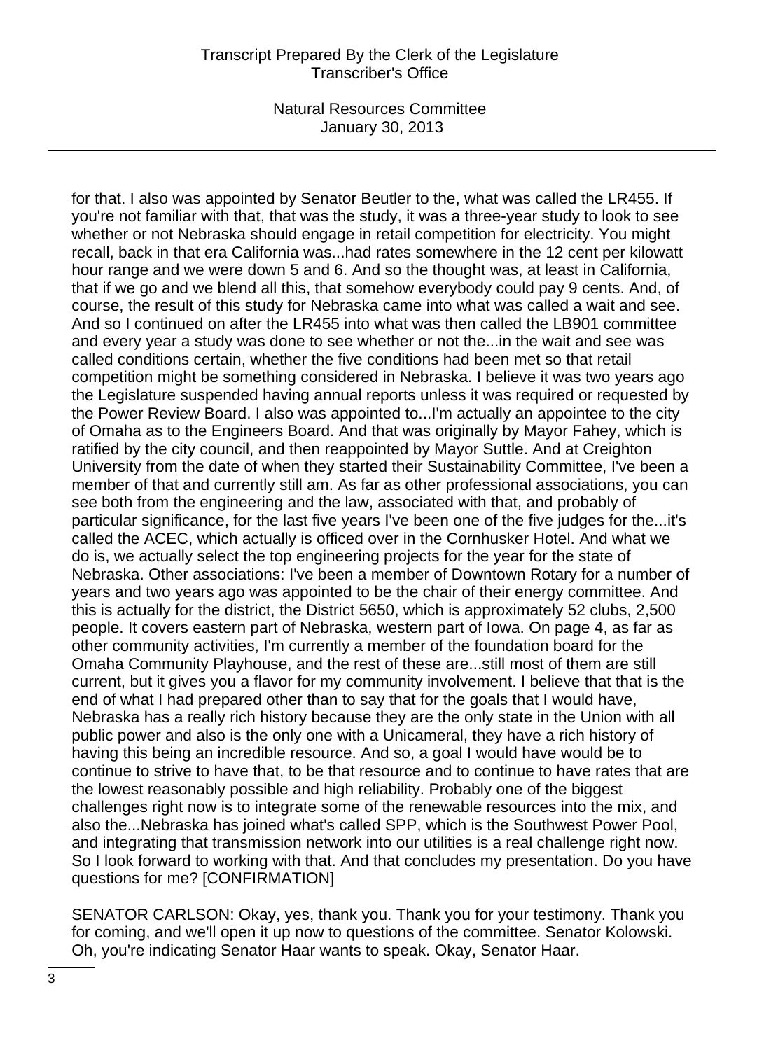for that. I also was appointed by Senator Beutler to the, what was called the LR455. If you're not familiar with that, that was the study, it was a three-year study to look to see whether or not Nebraska should engage in retail competition for electricity. You might recall, back in that era California was...had rates somewhere in the 12 cent per kilowatt hour range and we were down 5 and 6. And so the thought was, at least in California, that if we go and we blend all this, that somehow everybody could pay 9 cents. And, of course, the result of this study for Nebraska came into what was called a wait and see. And so I continued on after the LR455 into what was then called the LB901 committee and every year a study was done to see whether or not the...in the wait and see was called conditions certain, whether the five conditions had been met so that retail competition might be something considered in Nebraska. I believe it was two years ago the Legislature suspended having annual reports unless it was required or requested by the Power Review Board. I also was appointed to...I'm actually an appointee to the city of Omaha as to the Engineers Board. And that was originally by Mayor Fahey, which is ratified by the city council, and then reappointed by Mayor Suttle. And at Creighton University from the date of when they started their Sustainability Committee, I've been a member of that and currently still am. As far as other professional associations, you can see both from the engineering and the law, associated with that, and probably of particular significance, for the last five years I've been one of the five judges for the...it's called the ACEC, which actually is officed over in the Cornhusker Hotel. And what we do is, we actually select the top engineering projects for the year for the state of Nebraska. Other associations: I've been a member of Downtown Rotary for a number of years and two years ago was appointed to be the chair of their energy committee. And this is actually for the district, the District 5650, which is approximately 52 clubs, 2,500 people. It covers eastern part of Nebraska, western part of Iowa. On page 4, as far as other community activities, I'm currently a member of the foundation board for the Omaha Community Playhouse, and the rest of these are...still most of them are still current, but it gives you a flavor for my community involvement. I believe that that is the end of what I had prepared other than to say that for the goals that I would have, Nebraska has a really rich history because they are the only state in the Union with all public power and also is the only one with a Unicameral, they have a rich history of having this being an incredible resource. And so, a goal I would have would be to continue to strive to have that, to be that resource and to continue to have rates that are the lowest reasonably possible and high reliability. Probably one of the biggest challenges right now is to integrate some of the renewable resources into the mix, and also the...Nebraska has joined what's called SPP, which is the Southwest Power Pool, and integrating that transmission network into our utilities is a real challenge right now. So I look forward to working with that. And that concludes my presentation. Do you have questions for me? [CONFIRMATION]

SENATOR CARLSON: Okay, yes, thank you. Thank you for your testimony. Thank you for coming, and we'll open it up now to questions of the committee. Senator Kolowski. Oh, you're indicating Senator Haar wants to speak. Okay, Senator Haar.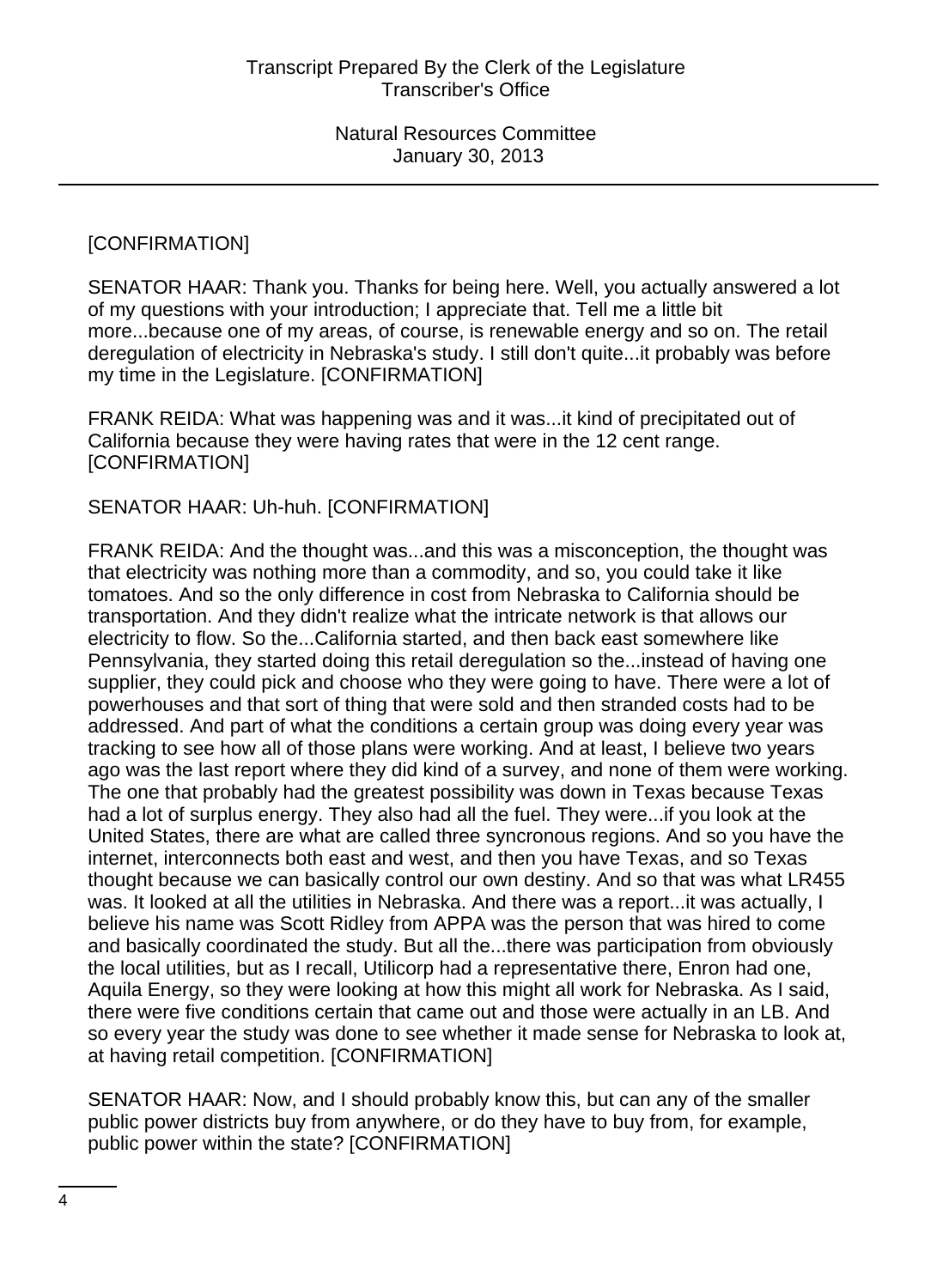[CONFIRMATION]

SENATOR HAAR: Thank you. Thanks for being here. Well, you actually answered a lot of my questions with your introduction; I appreciate that. Tell me a little bit more...because one of my areas, of course, is renewable energy and so on. The retail deregulation of electricity in Nebraska's study. I still don't quite...it probably was before my time in the Legislature. [CONFIRMATION]

FRANK REIDA: What was happening was and it was...it kind of precipitated out of California because they were having rates that were in the 12 cent range. [CONFIRMATION]

SENATOR HAAR: Uh-huh. [CONFIRMATION]

FRANK REIDA: And the thought was...and this was a misconception, the thought was that electricity was nothing more than a commodity, and so, you could take it like tomatoes. And so the only difference in cost from Nebraska to California should be transportation. And they didn't realize what the intricate network is that allows our electricity to flow. So the...California started, and then back east somewhere like Pennsylvania, they started doing this retail deregulation so the...instead of having one supplier, they could pick and choose who they were going to have. There were a lot of powerhouses and that sort of thing that were sold and then stranded costs had to be addressed. And part of what the conditions a certain group was doing every year was tracking to see how all of those plans were working. And at least, I believe two years ago was the last report where they did kind of a survey, and none of them were working. The one that probably had the greatest possibility was down in Texas because Texas had a lot of surplus energy. They also had all the fuel. They were...if you look at the United States, there are what are called three syncronous regions. And so you have the internet, interconnects both east and west, and then you have Texas, and so Texas thought because we can basically control our own destiny. And so that was what LR455 was. It looked at all the utilities in Nebraska. And there was a report...it was actually, I believe his name was Scott Ridley from APPA was the person that was hired to come and basically coordinated the study. But all the...there was participation from obviously the local utilities, but as I recall, Utilicorp had a representative there, Enron had one, Aquila Energy, so they were looking at how this might all work for Nebraska. As I said, there were five conditions certain that came out and those were actually in an LB. And so every year the study was done to see whether it made sense for Nebraska to look at, at having retail competition. [CONFIRMATION]

SENATOR HAAR: Now, and I should probably know this, but can any of the smaller public power districts buy from anywhere, or do they have to buy from, for example, public power within the state? [CONFIRMATION]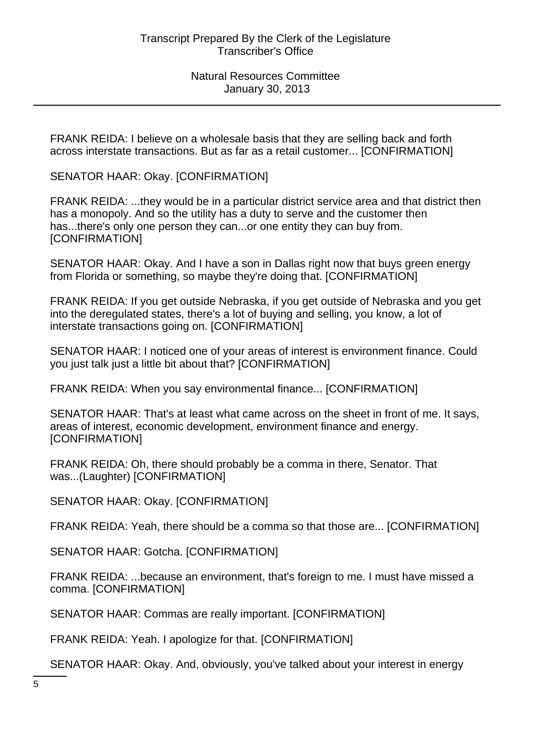FRANK REIDA: I believe on a wholesale basis that they are selling back and forth across interstate transactions. But as far as a retail customer... [CONFIRMATION]

SENATOR HAAR: Okay. [CONFIRMATION]

FRANK REIDA: ...they would be in a particular district service area and that district then has a monopoly. And so the utility has a duty to serve and the customer then has...there's only one person they can...or one entity they can buy from. [CONFIRMATION]

SENATOR HAAR: Okay. And I have a son in Dallas right now that buys green energy from Florida or something, so maybe they're doing that. [CONFIRMATION]

FRANK REIDA: If you get outside Nebraska, if you get outside of Nebraska and you get into the deregulated states, there's a lot of buying and selling, you know, a lot of interstate transactions going on. [CONFIRMATION]

SENATOR HAAR: I noticed one of your areas of interest is environment finance. Could you just talk just a little bit about that? [CONFIRMATION]

FRANK REIDA: When you say environmental finance... [CONFIRMATION]

SENATOR HAAR: That's at least what came across on the sheet in front of me. It says, areas of interest, economic development, environment finance and energy. [CONFIRMATION]

FRANK REIDA: Oh, there should probably be a comma in there, Senator. That was...(Laughter) [CONFIRMATION]

SENATOR HAAR: Okay. [CONFIRMATION]

FRANK REIDA: Yeah, there should be a comma so that those are... [CONFIRMATION]

SENATOR HAAR: Gotcha. [CONFIRMATION]

FRANK REIDA: ...because an environment, that's foreign to me. I must have missed a comma. [CONFIRMATION]

SENATOR HAAR: Commas are really important. [CONFIRMATION]

FRANK REIDA: Yeah. I apologize for that. [CONFIRMATION]

SENATOR HAAR: Okay. And, obviously, you've talked about your interest in energy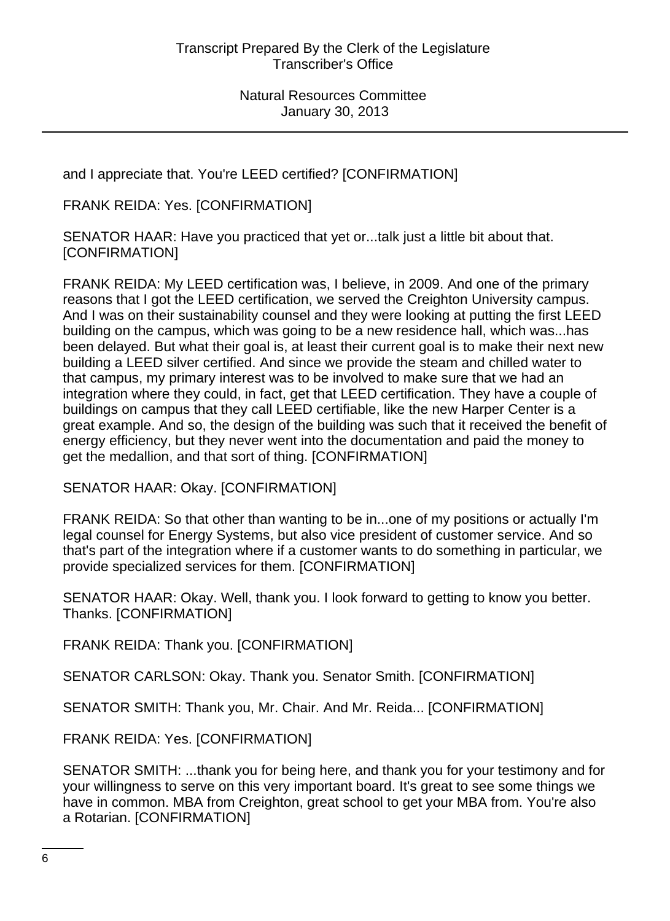and I appreciate that. You're LEED certified? [CONFIRMATION]

FRANK REIDA: Yes. [CONFIRMATION]

SENATOR HAAR: Have you practiced that yet or...talk just a little bit about that. [CONFIRMATION]

FRANK REIDA: My LEED certification was, I believe, in 2009. And one of the primary reasons that I got the LEED certification, we served the Creighton University campus. And I was on their sustainability counsel and they were looking at putting the first LEED building on the campus, which was going to be a new residence hall, which was...has been delayed. But what their goal is, at least their current goal is to make their next new building a LEED silver certified. And since we provide the steam and chilled water to that campus, my primary interest was to be involved to make sure that we had an integration where they could, in fact, get that LEED certification. They have a couple of buildings on campus that they call LEED certifiable, like the new Harper Center is a great example. And so, the design of the building was such that it received the benefit of energy efficiency, but they never went into the documentation and paid the money to get the medallion, and that sort of thing. [CONFIRMATION]

SENATOR HAAR: Okay. [CONFIRMATION]

FRANK REIDA: So that other than wanting to be in...one of my positions or actually I'm legal counsel for Energy Systems, but also vice president of customer service. And so that's part of the integration where if a customer wants to do something in particular, we provide specialized services for them. [CONFIRMATION]

SENATOR HAAR: Okay. Well, thank you. I look forward to getting to know you better. Thanks. [CONFIRMATION]

FRANK REIDA: Thank you. [CONFIRMATION]

SENATOR CARLSON: Okay. Thank you. Senator Smith. [CONFIRMATION]

SENATOR SMITH: Thank you, Mr. Chair. And Mr. Reida... [CONFIRMATION]

FRANK REIDA: Yes. [CONFIRMATION]

SENATOR SMITH: ...thank you for being here, and thank you for your testimony and for your willingness to serve on this very important board. It's great to see some things we have in common. MBA from Creighton, great school to get your MBA from. You're also a Rotarian. [CONFIRMATION]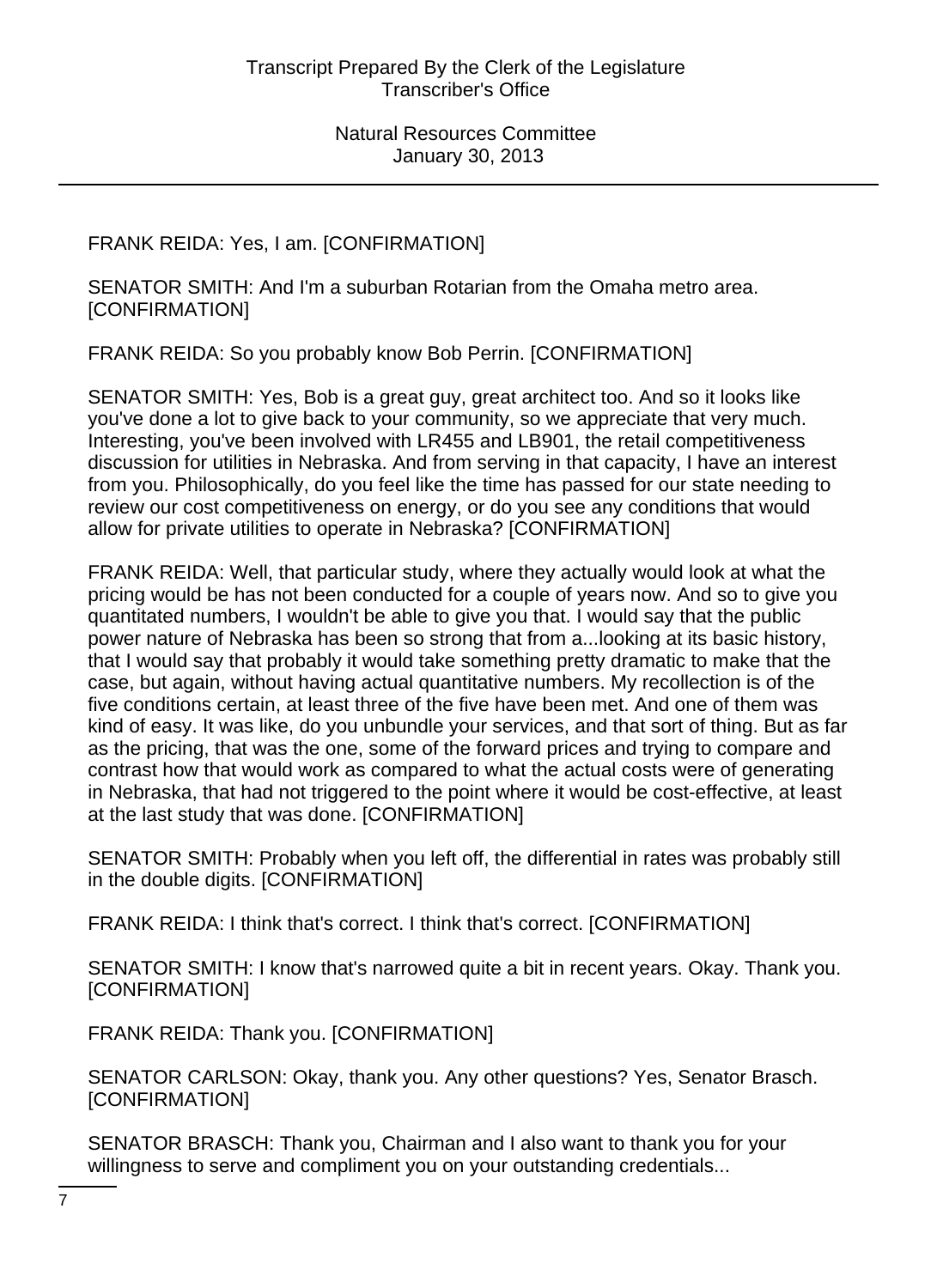FRANK REIDA: Yes, I am. [CONFIRMATION]

SENATOR SMITH: And I'm a suburban Rotarian from the Omaha metro area. [CONFIRMATION]

FRANK REIDA: So you probably know Bob Perrin. [CONFIRMATION]

SENATOR SMITH: Yes, Bob is a great guy, great architect too. And so it looks like you've done a lot to give back to your community, so we appreciate that very much. Interesting, you've been involved with LR455 and LB901, the retail competitiveness discussion for utilities in Nebraska. And from serving in that capacity, I have an interest from you. Philosophically, do you feel like the time has passed for our state needing to review our cost competitiveness on energy, or do you see any conditions that would allow for private utilities to operate in Nebraska? [CONFIRMATION]

FRANK REIDA: Well, that particular study, where they actually would look at what the pricing would be has not been conducted for a couple of years now. And so to give you quantitated numbers, I wouldn't be able to give you that. I would say that the public power nature of Nebraska has been so strong that from a...looking at its basic history, that I would say that probably it would take something pretty dramatic to make that the case, but again, without having actual quantitative numbers. My recollection is of the five conditions certain, at least three of the five have been met. And one of them was kind of easy. It was like, do you unbundle your services, and that sort of thing. But as far as the pricing, that was the one, some of the forward prices and trying to compare and contrast how that would work as compared to what the actual costs were of generating in Nebraska, that had not triggered to the point where it would be cost-effective, at least at the last study that was done. [CONFIRMATION]

SENATOR SMITH: Probably when you left off, the differential in rates was probably still in the double digits. [CONFIRMATION]

FRANK REIDA: I think that's correct. I think that's correct. [CONFIRMATION]

SENATOR SMITH: I know that's narrowed quite a bit in recent years. Okay. Thank you. [CONFIRMATION]

FRANK REIDA: Thank you. [CONFIRMATION]

SENATOR CARLSON: Okay, thank you. Any other questions? Yes, Senator Brasch. [CONFIRMATION]

SENATOR BRASCH: Thank you, Chairman and I also want to thank you for your willingness to serve and compliment you on your outstanding credentials...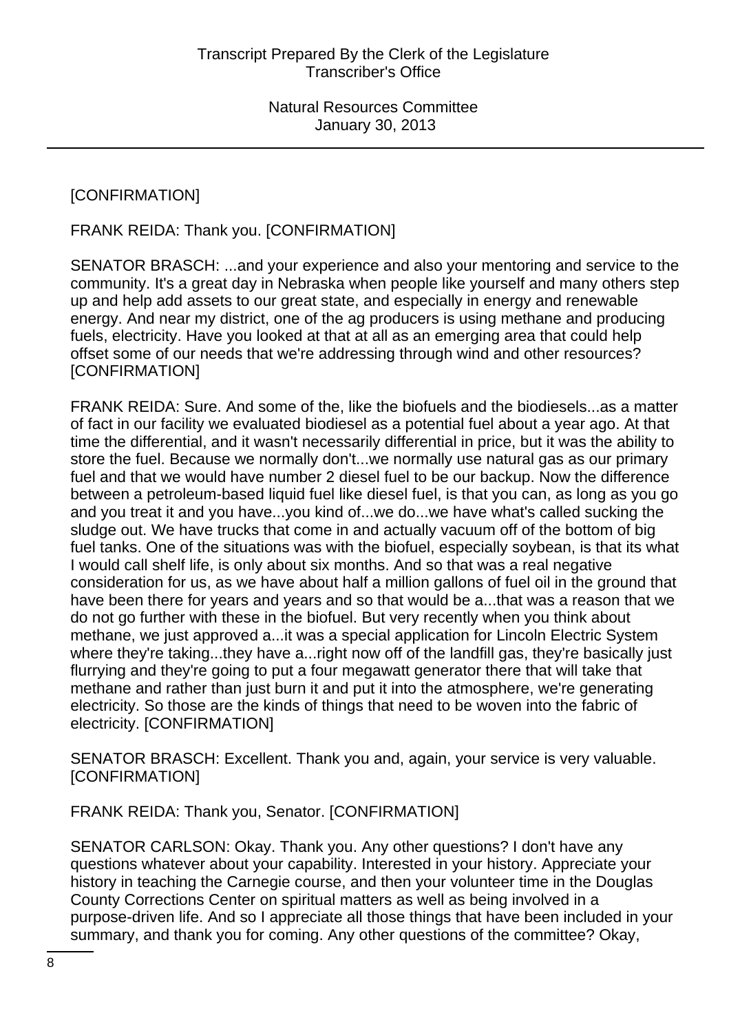[CONFIRMATION]

FRANK REIDA: Thank you. [CONFIRMATION]

SENATOR BRASCH: ...and your experience and also your mentoring and service to the community. It's a great day in Nebraska when people like yourself and many others step up and help add assets to our great state, and especially in energy and renewable energy. And near my district, one of the ag producers is using methane and producing fuels, electricity. Have you looked at that at all as an emerging area that could help offset some of our needs that we're addressing through wind and other resources? [CONFIRMATION]

FRANK REIDA: Sure. And some of the, like the biofuels and the biodiesels...as a matter of fact in our facility we evaluated biodiesel as a potential fuel about a year ago. At that time the differential, and it wasn't necessarily differential in price, but it was the ability to store the fuel. Because we normally don't...we normally use natural gas as our primary fuel and that we would have number 2 diesel fuel to be our backup. Now the difference between a petroleum-based liquid fuel like diesel fuel, is that you can, as long as you go and you treat it and you have...you kind of...we do...we have what's called sucking the sludge out. We have trucks that come in and actually vacuum off of the bottom of big fuel tanks. One of the situations was with the biofuel, especially soybean, is that its what I would call shelf life, is only about six months. And so that was a real negative consideration for us, as we have about half a million gallons of fuel oil in the ground that have been there for years and years and so that would be a...that was a reason that we do not go further with these in the biofuel. But very recently when you think about methane, we just approved a...it was a special application for Lincoln Electric System where they're taking...they have a...right now off of the landfill gas, they're basically just flurrying and they're going to put a four megawatt generator there that will take that methane and rather than just burn it and put it into the atmosphere, we're generating electricity. So those are the kinds of things that need to be woven into the fabric of electricity. [CONFIRMATION]

SENATOR BRASCH: Excellent. Thank you and, again, your service is very valuable. [CONFIRMATION]

FRANK REIDA: Thank you, Senator. [CONFIRMATION]

SENATOR CARLSON: Okay. Thank you. Any other questions? I don't have any questions whatever about your capability. Interested in your history. Appreciate your history in teaching the Carnegie course, and then your volunteer time in the Douglas County Corrections Center on spiritual matters as well as being involved in a purpose-driven life. And so I appreciate all those things that have been included in your summary, and thank you for coming. Any other questions of the committee? Okay,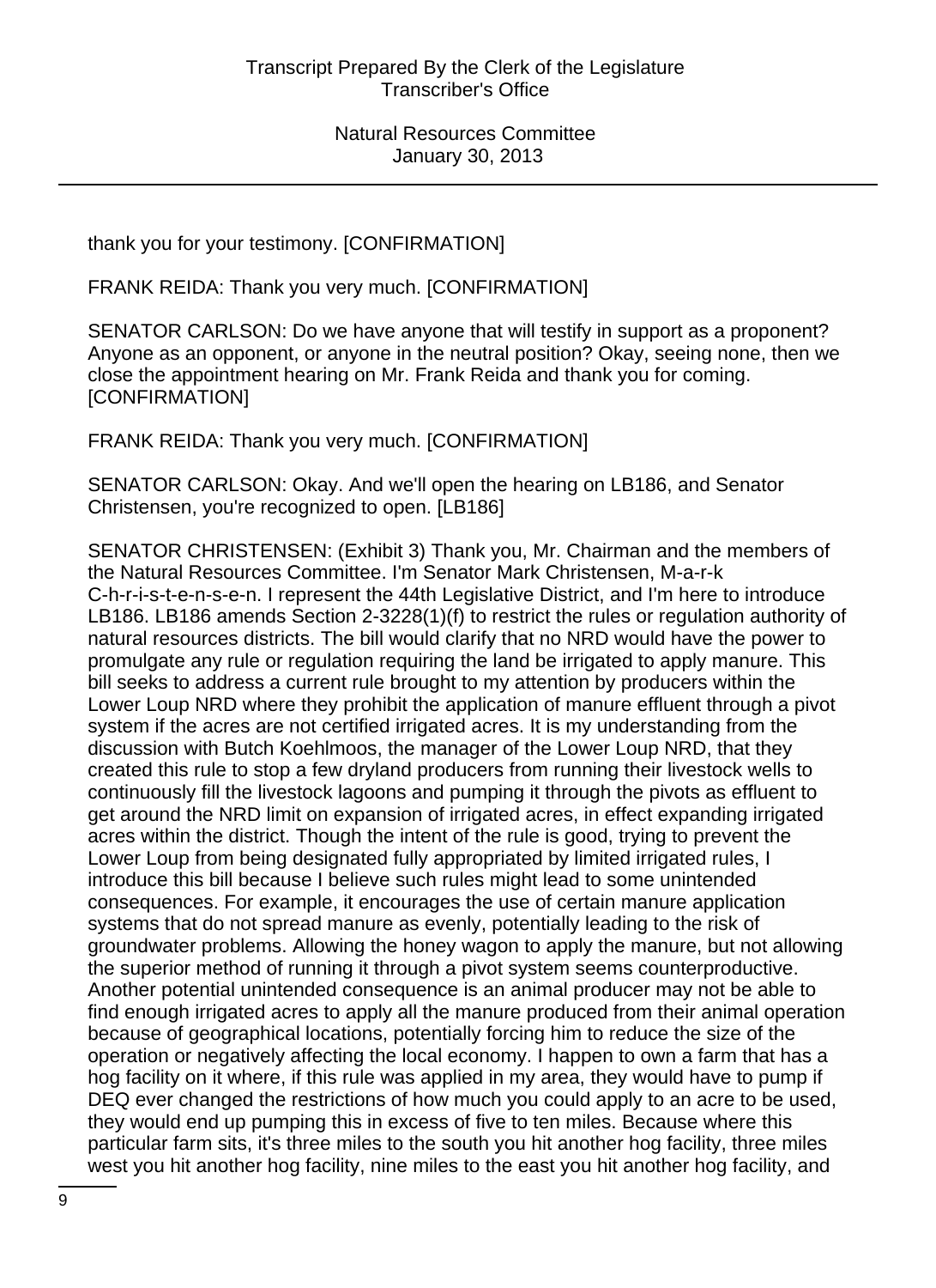thank you for your testimony. [CONFIRMATION]

FRANK REIDA: Thank you very much. [CONFIRMATION]

SENATOR CARLSON: Do we have anyone that will testify in support as a proponent? Anyone as an opponent, or anyone in the neutral position? Okay, seeing none, then we close the appointment hearing on Mr. Frank Reida and thank you for coming. [CONFIRMATION]

FRANK REIDA: Thank you very much. [CONFIRMATION]

SENATOR CARLSON: Okay. And we'll open the hearing on LB186, and Senator Christensen, you're recognized to open. [LB186]

SENATOR CHRISTENSEN: (Exhibit 3) Thank you, Mr. Chairman and the members of the Natural Resources Committee. I'm Senator Mark Christensen, M-a-r-k C-h-r-i-s-t-e-n-s-e-n. I represent the 44th Legislative District, and I'm here to introduce LB186. LB186 amends Section 2-3228(1)(f) to restrict the rules or regulation authority of natural resources districts. The bill would clarify that no NRD would have the power to promulgate any rule or regulation requiring the land be irrigated to apply manure. This bill seeks to address a current rule brought to my attention by producers within the Lower Loup NRD where they prohibit the application of manure effluent through a pivot system if the acres are not certified irrigated acres. It is my understanding from the discussion with Butch Koehlmoos, the manager of the Lower Loup NRD, that they created this rule to stop a few dryland producers from running their livestock wells to continuously fill the livestock lagoons and pumping it through the pivots as effluent to get around the NRD limit on expansion of irrigated acres, in effect expanding irrigated acres within the district. Though the intent of the rule is good, trying to prevent the Lower Loup from being designated fully appropriated by limited irrigated rules, I introduce this bill because I believe such rules might lead to some unintended consequences. For example, it encourages the use of certain manure application systems that do not spread manure as evenly, potentially leading to the risk of groundwater problems. Allowing the honey wagon to apply the manure, but not allowing the superior method of running it through a pivot system seems counterproductive. Another potential unintended consequence is an animal producer may not be able to find enough irrigated acres to apply all the manure produced from their animal operation because of geographical locations, potentially forcing him to reduce the size of the operation or negatively affecting the local economy. I happen to own a farm that has a hog facility on it where, if this rule was applied in my area, they would have to pump if DEQ ever changed the restrictions of how much you could apply to an acre to be used, they would end up pumping this in excess of five to ten miles. Because where this particular farm sits, it's three miles to the south you hit another hog facility, three miles west you hit another hog facility, nine miles to the east you hit another hog facility, and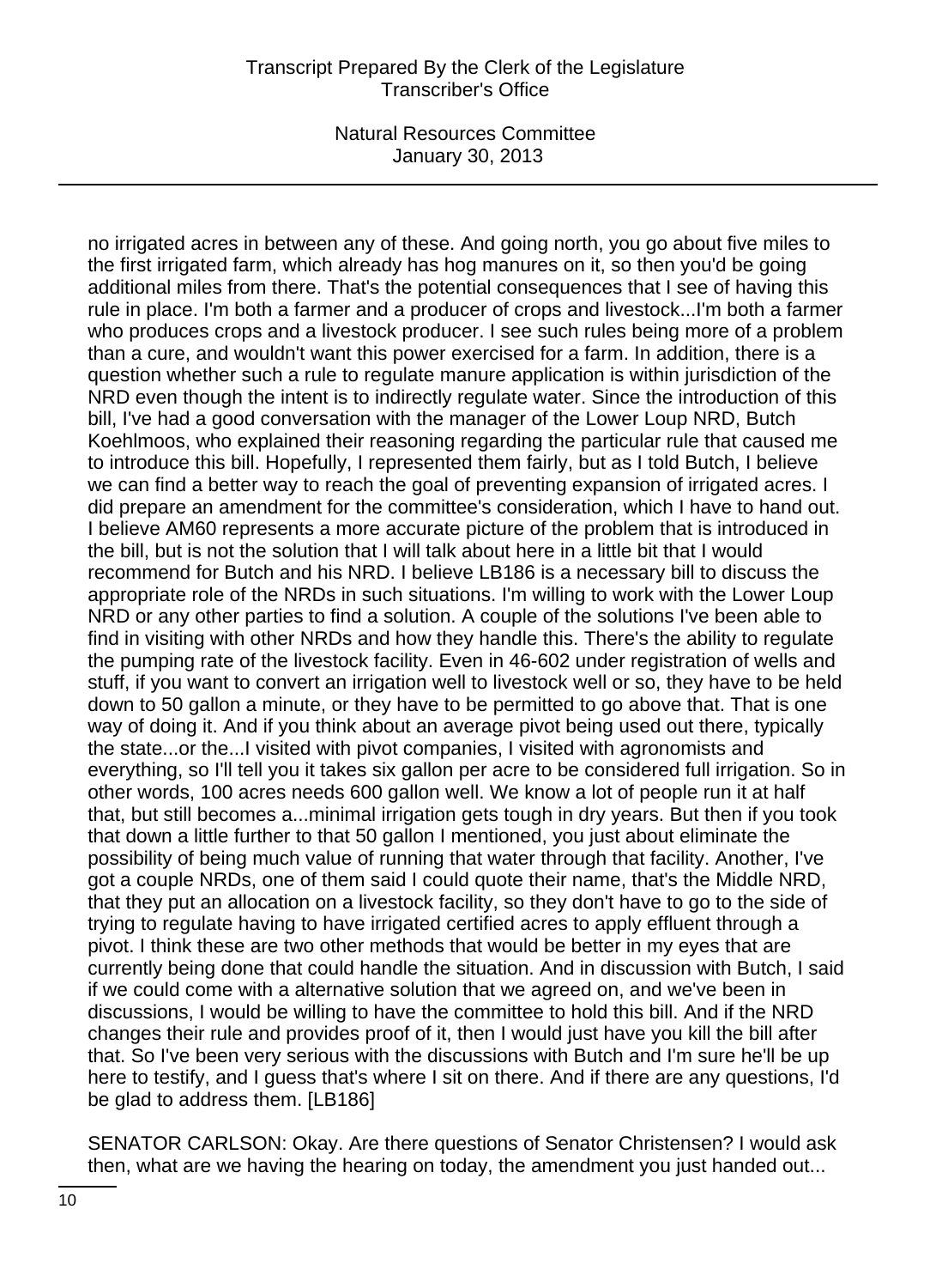no irrigated acres in between any of these. And going north, you go about five miles to the first irrigated farm, which already has hog manures on it, so then you'd be going additional miles from there. That's the potential consequences that I see of having this rule in place. I'm both a farmer and a producer of crops and livestock...I'm both a farmer who produces crops and a livestock producer. I see such rules being more of a problem than a cure, and wouldn't want this power exercised for a farm. In addition, there is a question whether such a rule to regulate manure application is within jurisdiction of the NRD even though the intent is to indirectly regulate water. Since the introduction of this bill, I've had a good conversation with the manager of the Lower Loup NRD, Butch Koehlmoos, who explained their reasoning regarding the particular rule that caused me to introduce this bill. Hopefully, I represented them fairly, but as I told Butch, I believe we can find a better way to reach the goal of preventing expansion of irrigated acres. I did prepare an amendment for the committee's consideration, which I have to hand out. I believe AM60 represents a more accurate picture of the problem that is introduced in the bill, but is not the solution that I will talk about here in a little bit that I would recommend for Butch and his NRD. I believe LB186 is a necessary bill to discuss the appropriate role of the NRDs in such situations. I'm willing to work with the Lower Loup NRD or any other parties to find a solution. A couple of the solutions I've been able to find in visiting with other NRDs and how they handle this. There's the ability to regulate the pumping rate of the livestock facility. Even in 46-602 under registration of wells and stuff, if you want to convert an irrigation well to livestock well or so, they have to be held down to 50 gallon a minute, or they have to be permitted to go above that. That is one way of doing it. And if you think about an average pivot being used out there, typically the state...or the...I visited with pivot companies, I visited with agronomists and everything, so I'll tell you it takes six gallon per acre to be considered full irrigation. So in other words, 100 acres needs 600 gallon well. We know a lot of people run it at half that, but still becomes a...minimal irrigation gets tough in dry years. But then if you took that down a little further to that 50 gallon I mentioned, you just about eliminate the possibility of being much value of running that water through that facility. Another, I've got a couple NRDs, one of them said I could quote their name, that's the Middle NRD, that they put an allocation on a livestock facility, so they don't have to go to the side of trying to regulate having to have irrigated certified acres to apply effluent through a pivot. I think these are two other methods that would be better in my eyes that are currently being done that could handle the situation. And in discussion with Butch, I said if we could come with a alternative solution that we agreed on, and we've been in discussions, I would be willing to have the committee to hold this bill. And if the NRD changes their rule and provides proof of it, then I would just have you kill the bill after that. So I've been very serious with the discussions with Butch and I'm sure he'll be up here to testify, and I guess that's where I sit on there. And if there are any questions, I'd be glad to address them. [LB186]

SENATOR CARLSON: Okay. Are there questions of Senator Christensen? I would ask then, what are we having the hearing on today, the amendment you just handed out...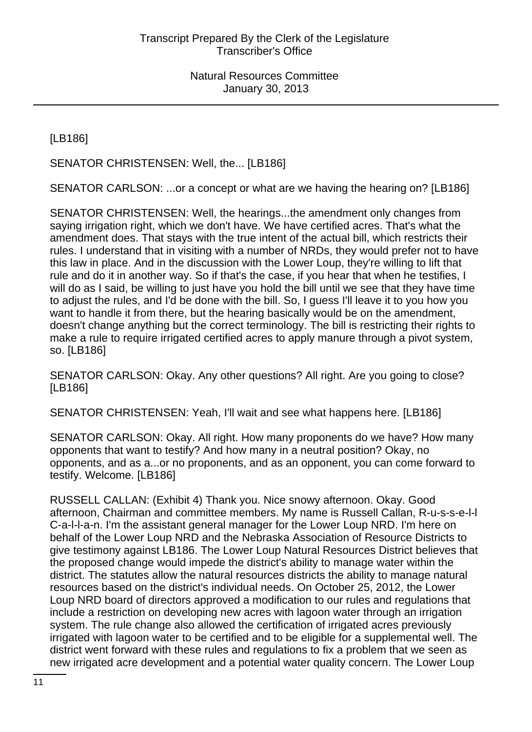[LB186]

SENATOR CHRISTENSEN: Well, the... [LB186]

SENATOR CARLSON: ...or a concept or what are we having the hearing on? [LB186]

SENATOR CHRISTENSEN: Well, the hearings...the amendment only changes from saying irrigation right, which we don't have. We have certified acres. That's what the amendment does. That stays with the true intent of the actual bill, which restricts their rules. I understand that in visiting with a number of NRDs, they would prefer not to have this law in place. And in the discussion with the Lower Loup, they're willing to lift that rule and do it in another way. So if that's the case, if you hear that when he testifies, I will do as I said, be willing to just have you hold the bill until we see that they have time to adjust the rules, and I'd be done with the bill. So, I guess I'll leave it to you how you want to handle it from there, but the hearing basically would be on the amendment, doesn't change anything but the correct terminology. The bill is restricting their rights to make a rule to require irrigated certified acres to apply manure through a pivot system, so. [LB186]

SENATOR CARLSON: Okay. Any other questions? All right. Are you going to close? [LB186]

SENATOR CHRISTENSEN: Yeah, I'll wait and see what happens here. [LB186]

SENATOR CARLSON: Okay. All right. How many proponents do we have? How many opponents that want to testify? And how many in a neutral position? Okay, no opponents, and as a...or no proponents, and as an opponent, you can come forward to testify. Welcome. [LB186]

RUSSELL CALLAN: (Exhibit 4) Thank you. Nice snowy afternoon. Okay. Good afternoon, Chairman and committee members. My name is Russell Callan, R-u-s-s-e-l-l C-a-l-l-a-n. I'm the assistant general manager for the Lower Loup NRD. I'm here on behalf of the Lower Loup NRD and the Nebraska Association of Resource Districts to give testimony against LB186. The Lower Loup Natural Resources District believes that the proposed change would impede the district's ability to manage water within the district. The statutes allow the natural resources districts the ability to manage natural resources based on the district's individual needs. On October 25, 2012, the Lower Loup NRD board of directors approved a modification to our rules and regulations that include a restriction on developing new acres with lagoon water through an irrigation system. The rule change also allowed the certification of irrigated acres previously irrigated with lagoon water to be certified and to be eligible for a supplemental well. The district went forward with these rules and regulations to fix a problem that we seen as new irrigated acre development and a potential water quality concern. The Lower Loup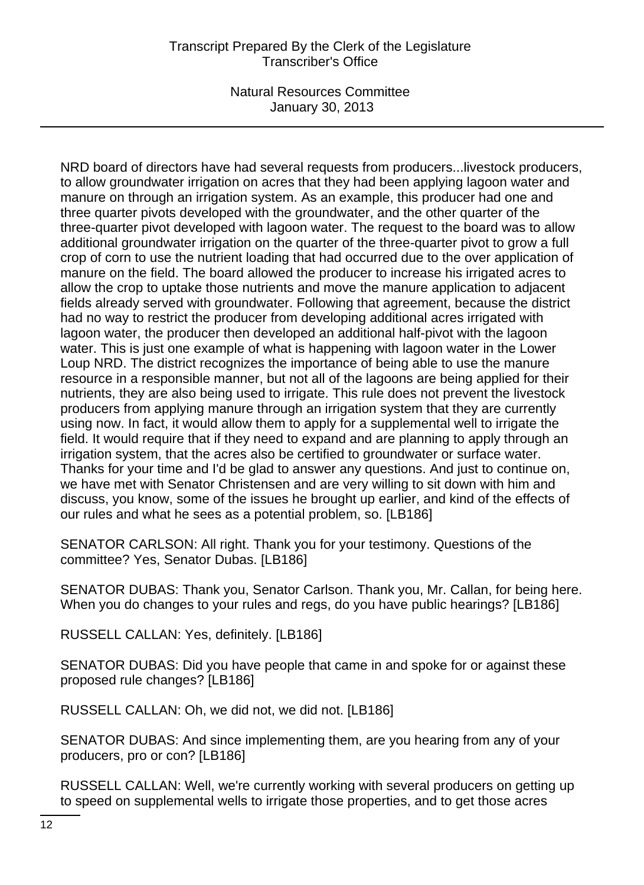NRD board of directors have had several requests from producers...livestock producers, to allow groundwater irrigation on acres that they had been applying lagoon water and manure on through an irrigation system. As an example, this producer had one and three quarter pivots developed with the groundwater, and the other quarter of the three-quarter pivot developed with lagoon water. The request to the board was to allow additional groundwater irrigation on the quarter of the three-quarter pivot to grow a full crop of corn to use the nutrient loading that had occurred due to the over application of manure on the field. The board allowed the producer to increase his irrigated acres to allow the crop to uptake those nutrients and move the manure application to adjacent fields already served with groundwater. Following that agreement, because the district had no way to restrict the producer from developing additional acres irrigated with lagoon water, the producer then developed an additional half-pivot with the lagoon water. This is just one example of what is happening with lagoon water in the Lower Loup NRD. The district recognizes the importance of being able to use the manure resource in a responsible manner, but not all of the lagoons are being applied for their nutrients, they are also being used to irrigate. This rule does not prevent the livestock producers from applying manure through an irrigation system that they are currently using now. In fact, it would allow them to apply for a supplemental well to irrigate the field. It would require that if they need to expand and are planning to apply through an irrigation system, that the acres also be certified to groundwater or surface water. Thanks for your time and I'd be glad to answer any questions. And just to continue on, we have met with Senator Christensen and are very willing to sit down with him and discuss, you know, some of the issues he brought up earlier, and kind of the effects of our rules and what he sees as a potential problem, so. [LB186]

SENATOR CARLSON: All right. Thank you for your testimony. Questions of the committee? Yes, Senator Dubas. [LB186]

SENATOR DUBAS: Thank you, Senator Carlson. Thank you, Mr. Callan, for being here. When you do changes to your rules and regs, do you have public hearings? [LB186]

RUSSELL CALLAN: Yes, definitely. [LB186]

SENATOR DUBAS: Did you have people that came in and spoke for or against these proposed rule changes? [LB186]

RUSSELL CALLAN: Oh, we did not, we did not. [LB186]

SENATOR DUBAS: And since implementing them, are you hearing from any of your producers, pro or con? [LB186]

RUSSELL CALLAN: Well, we're currently working with several producers on getting up to speed on supplemental wells to irrigate those properties, and to get those acres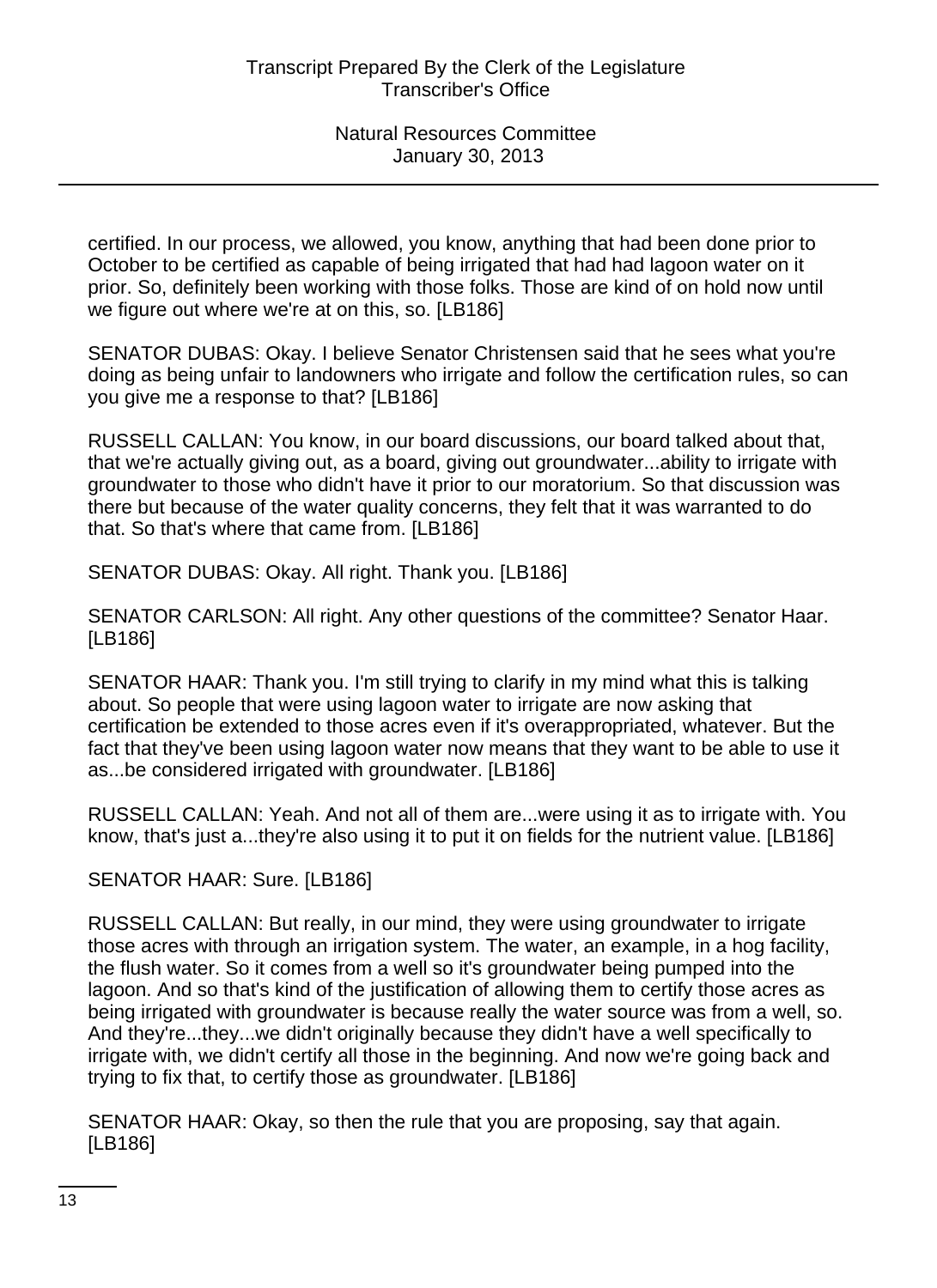certified. In our process, we allowed, you know, anything that had been done prior to October to be certified as capable of being irrigated that had had lagoon water on it prior. So, definitely been working with those folks. Those are kind of on hold now until we figure out where we're at on this, so. [LB186]

SENATOR DUBAS: Okay. I believe Senator Christensen said that he sees what you're doing as being unfair to landowners who irrigate and follow the certification rules, so can you give me a response to that? [LB186]

RUSSELL CALLAN: You know, in our board discussions, our board talked about that, that we're actually giving out, as a board, giving out groundwater...ability to irrigate with groundwater to those who didn't have it prior to our moratorium. So that discussion was there but because of the water quality concerns, they felt that it was warranted to do that. So that's where that came from. [LB186]

SENATOR DUBAS: Okay. All right. Thank you. [LB186]

SENATOR CARLSON: All right. Any other questions of the committee? Senator Haar. [LB186]

SENATOR HAAR: Thank you. I'm still trying to clarify in my mind what this is talking about. So people that were using lagoon water to irrigate are now asking that certification be extended to those acres even if it's overappropriated, whatever. But the fact that they've been using lagoon water now means that they want to be able to use it as...be considered irrigated with groundwater. [LB186]

RUSSELL CALLAN: Yeah. And not all of them are...were using it as to irrigate with. You know, that's just a...they're also using it to put it on fields for the nutrient value. [LB186]

SENATOR HAAR: Sure. [LB186]

RUSSELL CALLAN: But really, in our mind, they were using groundwater to irrigate those acres with through an irrigation system. The water, an example, in a hog facility, the flush water. So it comes from a well so it's groundwater being pumped into the lagoon. And so that's kind of the justification of allowing them to certify those acres as being irrigated with groundwater is because really the water source was from a well, so. And they're...they...we didn't originally because they didn't have a well specifically to irrigate with, we didn't certify all those in the beginning. And now we're going back and trying to fix that, to certify those as groundwater. [LB186]

SENATOR HAAR: Okay, so then the rule that you are proposing, say that again. [LB186]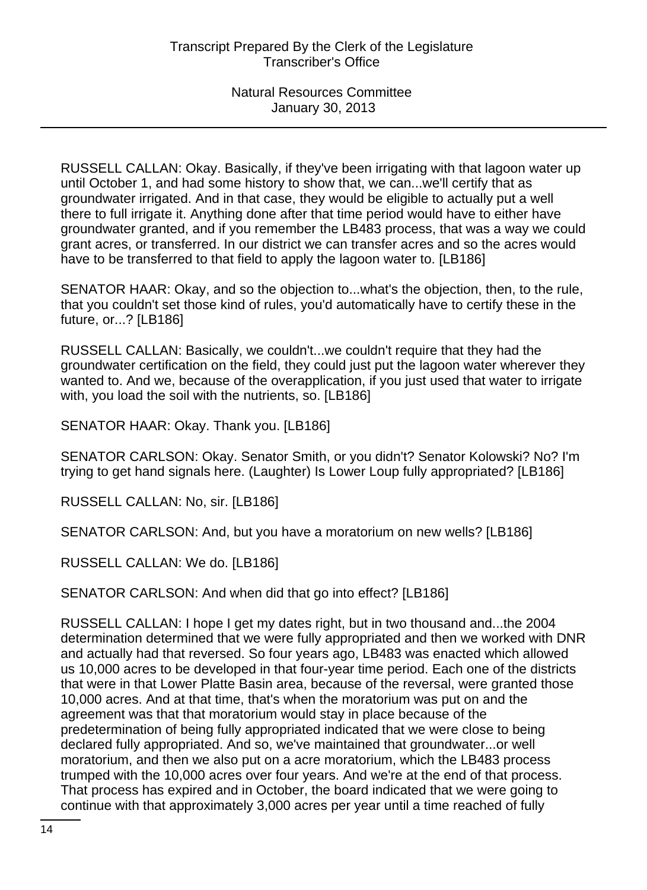RUSSELL CALLAN: Okay. Basically, if they've been irrigating with that lagoon water up until October 1, and had some history to show that, we can...we'll certify that as groundwater irrigated. And in that case, they would be eligible to actually put a well there to full irrigate it. Anything done after that time period would have to either have groundwater granted, and if you remember the LB483 process, that was a way we could grant acres, or transferred. In our district we can transfer acres and so the acres would have to be transferred to that field to apply the lagoon water to. [LB186]

SENATOR HAAR: Okay, and so the objection to...what's the objection, then, to the rule, that you couldn't set those kind of rules, you'd automatically have to certify these in the future, or...? [LB186]

RUSSELL CALLAN: Basically, we couldn't...we couldn't require that they had the groundwater certification on the field, they could just put the lagoon water wherever they wanted to. And we, because of the overapplication, if you just used that water to irrigate with, you load the soil with the nutrients, so. [LB186]

SENATOR HAAR: Okay. Thank you. [LB186]

SENATOR CARLSON: Okay. Senator Smith, or you didn't? Senator Kolowski? No? I'm trying to get hand signals here. (Laughter) Is Lower Loup fully appropriated? [LB186]

RUSSELL CALLAN: No, sir. [LB186]

SENATOR CARLSON: And, but you have a moratorium on new wells? [LB186]

RUSSELL CALLAN: We do. [LB186]

SENATOR CARLSON: And when did that go into effect? [LB186]

RUSSELL CALLAN: I hope I get my dates right, but in two thousand and...the 2004 determination determined that we were fully appropriated and then we worked with DNR and actually had that reversed. So four years ago, LB483 was enacted which allowed us 10,000 acres to be developed in that four-year time period. Each one of the districts that were in that Lower Platte Basin area, because of the reversal, were granted those 10,000 acres. And at that time, that's when the moratorium was put on and the agreement was that that moratorium would stay in place because of the predetermination of being fully appropriated indicated that we were close to being declared fully appropriated. And so, we've maintained that groundwater...or well moratorium, and then we also put on a acre moratorium, which the LB483 process trumped with the 10,000 acres over four years. And we're at the end of that process. That process has expired and in October, the board indicated that we were going to continue with that approximately 3,000 acres per year until a time reached of fully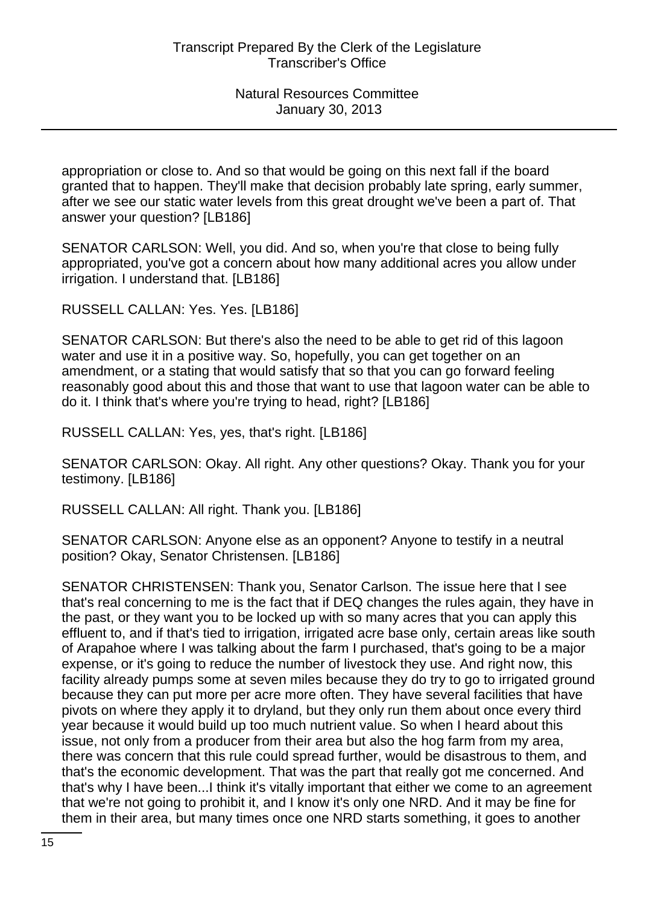appropriation or close to. And so that would be going on this next fall if the board granted that to happen. They'll make that decision probably late spring, early summer, after we see our static water levels from this great drought we've been a part of. That answer your question? [LB186]

SENATOR CARLSON: Well, you did. And so, when you're that close to being fully appropriated, you've got a concern about how many additional acres you allow under irrigation. I understand that. [LB186]

RUSSELL CALLAN: Yes. Yes. [LB186]

SENATOR CARLSON: But there's also the need to be able to get rid of this lagoon water and use it in a positive way. So, hopefully, you can get together on an amendment, or a stating that would satisfy that so that you can go forward feeling reasonably good about this and those that want to use that lagoon water can be able to do it. I think that's where you're trying to head, right? [LB186]

RUSSELL CALLAN: Yes, yes, that's right. [LB186]

SENATOR CARLSON: Okay. All right. Any other questions? Okay. Thank you for your testimony. [LB186]

RUSSELL CALLAN: All right. Thank you. [LB186]

SENATOR CARLSON: Anyone else as an opponent? Anyone to testify in a neutral position? Okay, Senator Christensen. [LB186]

SENATOR CHRISTENSEN: Thank you, Senator Carlson. The issue here that I see that's real concerning to me is the fact that if DEQ changes the rules again, they have in the past, or they want you to be locked up with so many acres that you can apply this effluent to, and if that's tied to irrigation, irrigated acre base only, certain areas like south of Arapahoe where I was talking about the farm I purchased, that's going to be a major expense, or it's going to reduce the number of livestock they use. And right now, this facility already pumps some at seven miles because they do try to go to irrigated ground because they can put more per acre more often. They have several facilities that have pivots on where they apply it to dryland, but they only run them about once every third year because it would build up too much nutrient value. So when I heard about this issue, not only from a producer from their area but also the hog farm from my area, there was concern that this rule could spread further, would be disastrous to them, and that's the economic development. That was the part that really got me concerned. And that's why I have been...I think it's vitally important that either we come to an agreement that we're not going to prohibit it, and I know it's only one NRD. And it may be fine for them in their area, but many times once one NRD starts something, it goes to another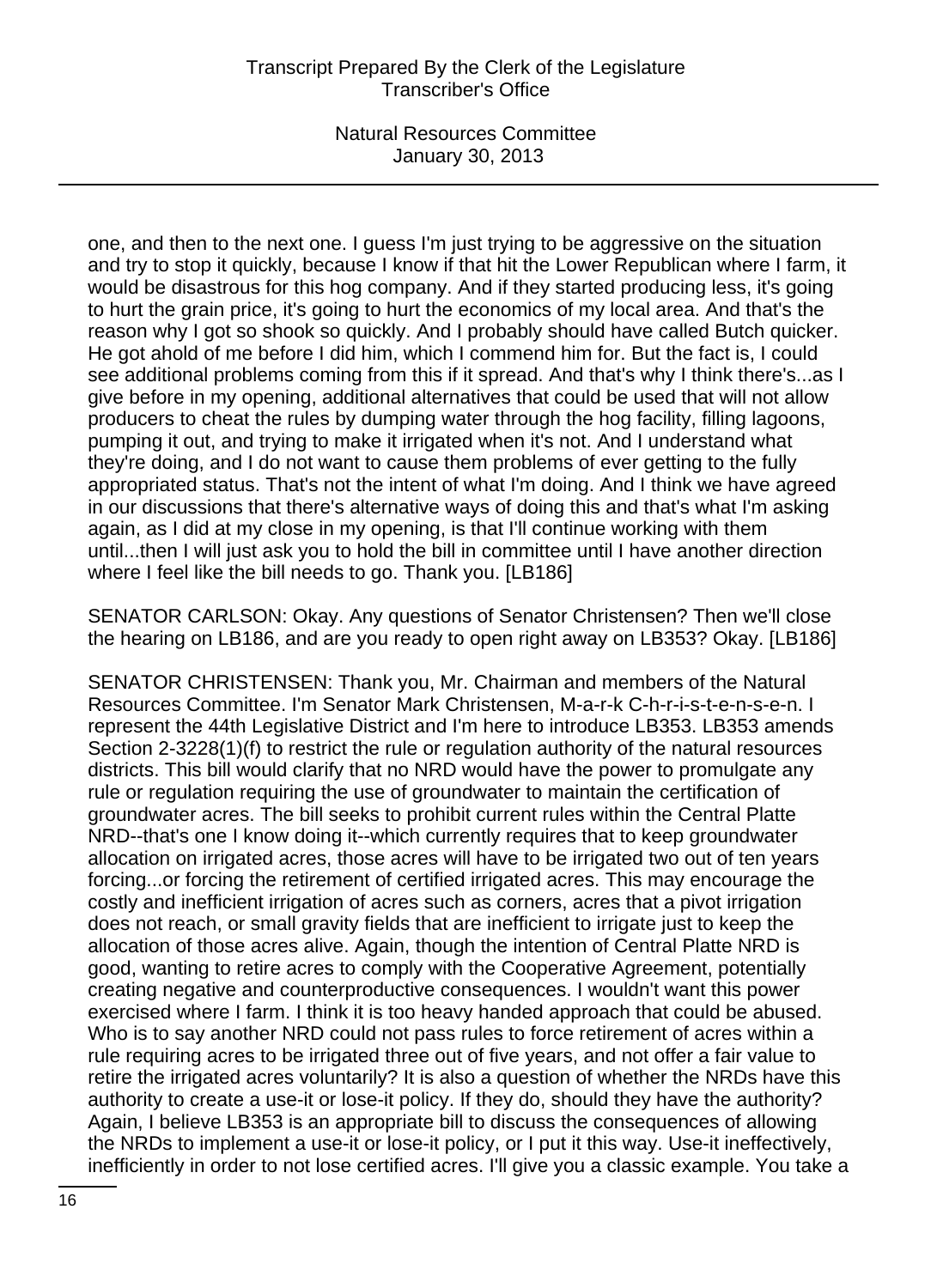one, and then to the next one. I guess I'm just trying to be aggressive on the situation and try to stop it quickly, because I know if that hit the Lower Republican where I farm, it would be disastrous for this hog company. And if they started producing less, it's going to hurt the grain price, it's going to hurt the economics of my local area. And that's the reason why I got so shook so quickly. And I probably should have called Butch quicker. He got ahold of me before I did him, which I commend him for. But the fact is, I could see additional problems coming from this if it spread. And that's why I think there's...as I give before in my opening, additional alternatives that could be used that will not allow producers to cheat the rules by dumping water through the hog facility, filling lagoons, pumping it out, and trying to make it irrigated when it's not. And I understand what they're doing, and I do not want to cause them problems of ever getting to the fully appropriated status. That's not the intent of what I'm doing. And I think we have agreed in our discussions that there's alternative ways of doing this and that's what I'm asking again, as I did at my close in my opening, is that I'll continue working with them until...then I will just ask you to hold the bill in committee until I have another direction where I feel like the bill needs to go. Thank you. [LB186]

SENATOR CARLSON: Okay. Any questions of Senator Christensen? Then we'll close the hearing on LB186, and are you ready to open right away on LB353? Okay. [LB186]

SENATOR CHRISTENSEN: Thank you, Mr. Chairman and members of the Natural Resources Committee. I'm Senator Mark Christensen, M-a-r-k C-h-r-i-s-t-e-n-s-e-n. I represent the 44th Legislative District and I'm here to introduce LB353. LB353 amends Section 2-3228(1)(f) to restrict the rule or regulation authority of the natural resources districts. This bill would clarify that no NRD would have the power to promulgate any rule or regulation requiring the use of groundwater to maintain the certification of groundwater acres. The bill seeks to prohibit current rules within the Central Platte NRD--that's one I know doing it--which currently requires that to keep groundwater allocation on irrigated acres, those acres will have to be irrigated two out of ten years forcing...or forcing the retirement of certified irrigated acres. This may encourage the costly and inefficient irrigation of acres such as corners, acres that a pivot irrigation does not reach, or small gravity fields that are inefficient to irrigate just to keep the allocation of those acres alive. Again, though the intention of Central Platte NRD is good, wanting to retire acres to comply with the Cooperative Agreement, potentially creating negative and counterproductive consequences. I wouldn't want this power exercised where I farm. I think it is too heavy handed approach that could be abused. Who is to say another NRD could not pass rules to force retirement of acres within a rule requiring acres to be irrigated three out of five years, and not offer a fair value to retire the irrigated acres voluntarily? It is also a question of whether the NRDs have this authority to create a use-it or lose-it policy. If they do, should they have the authority? Again, I believe LB353 is an appropriate bill to discuss the consequences of allowing the NRDs to implement a use-it or lose-it policy, or I put it this way. Use-it ineffectively, inefficiently in order to not lose certified acres. I'll give you a classic example. You take a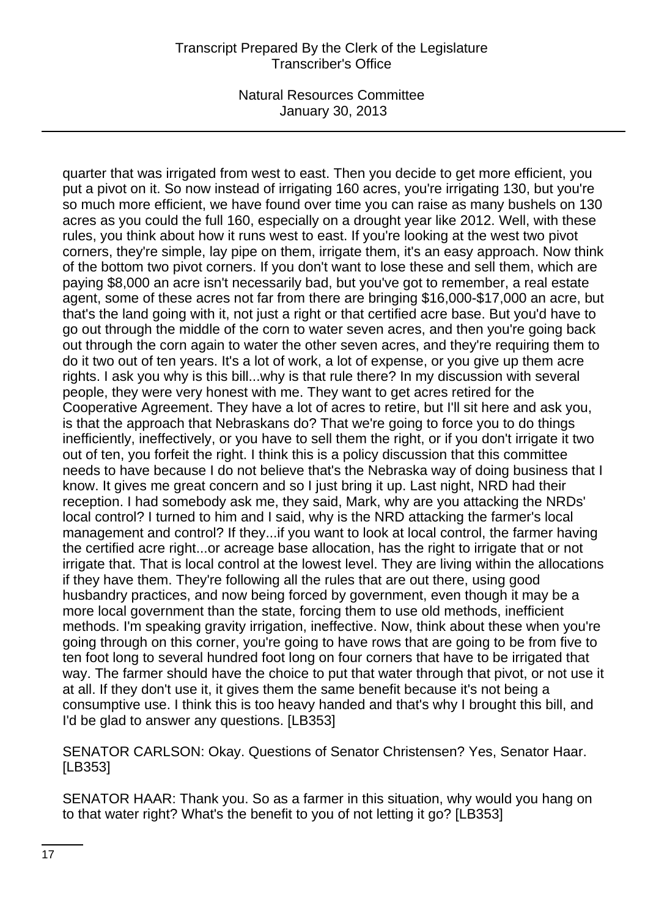quarter that was irrigated from west to east. Then you decide to get more efficient, you put a pivot on it. So now instead of irrigating 160 acres, you're irrigating 130, but you're so much more efficient, we have found over time you can raise as many bushels on 130 acres as you could the full 160, especially on a drought year like 2012. Well, with these rules, you think about how it runs west to east. If you're looking at the west two pivot corners, they're simple, lay pipe on them, irrigate them, it's an easy approach. Now think of the bottom two pivot corners. If you don't want to lose these and sell them, which are paying $8,000 an acre isn't necessarily bad, but you've got to remember, a real estate agent, some of these acres not far from there are bringing $16,000-$17,000 an acre, but that's the land going with it, not just a right or that certified acre base. But you'd have to go out through the middle of the corn to water seven acres, and then you're going back out through the corn again to water the other seven acres, and they're requiring them to do it two out of ten years. It's a lot of work, a lot of expense, or you give up them acre rights. I ask you why is this bill...why is that rule there? In my discussion with several people, they were very honest with me. They want to get acres retired for the Cooperative Agreement. They have a lot of acres to retire, but I'll sit here and ask you, is that the approach that Nebraskans do? That we're going to force you to do things inefficiently, ineffectively, or you have to sell them the right, or if you don't irrigate it two out of ten, you forfeit the right. I think this is a policy discussion that this committee needs to have because I do not believe that's the Nebraska way of doing business that I know. It gives me great concern and so I just bring it up. Last night, NRD had their reception. I had somebody ask me, they said, Mark, why are you attacking the NRDs' local control? I turned to him and I said, why is the NRD attacking the farmer's local management and control? If they...if you want to look at local control, the farmer having the certified acre right...or acreage base allocation, has the right to irrigate that or not irrigate that. That is local control at the lowest level. They are living within the allocations if they have them. They're following all the rules that are out there, using good husbandry practices, and now being forced by government, even though it may be a more local government than the state, forcing them to use old methods, inefficient methods. I'm speaking gravity irrigation, ineffective. Now, think about these when you're going through on this corner, you're going to have rows that are going to be from five to ten foot long to several hundred foot long on four corners that have to be irrigated that way. The farmer should have the choice to put that water through that pivot, or not use it at all. If they don't use it, it gives them the same benefit because it's not being a consumptive use. I think this is too heavy handed and that's why I brought this bill, and I'd be glad to answer any questions. [LB353]

SENATOR CARLSON: Okay. Questions of Senator Christensen? Yes, Senator Haar. [LB353]

SENATOR HAAR: Thank you. So as a farmer in this situation, why would you hang on to that water right? What's the benefit to you of not letting it go? [LB353]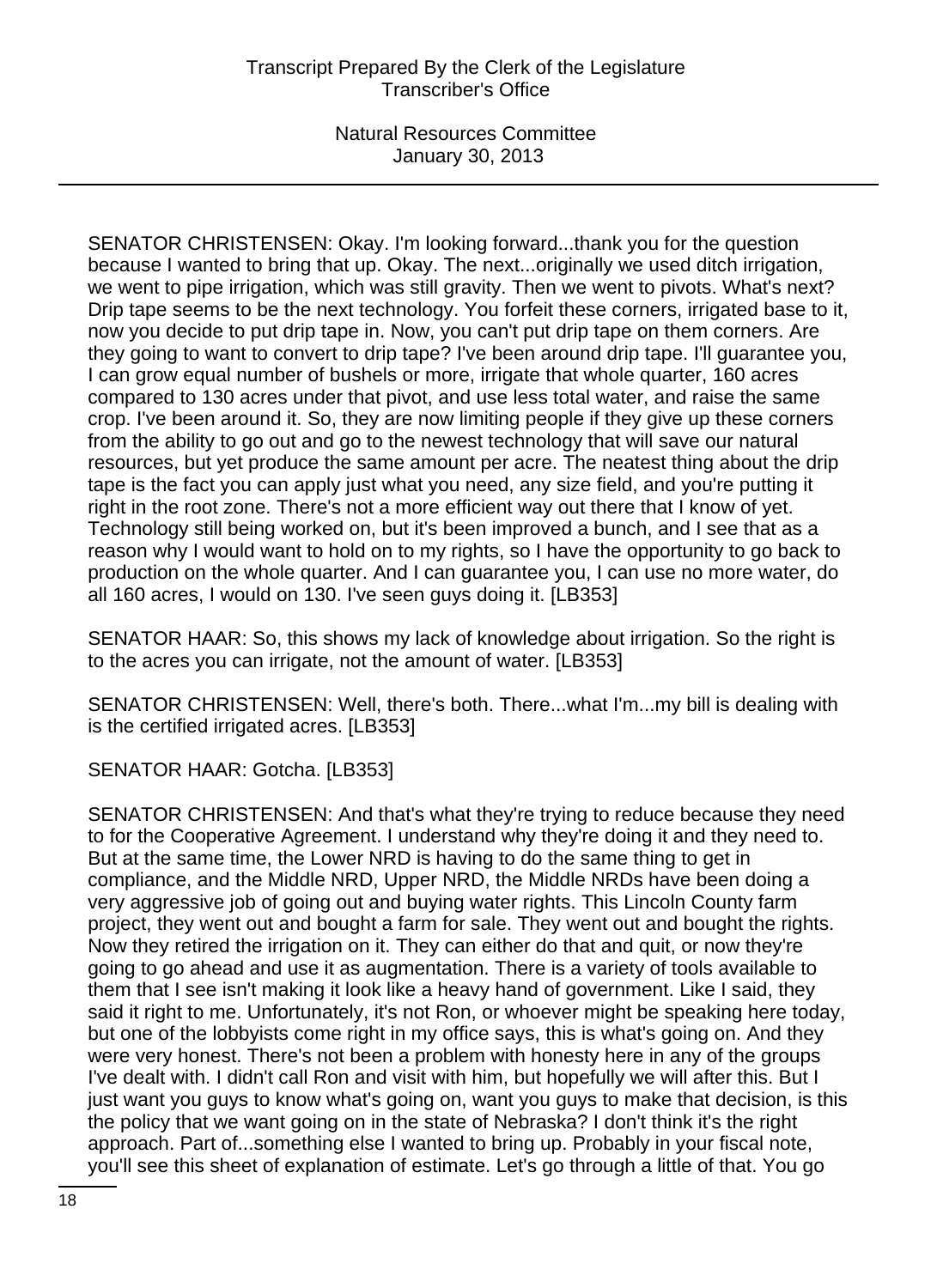SENATOR CHRISTENSEN: Okay. I'm looking forward...thank you for the question because I wanted to bring that up. Okay. The next...originally we used ditch irrigation, we went to pipe irrigation, which was still gravity. Then we went to pivots. What's next? Drip tape seems to be the next technology. You forfeit these corners, irrigated base to it, now you decide to put drip tape in. Now, you can't put drip tape on them corners. Are they going to want to convert to drip tape? I've been around drip tape. I'll guarantee you, I can grow equal number of bushels or more, irrigate that whole quarter, 160 acres compared to 130 acres under that pivot, and use less total water, and raise the same crop. I've been around it. So, they are now limiting people if they give up these corners from the ability to go out and go to the newest technology that will save our natural resources, but yet produce the same amount per acre. The neatest thing about the drip tape is the fact you can apply just what you need, any size field, and you're putting it right in the root zone. There's not a more efficient way out there that I know of yet. Technology still being worked on, but it's been improved a bunch, and I see that as a reason why I would want to hold on to my rights, so I have the opportunity to go back to production on the whole quarter. And I can guarantee you, I can use no more water, do all 160 acres, I would on 130. I've seen guys doing it. [LB353]

SENATOR HAAR: So, this shows my lack of knowledge about irrigation. So the right is to the acres you can irrigate, not the amount of water. [LB353]

SENATOR CHRISTENSEN: Well, there's both. There...what I'm...my bill is dealing with is the certified irrigated acres. [LB353]

SENATOR HAAR: Gotcha. [LB353]

SENATOR CHRISTENSEN: And that's what they're trying to reduce because they need to for the Cooperative Agreement. I understand why they're doing it and they need to. But at the same time, the Lower NRD is having to do the same thing to get in compliance, and the Middle NRD, Upper NRD, the Middle NRDs have been doing a very aggressive job of going out and buying water rights. This Lincoln County farm project, they went out and bought a farm for sale. They went out and bought the rights. Now they retired the irrigation on it. They can either do that and quit, or now they're going to go ahead and use it as augmentation. There is a variety of tools available to them that I see isn't making it look like a heavy hand of government. Like I said, they said it right to me. Unfortunately, it's not Ron, or whoever might be speaking here today, but one of the lobbyists come right in my office says, this is what's going on. And they were very honest. There's not been a problem with honesty here in any of the groups I've dealt with. I didn't call Ron and visit with him, but hopefully we will after this. But I just want you guys to know what's going on, want you guys to make that decision, is this the policy that we want going on in the state of Nebraska? I don't think it's the right approach. Part of...something else I wanted to bring up. Probably in your fiscal note, you'll see this sheet of explanation of estimate. Let's go through a little of that. You go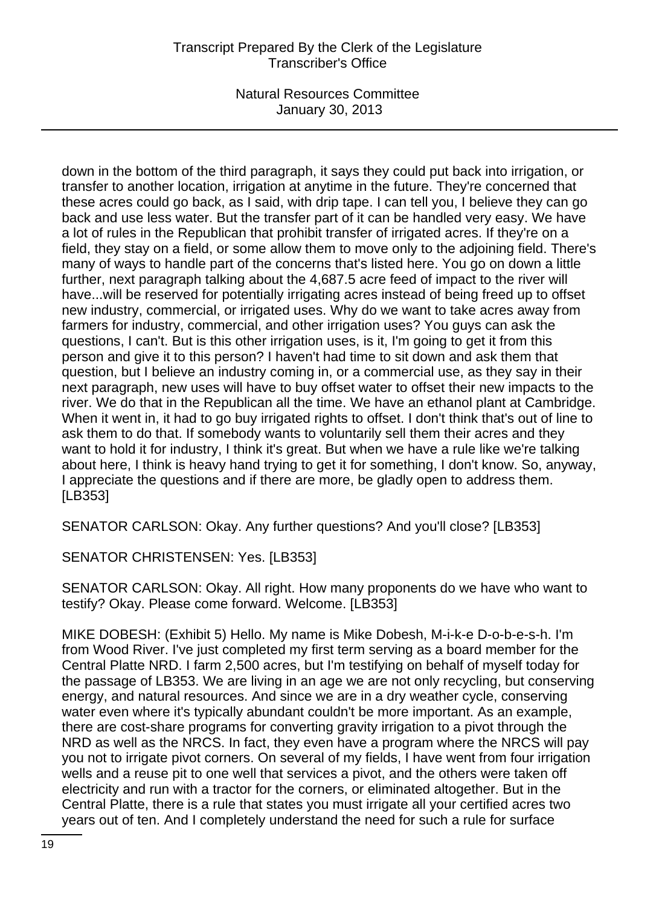down in the bottom of the third paragraph, it says they could put back into irrigation, or transfer to another location, irrigation at anytime in the future. They're concerned that these acres could go back, as I said, with drip tape. I can tell you, I believe they can go back and use less water. But the transfer part of it can be handled very easy. We have a lot of rules in the Republican that prohibit transfer of irrigated acres. If they're on a field, they stay on a field, or some allow them to move only to the adjoining field. There's many of ways to handle part of the concerns that's listed here. You go on down a little further, next paragraph talking about the 4,687.5 acre feed of impact to the river will have...will be reserved for potentially irrigating acres instead of being freed up to offset new industry, commercial, or irrigated uses. Why do we want to take acres away from farmers for industry, commercial, and other irrigation uses? You guys can ask the questions, I can't. But is this other irrigation uses, is it, I'm going to get it from this person and give it to this person? I haven't had time to sit down and ask them that question, but I believe an industry coming in, or a commercial use, as they say in their next paragraph, new uses will have to buy offset water to offset their new impacts to the river. We do that in the Republican all the time. We have an ethanol plant at Cambridge. When it went in, it had to go buy irrigated rights to offset. I don't think that's out of line to ask them to do that. If somebody wants to voluntarily sell them their acres and they want to hold it for industry, I think it's great. But when we have a rule like we're talking about here, I think is heavy hand trying to get it for something, I don't know. So, anyway, I appreciate the questions and if there are more, be gladly open to address them. [LB353]

SENATOR CARLSON: Okay. Any further questions? And you'll close? [LB353]

SENATOR CHRISTENSEN: Yes. [LB353]

SENATOR CARLSON: Okay. All right. How many proponents do we have who want to testify? Okay. Please come forward. Welcome. [LB353]

MIKE DOBESH: (Exhibit 5) Hello. My name is Mike Dobesh, M-i-k-e D-o-b-e-s-h. I'm from Wood River. I've just completed my first term serving as a board member for the Central Platte NRD. I farm 2,500 acres, but I'm testifying on behalf of myself today for the passage of LB353. We are living in an age we are not only recycling, but conserving energy, and natural resources. And since we are in a dry weather cycle, conserving water even where it's typically abundant couldn't be more important. As an example, there are cost-share programs for converting gravity irrigation to a pivot through the NRD as well as the NRCS. In fact, they even have a program where the NRCS will pay you not to irrigate pivot corners. On several of my fields, I have went from four irrigation wells and a reuse pit to one well that services a pivot, and the others were taken off electricity and run with a tractor for the corners, or eliminated altogether. But in the Central Platte, there is a rule that states you must irrigate all your certified acres two years out of ten. And I completely understand the need for such a rule for surface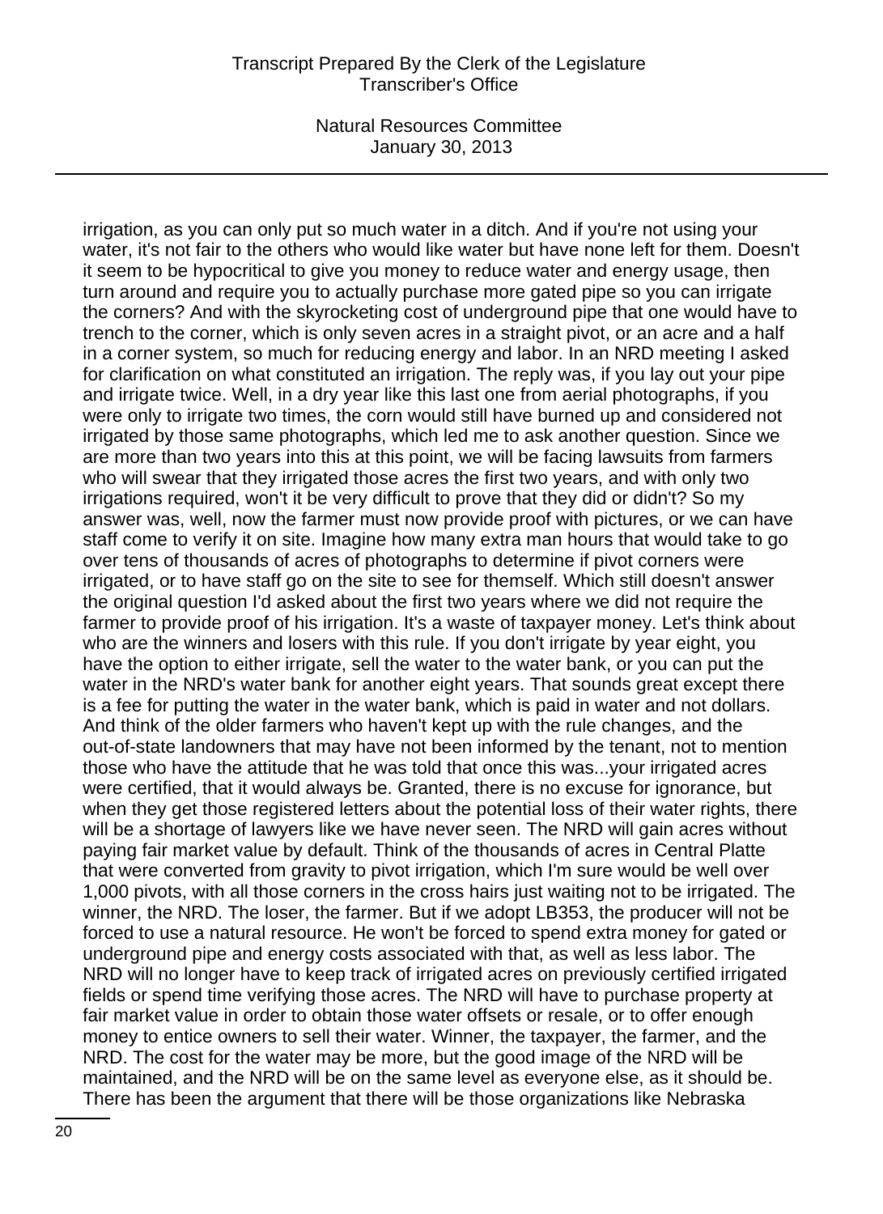irrigation, as you can only put so much water in a ditch. And if you're not using your water, it's not fair to the others who would like water but have none left for them. Doesn't it seem to be hypocritical to give you money to reduce water and energy usage, then turn around and require you to actually purchase more gated pipe so you can irrigate the corners? And with the skyrocketing cost of underground pipe that one would have to trench to the corner, which is only seven acres in a straight pivot, or an acre and a half in a corner system, so much for reducing energy and labor. In an NRD meeting I asked for clarification on what constituted an irrigation. The reply was, if you lay out your pipe and irrigate twice. Well, in a dry year like this last one from aerial photographs, if you were only to irrigate two times, the corn would still have burned up and considered not irrigated by those same photographs, which led me to ask another question. Since we are more than two years into this at this point, we will be facing lawsuits from farmers who will swear that they irrigated those acres the first two years, and with only two irrigations required, won't it be very difficult to prove that they did or didn't? So my answer was, well, now the farmer must now provide proof with pictures, or we can have staff come to verify it on site. Imagine how many extra man hours that would take to go over tens of thousands of acres of photographs to determine if pivot corners were irrigated, or to have staff go on the site to see for themself. Which still doesn't answer the original question I'd asked about the first two years where we did not require the farmer to provide proof of his irrigation. It's a waste of taxpayer money. Let's think about who are the winners and losers with this rule. If you don't irrigate by year eight, you have the option to either irrigate, sell the water to the water bank, or you can put the water in the NRD's water bank for another eight years. That sounds great except there is a fee for putting the water in the water bank, which is paid in water and not dollars. And think of the older farmers who haven't kept up with the rule changes, and the out-of-state landowners that may have not been informed by the tenant, not to mention those who have the attitude that he was told that once this was...your irrigated acres were certified, that it would always be. Granted, there is no excuse for ignorance, but when they get those registered letters about the potential loss of their water rights, there will be a shortage of lawyers like we have never seen. The NRD will gain acres without paying fair market value by default. Think of the thousands of acres in Central Platte that were converted from gravity to pivot irrigation, which I'm sure would be well over 1,000 pivots, with all those corners in the cross hairs just waiting not to be irrigated. The winner, the NRD. The loser, the farmer. But if we adopt LB353, the producer will not be forced to use a natural resource. He won't be forced to spend extra money for gated or underground pipe and energy costs associated with that, as well as less labor. The NRD will no longer have to keep track of irrigated acres on previously certified irrigated fields or spend time verifying those acres. The NRD will have to purchase property at fair market value in order to obtain those water offsets or resale, or to offer enough money to entice owners to sell their water. Winner, the taxpayer, the farmer, and the NRD. The cost for the water may be more, but the good image of the NRD will be maintained, and the NRD will be on the same level as everyone else, as it should be. There has been the argument that there will be those organizations like Nebraska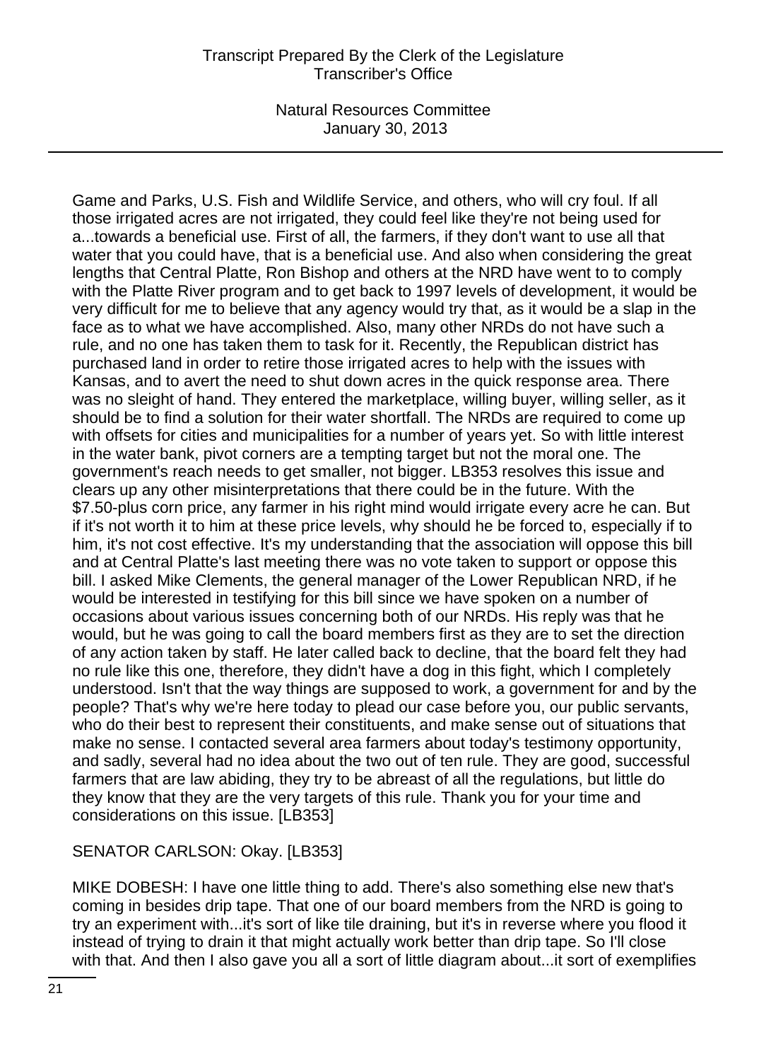Game and Parks, U.S. Fish and Wildlife Service, and others, who will cry foul. If all those irrigated acres are not irrigated, they could feel like they're not being used for a...towards a beneficial use. First of all, the farmers, if they don't want to use all that water that you could have, that is a beneficial use. And also when considering the great lengths that Central Platte, Ron Bishop and others at the NRD have went to to comply with the Platte River program and to get back to 1997 levels of development, it would be very difficult for me to believe that any agency would try that, as it would be a slap in the face as to what we have accomplished. Also, many other NRDs do not have such a rule, and no one has taken them to task for it. Recently, the Republican district has purchased land in order to retire those irrigated acres to help with the issues with Kansas, and to avert the need to shut down acres in the quick response area. There was no sleight of hand. They entered the marketplace, willing buyer, willing seller, as it should be to find a solution for their water shortfall. The NRDs are required to come up with offsets for cities and municipalities for a number of years yet. So with little interest in the water bank, pivot corners are a tempting target but not the moral one. The government's reach needs to get smaller, not bigger. LB353 resolves this issue and clears up any other misinterpretations that there could be in the future. With the $7.50-plus corn price, any farmer in his right mind would irrigate every acre he can. But if it's not worth it to him at these price levels, why should he be forced to, especially if to him, it's not cost effective. It's my understanding that the association will oppose this bill and at Central Platte's last meeting there was no vote taken to support or oppose this bill. I asked Mike Clements, the general manager of the Lower Republican NRD, if he would be interested in testifying for this bill since we have spoken on a number of occasions about various issues concerning both of our NRDs. His reply was that he would, but he was going to call the board members first as they are to set the direction of any action taken by staff. He later called back to decline, that the board felt they had no rule like this one, therefore, they didn't have a dog in this fight, which I completely understood. Isn't that the way things are supposed to work, a government for and by the people? That's why we're here today to plead our case before you, our public servants, who do their best to represent their constituents, and make sense out of situations that make no sense. I contacted several area farmers about today's testimony opportunity, and sadly, several had no idea about the two out of ten rule. They are good, successful farmers that are law abiding, they try to be abreast of all the regulations, but little do they know that they are the very targets of this rule. Thank you for your time and considerations on this issue. [LB353]

SENATOR CARLSON: Okay. [LB353]

MIKE DOBESH: I have one little thing to add. There's also something else new that's coming in besides drip tape. That one of our board members from the NRD is going to try an experiment with...it's sort of like tile draining, but it's in reverse where you flood it instead of trying to drain it that might actually work better than drip tape. So I'll close with that. And then I also gave you all a sort of little diagram about...it sort of exemplifies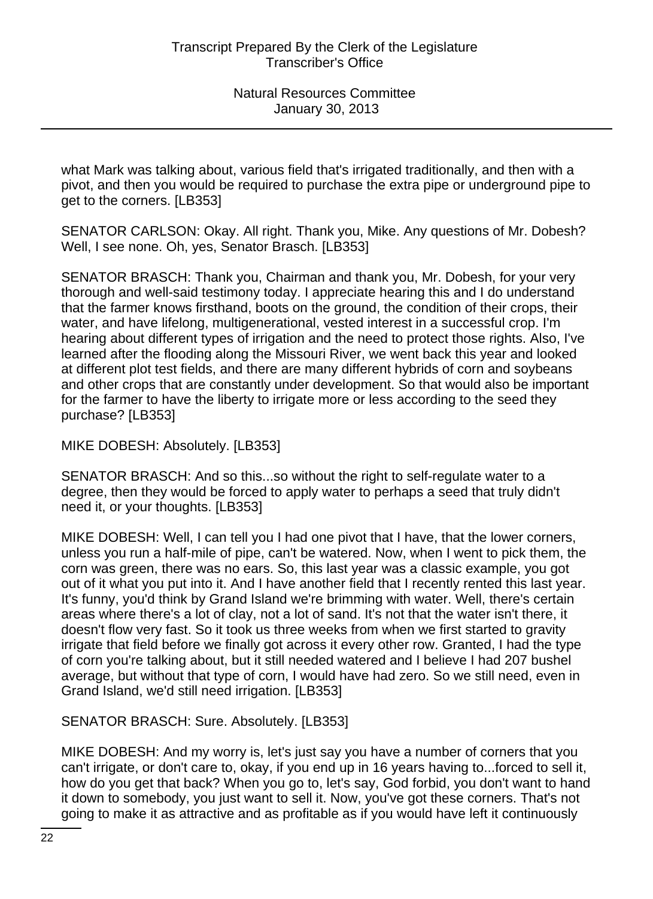what Mark was talking about, various field that's irrigated traditionally, and then with a pivot, and then you would be required to purchase the extra pipe or underground pipe to get to the corners. [LB353]

SENATOR CARLSON: Okay. All right. Thank you, Mike. Any questions of Mr. Dobesh? Well, I see none. Oh, yes, Senator Brasch. [LB353]

SENATOR BRASCH: Thank you, Chairman and thank you, Mr. Dobesh, for your very thorough and well-said testimony today. I appreciate hearing this and I do understand that the farmer knows firsthand, boots on the ground, the condition of their crops, their water, and have lifelong, multigenerational, vested interest in a successful crop. I'm hearing about different types of irrigation and the need to protect those rights. Also, I've learned after the flooding along the Missouri River, we went back this year and looked at different plot test fields, and there are many different hybrids of corn and soybeans and other crops that are constantly under development. So that would also be important for the farmer to have the liberty to irrigate more or less according to the seed they purchase? [LB353]

MIKE DOBESH: Absolutely. [LB353]

SENATOR BRASCH: And so this...so without the right to self-regulate water to a degree, then they would be forced to apply water to perhaps a seed that truly didn't need it, or your thoughts. [LB353]

MIKE DOBESH: Well, I can tell you I had one pivot that I have, that the lower corners, unless you run a half-mile of pipe, can't be watered. Now, when I went to pick them, the corn was green, there was no ears. So, this last year was a classic example, you got out of it what you put into it. And I have another field that I recently rented this last year. It's funny, you'd think by Grand Island we're brimming with water. Well, there's certain areas where there's a lot of clay, not a lot of sand. It's not that the water isn't there, it doesn't flow very fast. So it took us three weeks from when we first started to gravity irrigate that field before we finally got across it every other row. Granted, I had the type of corn you're talking about, but it still needed watered and I believe I had 207 bushel average, but without that type of corn, I would have had zero. So we still need, even in Grand Island, we'd still need irrigation. [LB353]

SENATOR BRASCH: Sure. Absolutely. [LB353]

MIKE DOBESH: And my worry is, let's just say you have a number of corners that you can't irrigate, or don't care to, okay, if you end up in 16 years having to...forced to sell it, how do you get that back? When you go to, let's say, God forbid, you don't want to hand it down to somebody, you just want to sell it. Now, you've got these corners. That's not going to make it as attractive and as profitable as if you would have left it continuously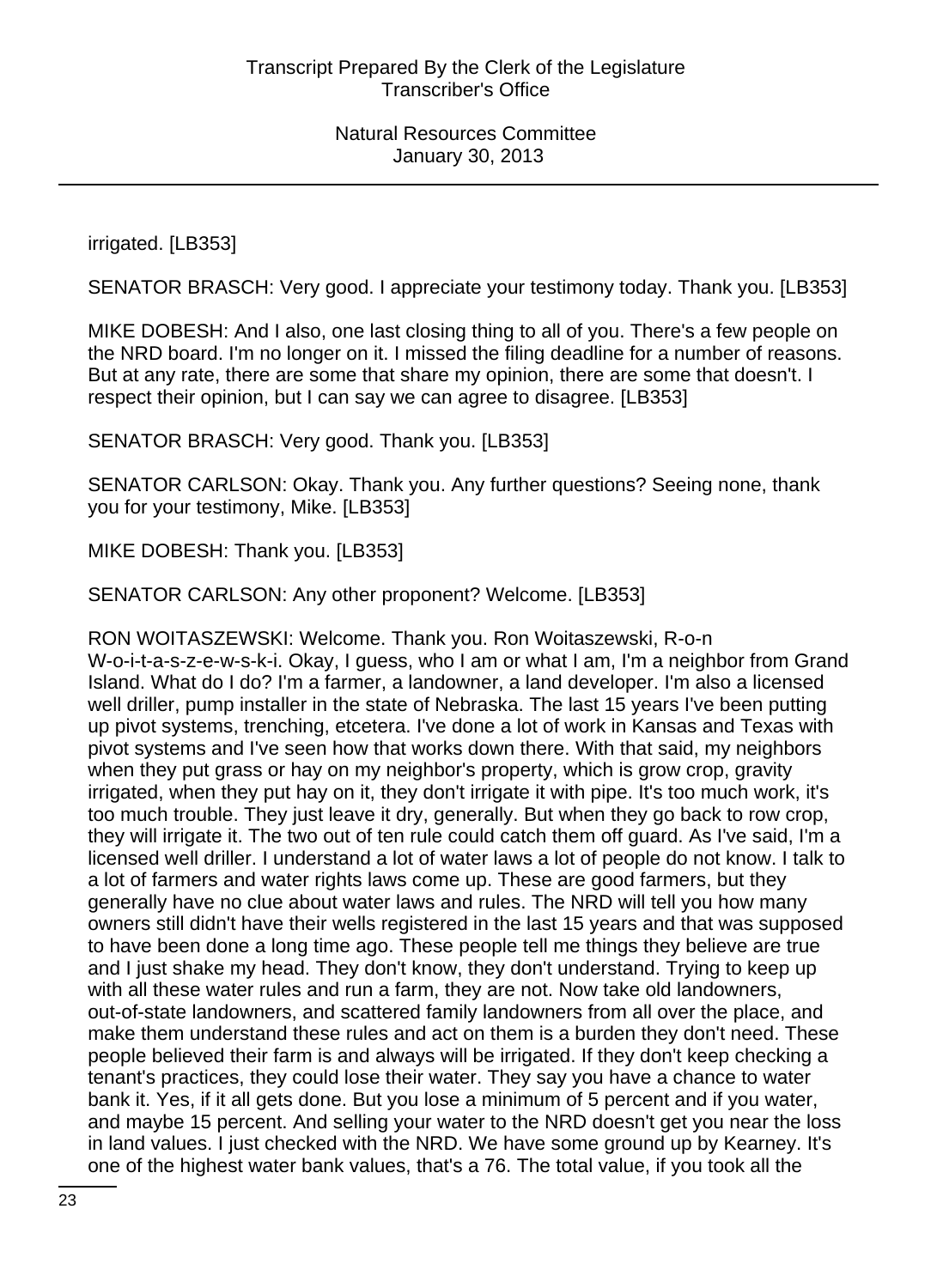irrigated. [LB353]

SENATOR BRASCH: Very good. I appreciate your testimony today. Thank you. [LB353]

MIKE DOBESH: And I also, one last closing thing to all of you. There's a few people on the NRD board. I'm no longer on it. I missed the filing deadline for a number of reasons. But at any rate, there are some that share my opinion, there are some that doesn't. I respect their opinion, but I can say we can agree to disagree. [LB353]

SENATOR BRASCH: Very good. Thank you. [LB353]

SENATOR CARLSON: Okay. Thank you. Any further questions? Seeing none, thank you for your testimony, Mike. [LB353]

MIKE DOBESH: Thank you. [LB353]

SENATOR CARLSON: Any other proponent? Welcome. [LB353]

RON WOITASZEWSKI: Welcome. Thank you. Ron Woitaszewski, R-o-n W-o-i-t-a-s-z-e-w-s-k-i. Okay, I guess, who I am or what I am, I'm a neighbor from Grand Island. What do I do? I'm a farmer, a landowner, a land developer. I'm also a licensed well driller, pump installer in the state of Nebraska. The last 15 years I've been putting up pivot systems, trenching, etcetera. I've done a lot of work in Kansas and Texas with pivot systems and I've seen how that works down there. With that said, my neighbors when they put grass or hay on my neighbor's property, which is grow crop, gravity irrigated, when they put hay on it, they don't irrigate it with pipe. It's too much work, it's too much trouble. They just leave it dry, generally. But when they go back to row crop, they will irrigate it. The two out of ten rule could catch them off guard. As I've said, I'm a licensed well driller. I understand a lot of water laws a lot of people do not know. I talk to a lot of farmers and water rights laws come up. These are good farmers, but they generally have no clue about water laws and rules. The NRD will tell you how many owners still didn't have their wells registered in the last 15 years and that was supposed to have been done a long time ago. These people tell me things they believe are true and I just shake my head. They don't know, they don't understand. Trying to keep up with all these water rules and run a farm, they are not. Now take old landowners, out-of-state landowners, and scattered family landowners from all over the place, and make them understand these rules and act on them is a burden they don't need. These people believed their farm is and always will be irrigated. If they don't keep checking a tenant's practices, they could lose their water. They say you have a chance to water bank it. Yes, if it all gets done. But you lose a minimum of 5 percent and if you water, and maybe 15 percent. And selling your water to the NRD doesn't get you near the loss in land values. I just checked with the NRD. We have some ground up by Kearney. It's one of the highest water bank values, that's a 76. The total value, if you took all the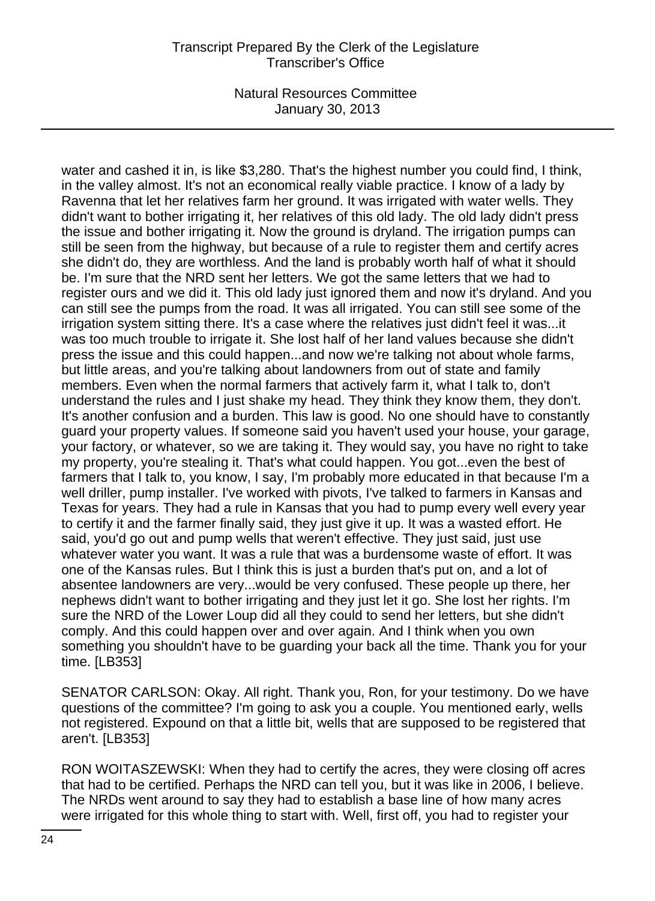water and cashed it in, is like $3,280. That's the highest number you could find, I think, in the valley almost. It's not an economical really viable practice. I know of a lady by Ravenna that let her relatives farm her ground. It was irrigated with water wells. They didn't want to bother irrigating it, her relatives of this old lady. The old lady didn't press the issue and bother irrigating it. Now the ground is dryland. The irrigation pumps can still be seen from the highway, but because of a rule to register them and certify acres she didn't do, they are worthless. And the land is probably worth half of what it should be. I'm sure that the NRD sent her letters. We got the same letters that we had to register ours and we did it. This old lady just ignored them and now it's dryland. And you can still see the pumps from the road. It was all irrigated. You can still see some of the irrigation system sitting there. It's a case where the relatives just didn't feel it was...it was too much trouble to irrigate it. She lost half of her land values because she didn't press the issue and this could happen...and now we're talking not about whole farms, but little areas, and you're talking about landowners from out of state and family members. Even when the normal farmers that actively farm it, what I talk to, don't understand the rules and I just shake my head. They think they know them, they don't. It's another confusion and a burden. This law is good. No one should have to constantly guard your property values. If someone said you haven't used your house, your garage, your factory, or whatever, so we are taking it. They would say, you have no right to take my property, you're stealing it. That's what could happen. You got...even the best of farmers that I talk to, you know, I say, I'm probably more educated in that because I'm a well driller, pump installer. I've worked with pivots, I've talked to farmers in Kansas and Texas for years. They had a rule in Kansas that you had to pump every well every year to certify it and the farmer finally said, they just give it up. It was a wasted effort. He said, you'd go out and pump wells that weren't effective. They just said, just use whatever water you want. It was a rule that was a burdensome waste of effort. It was one of the Kansas rules. But I think this is just a burden that's put on, and a lot of absentee landowners are very...would be very confused. These people up there, her nephews didn't want to bother irrigating and they just let it go. She lost her rights. I'm sure the NRD of the Lower Loup did all they could to send her letters, but she didn't comply. And this could happen over and over again. And I think when you own something you shouldn't have to be guarding your back all the time. Thank you for your time. [LB353]

SENATOR CARLSON: Okay. All right. Thank you, Ron, for your testimony. Do we have questions of the committee? I'm going to ask you a couple. You mentioned early, wells not registered. Expound on that a little bit, wells that are supposed to be registered that aren't. [LB353]

RON WOITASZEWSKI: When they had to certify the acres, they were closing off acres that had to be certified. Perhaps the NRD can tell you, but it was like in 2006, I believe. The NRDs went around to say they had to establish a base line of how many acres were irrigated for this whole thing to start with. Well, first off, you had to register your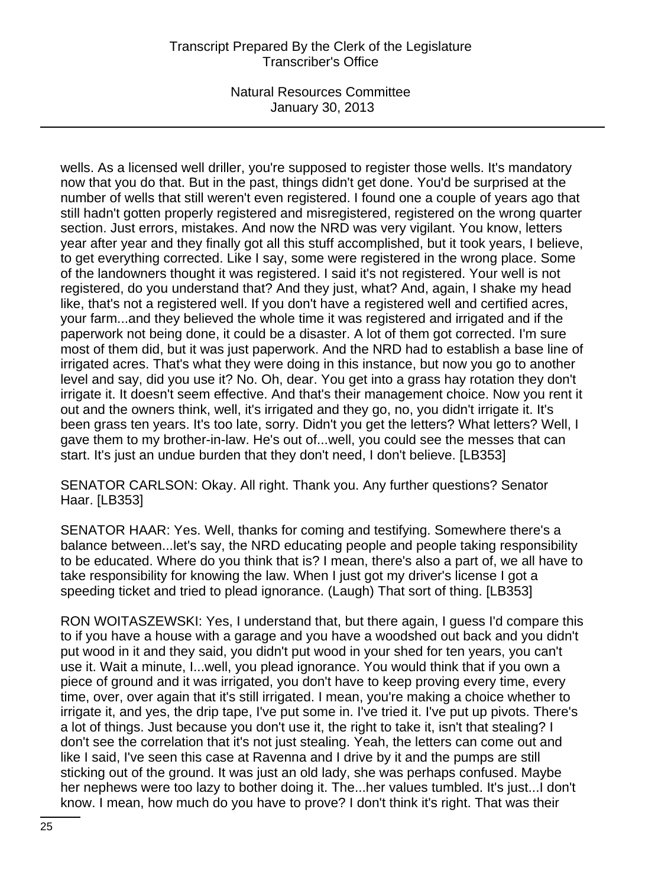wells. As a licensed well driller, you're supposed to register those wells. It's mandatory now that you do that. But in the past, things didn't get done. You'd be surprised at the number of wells that still weren't even registered. I found one a couple of years ago that still hadn't gotten properly registered and misregistered, registered on the wrong quarter section. Just errors, mistakes. And now the NRD was very vigilant. You know, letters year after year and they finally got all this stuff accomplished, but it took years, I believe, to get everything corrected. Like I say, some were registered in the wrong place. Some of the landowners thought it was registered. I said it's not registered. Your well is not registered, do you understand that? And they just, what? And, again, I shake my head like, that's not a registered well. If you don't have a registered well and certified acres, your farm...and they believed the whole time it was registered and irrigated and if the paperwork not being done, it could be a disaster. A lot of them got corrected. I'm sure most of them did, but it was just paperwork. And the NRD had to establish a base line of irrigated acres. That's what they were doing in this instance, but now you go to another level and say, did you use it? No. Oh, dear. You get into a grass hay rotation they don't irrigate it. It doesn't seem effective. And that's their management choice. Now you rent it out and the owners think, well, it's irrigated and they go, no, you didn't irrigate it. It's been grass ten years. It's too late, sorry. Didn't you get the letters? What letters? Well, I gave them to my brother-in-law. He's out of...well, you could see the messes that can start. It's just an undue burden that they don't need, I don't believe. [LB353]

SENATOR CARLSON: Okay. All right. Thank you. Any further questions? Senator Haar. [LB353]

SENATOR HAAR: Yes. Well, thanks for coming and testifying. Somewhere there's a balance between...let's say, the NRD educating people and people taking responsibility to be educated. Where do you think that is? I mean, there's also a part of, we all have to take responsibility for knowing the law. When I just got my driver's license I got a speeding ticket and tried to plead ignorance. (Laugh) That sort of thing. [LB353]

RON WOITASZEWSKI: Yes, I understand that, but there again, I guess I'd compare this to if you have a house with a garage and you have a woodshed out back and you didn't put wood in it and they said, you didn't put wood in your shed for ten years, you can't use it. Wait a minute, I...well, you plead ignorance. You would think that if you own a piece of ground and it was irrigated, you don't have to keep proving every time, every time, over, over again that it's still irrigated. I mean, you're making a choice whether to irrigate it, and yes, the drip tape, I've put some in. I've tried it. I've put up pivots. There's a lot of things. Just because you don't use it, the right to take it, isn't that stealing? I don't see the correlation that it's not just stealing. Yeah, the letters can come out and like I said, I've seen this case at Ravenna and I drive by it and the pumps are still sticking out of the ground. It was just an old lady, she was perhaps confused. Maybe her nephews were too lazy to bother doing it. The...her values tumbled. It's just...I don't know. I mean, how much do you have to prove? I don't think it's right. That was their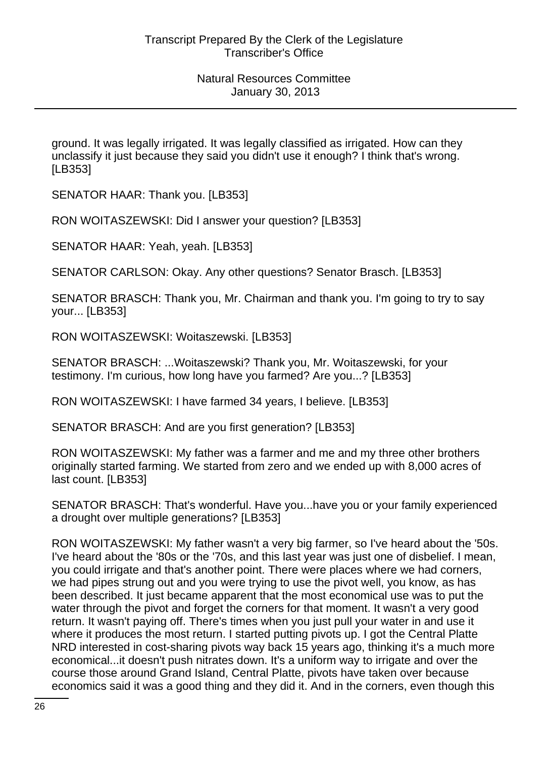ground. It was legally irrigated. It was legally classified as irrigated. How can they unclassify it just because they said you didn't use it enough? I think that's wrong. [LB353]

SENATOR HAAR: Thank you. [LB353]

RON WOITASZEWSKI: Did I answer your question? [LB353]

SENATOR HAAR: Yeah, yeah. [LB353]

SENATOR CARLSON: Okay. Any other questions? Senator Brasch. [LB353]

SENATOR BRASCH: Thank you, Mr. Chairman and thank you. I'm going to try to say your... [LB353]

RON WOITASZEWSKI: Woitaszewski. [LB353]

SENATOR BRASCH: ...Woitaszewski? Thank you, Mr. Woitaszewski, for your testimony. I'm curious, how long have you farmed? Are you...? [LB353]

RON WOITASZEWSKI: I have farmed 34 years, I believe. [LB353]

SENATOR BRASCH: And are you first generation? [LB353]

RON WOITASZEWSKI: My father was a farmer and me and my three other brothers originally started farming. We started from zero and we ended up with 8,000 acres of last count. [LB353]

SENATOR BRASCH: That's wonderful. Have you...have you or your family experienced a drought over multiple generations? [LB353]

RON WOITASZEWSKI: My father wasn't a very big farmer, so I've heard about the '50s. I've heard about the '80s or the '70s, and this last year was just one of disbelief. I mean, you could irrigate and that's another point. There were places where we had corners, we had pipes strung out and you were trying to use the pivot well, you know, as has been described. It just became apparent that the most economical use was to put the water through the pivot and forget the corners for that moment. It wasn't a very good return. It wasn't paying off. There's times when you just pull your water in and use it where it produces the most return. I started putting pivots up. I got the Central Platte NRD interested in cost-sharing pivots way back 15 years ago, thinking it's a much more economical...it doesn't push nitrates down. It's a uniform way to irrigate and over the course those around Grand Island, Central Platte, pivots have taken over because economics said it was a good thing and they did it. And in the corners, even though this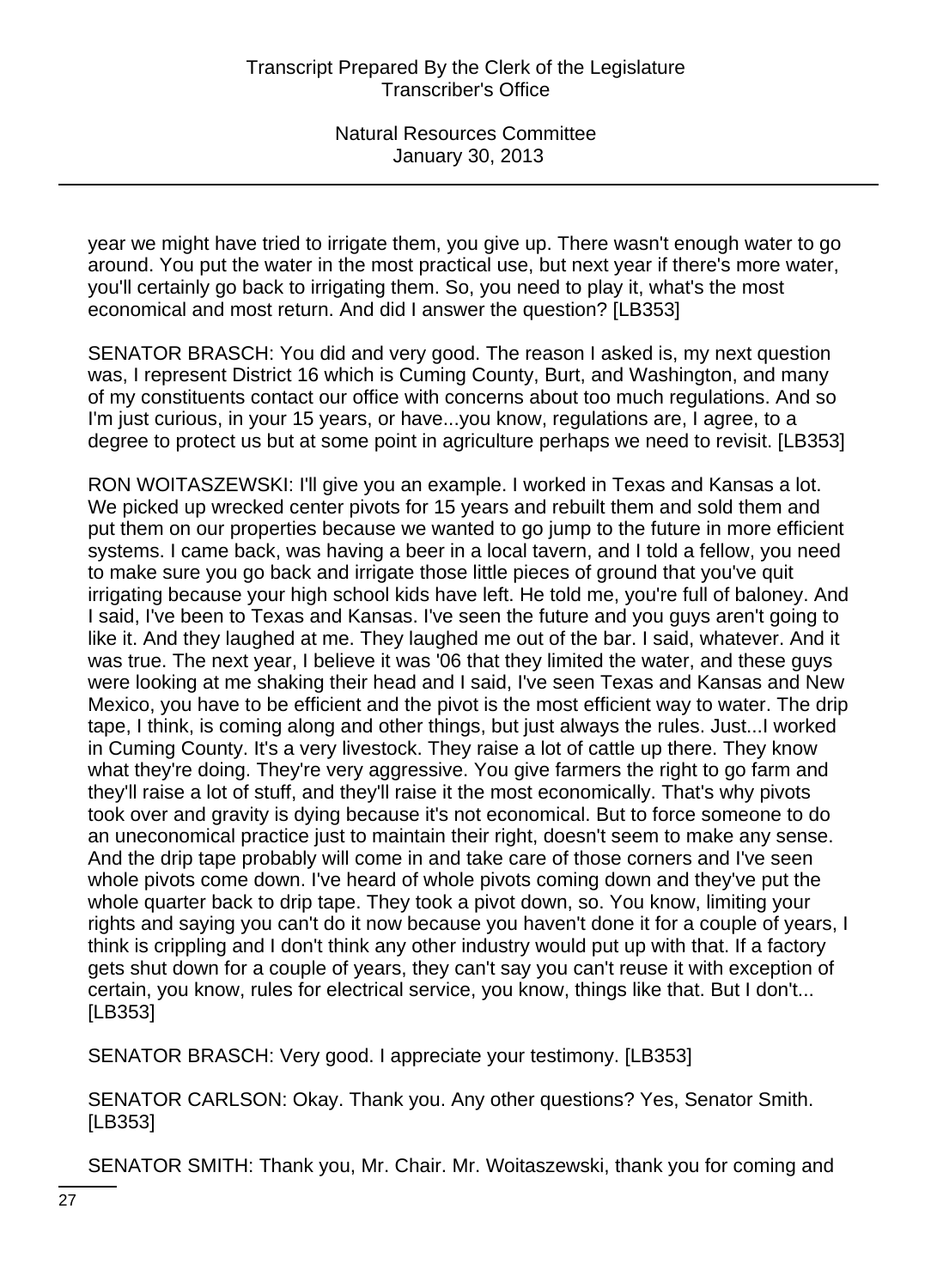year we might have tried to irrigate them, you give up. There wasn't enough water to go around. You put the water in the most practical use, but next year if there's more water, you'll certainly go back to irrigating them. So, you need to play it, what's the most economical and most return. And did I answer the question? [LB353]

SENATOR BRASCH: You did and very good. The reason I asked is, my next question was, I represent District 16 which is Cuming County, Burt, and Washington, and many of my constituents contact our office with concerns about too much regulations. And so I'm just curious, in your 15 years, or have...you know, regulations are, I agree, to a degree to protect us but at some point in agriculture perhaps we need to revisit. [LB353]

RON WOITASZEWSKI: I'll give you an example. I worked in Texas and Kansas a lot. We picked up wrecked center pivots for 15 years and rebuilt them and sold them and put them on our properties because we wanted to go jump to the future in more efficient systems. I came back, was having a beer in a local tavern, and I told a fellow, you need to make sure you go back and irrigate those little pieces of ground that you've quit irrigating because your high school kids have left. He told me, you're full of baloney. And I said, I've been to Texas and Kansas. I've seen the future and you guys aren't going to like it. And they laughed at me. They laughed me out of the bar. I said, whatever. And it was true. The next year, I believe it was '06 that they limited the water, and these guys were looking at me shaking their head and I said, I've seen Texas and Kansas and New Mexico, you have to be efficient and the pivot is the most efficient way to water. The drip tape, I think, is coming along and other things, but just always the rules. Just...I worked in Cuming County. It's a very livestock. They raise a lot of cattle up there. They know what they're doing. They're very aggressive. You give farmers the right to go farm and they'll raise a lot of stuff, and they'll raise it the most economically. That's why pivots took over and gravity is dying because it's not economical. But to force someone to do an uneconomical practice just to maintain their right, doesn't seem to make any sense. And the drip tape probably will come in and take care of those corners and I've seen whole pivots come down. I've heard of whole pivots coming down and they've put the whole quarter back to drip tape. They took a pivot down, so. You know, limiting your rights and saying you can't do it now because you haven't done it for a couple of years, I think is crippling and I don't think any other industry would put up with that. If a factory gets shut down for a couple of years, they can't say you can't reuse it with exception of certain, you know, rules for electrical service, you know, things like that. But I don't... [LB353]

SENATOR BRASCH: Very good. I appreciate your testimony. [LB353]

SENATOR CARLSON: Okay. Thank you. Any other questions? Yes, Senator Smith. [LB353]

SENATOR SMITH: Thank you, Mr. Chair. Mr. Woitaszewski, thank you for coming and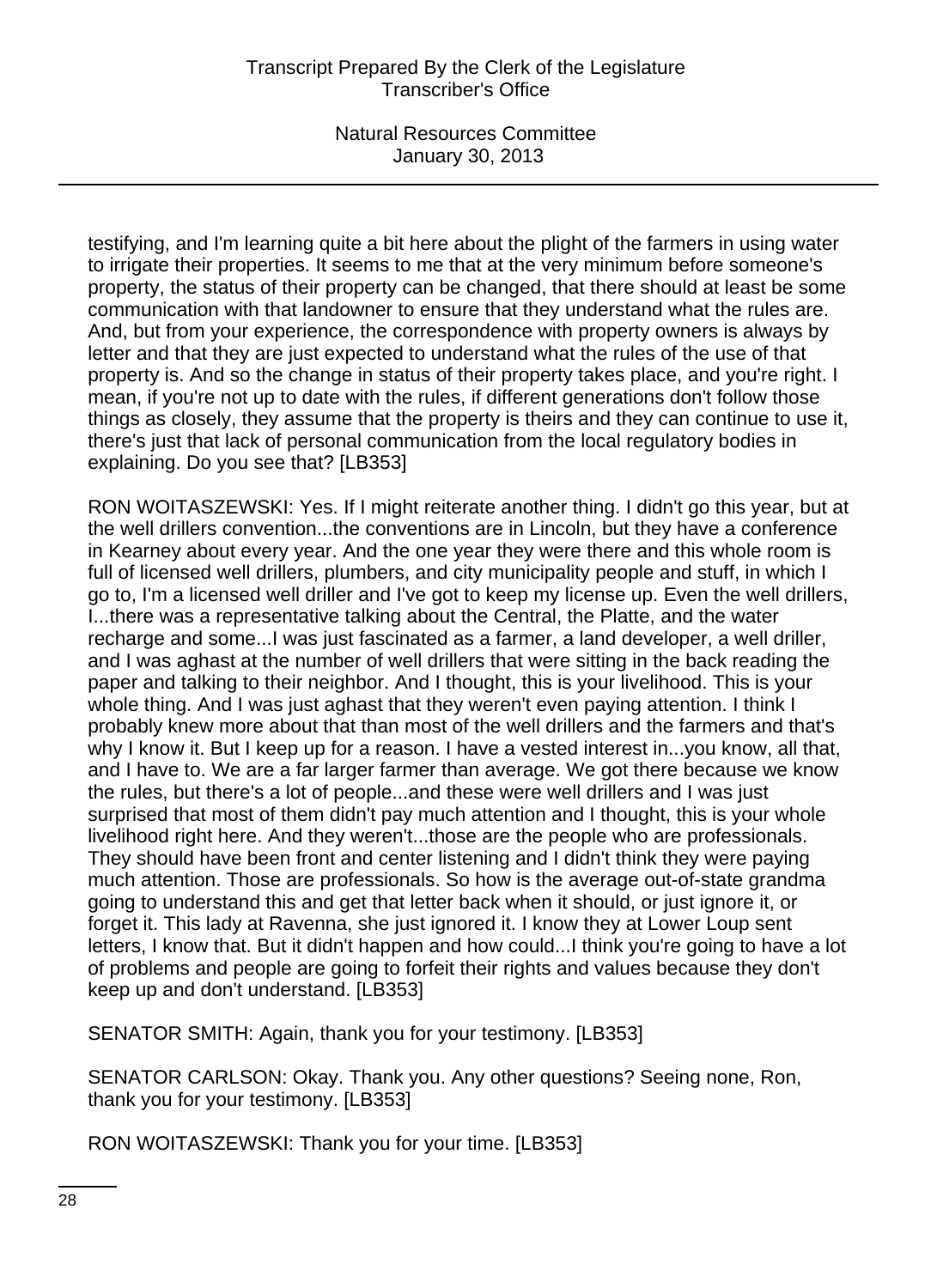testifying, and I'm learning quite a bit here about the plight of the farmers in using water to irrigate their properties. It seems to me that at the very minimum before someone's property, the status of their property can be changed, that there should at least be some communication with that landowner to ensure that they understand what the rules are. And, but from your experience, the correspondence with property owners is always by letter and that they are just expected to understand what the rules of the use of that property is. And so the change in status of their property takes place, and you're right. I mean, if you're not up to date with the rules, if different generations don't follow those things as closely, they assume that the property is theirs and they can continue to use it, there's just that lack of personal communication from the local regulatory bodies in explaining. Do you see that? [LB353]

RON WOITASZEWSKI: Yes. If I might reiterate another thing. I didn't go this year, but at the well drillers convention...the conventions are in Lincoln, but they have a conference in Kearney about every year. And the one year they were there and this whole room is full of licensed well drillers, plumbers, and city municipality people and stuff, in which I go to, I'm a licensed well driller and I've got to keep my license up. Even the well drillers, I...there was a representative talking about the Central, the Platte, and the water recharge and some...I was just fascinated as a farmer, a land developer, a well driller, and I was aghast at the number of well drillers that were sitting in the back reading the paper and talking to their neighbor. And I thought, this is your livelihood. This is your whole thing. And I was just aghast that they weren't even paying attention. I think I probably knew more about that than most of the well drillers and the farmers and that's why I know it. But I keep up for a reason. I have a vested interest in...you know, all that, and I have to. We are a far larger farmer than average. We got there because we know the rules, but there's a lot of people...and these were well drillers and I was just surprised that most of them didn't pay much attention and I thought, this is your whole livelihood right here. And they weren't...those are the people who are professionals. They should have been front and center listening and I didn't think they were paying much attention. Those are professionals. So how is the average out-of-state grandma going to understand this and get that letter back when it should, or just ignore it, or forget it. This lady at Ravenna, she just ignored it. I know they at Lower Loup sent letters, I know that. But it didn't happen and how could...I think you're going to have a lot of problems and people are going to forfeit their rights and values because they don't keep up and don't understand. [LB353]

SENATOR SMITH: Again, thank you for your testimony. [LB353]

SENATOR CARLSON: Okay. Thank you. Any other questions? Seeing none, Ron, thank you for your testimony. [LB353]

RON WOITASZEWSKI: Thank you for your time. [LB353]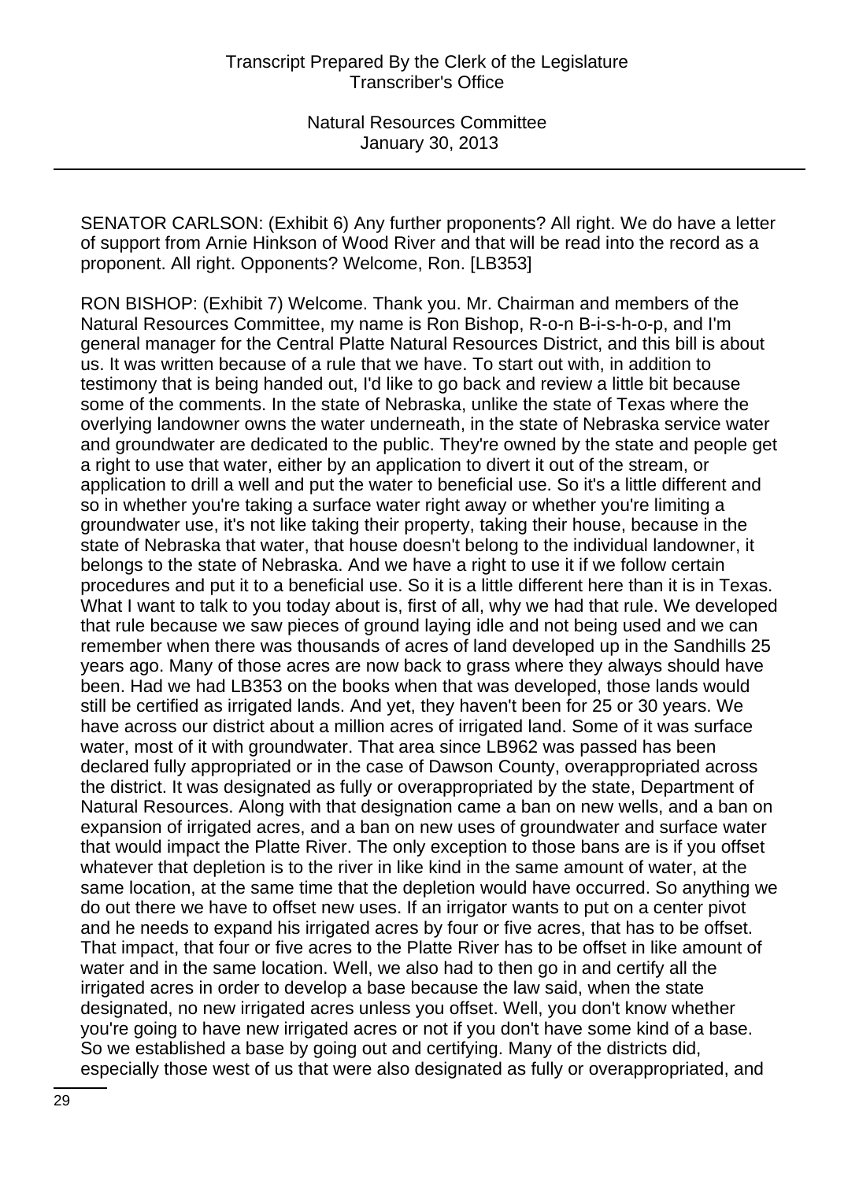SENATOR CARLSON: (Exhibit 6) Any further proponents? All right. We do have a letter of support from Arnie Hinkson of Wood River and that will be read into the record as a proponent. All right. Opponents? Welcome, Ron. [LB353]

RON BISHOP: (Exhibit 7) Welcome. Thank you. Mr. Chairman and members of the Natural Resources Committee, my name is Ron Bishop, R-o-n B-i-s-h-o-p, and I'm general manager for the Central Platte Natural Resources District, and this bill is about us. It was written because of a rule that we have. To start out with, in addition to testimony that is being handed out, I'd like to go back and review a little bit because some of the comments. In the state of Nebraska, unlike the state of Texas where the overlying landowner owns the water underneath, in the state of Nebraska service water and groundwater are dedicated to the public. They're owned by the state and people get a right to use that water, either by an application to divert it out of the stream, or application to drill a well and put the water to beneficial use. So it's a little different and so in whether you're taking a surface water right away or whether you're limiting a groundwater use, it's not like taking their property, taking their house, because in the state of Nebraska that water, that house doesn't belong to the individual landowner, it belongs to the state of Nebraska. And we have a right to use it if we follow certain procedures and put it to a beneficial use. So it is a little different here than it is in Texas. What I want to talk to you today about is, first of all, why we had that rule. We developed that rule because we saw pieces of ground laying idle and not being used and we can remember when there was thousands of acres of land developed up in the Sandhills 25 years ago. Many of those acres are now back to grass where they always should have been. Had we had LB353 on the books when that was developed, those lands would still be certified as irrigated lands. And yet, they haven't been for 25 or 30 years. We have across our district about a million acres of irrigated land. Some of it was surface water, most of it with groundwater. That area since LB962 was passed has been declared fully appropriated or in the case of Dawson County, overappropriated across the district. It was designated as fully or overappropriated by the state, Department of Natural Resources. Along with that designation came a ban on new wells, and a ban on expansion of irrigated acres, and a ban on new uses of groundwater and surface water that would impact the Platte River. The only exception to those bans are is if you offset whatever that depletion is to the river in like kind in the same amount of water, at the same location, at the same time that the depletion would have occurred. So anything we do out there we have to offset new uses. If an irrigator wants to put on a center pivot and he needs to expand his irrigated acres by four or five acres, that has to be offset. That impact, that four or five acres to the Platte River has to be offset in like amount of water and in the same location. Well, we also had to then go in and certify all the irrigated acres in order to develop a base because the law said, when the state designated, no new irrigated acres unless you offset. Well, you don't know whether you're going to have new irrigated acres or not if you don't have some kind of a base. So we established a base by going out and certifying. Many of the districts did, especially those west of us that were also designated as fully or overappropriated, and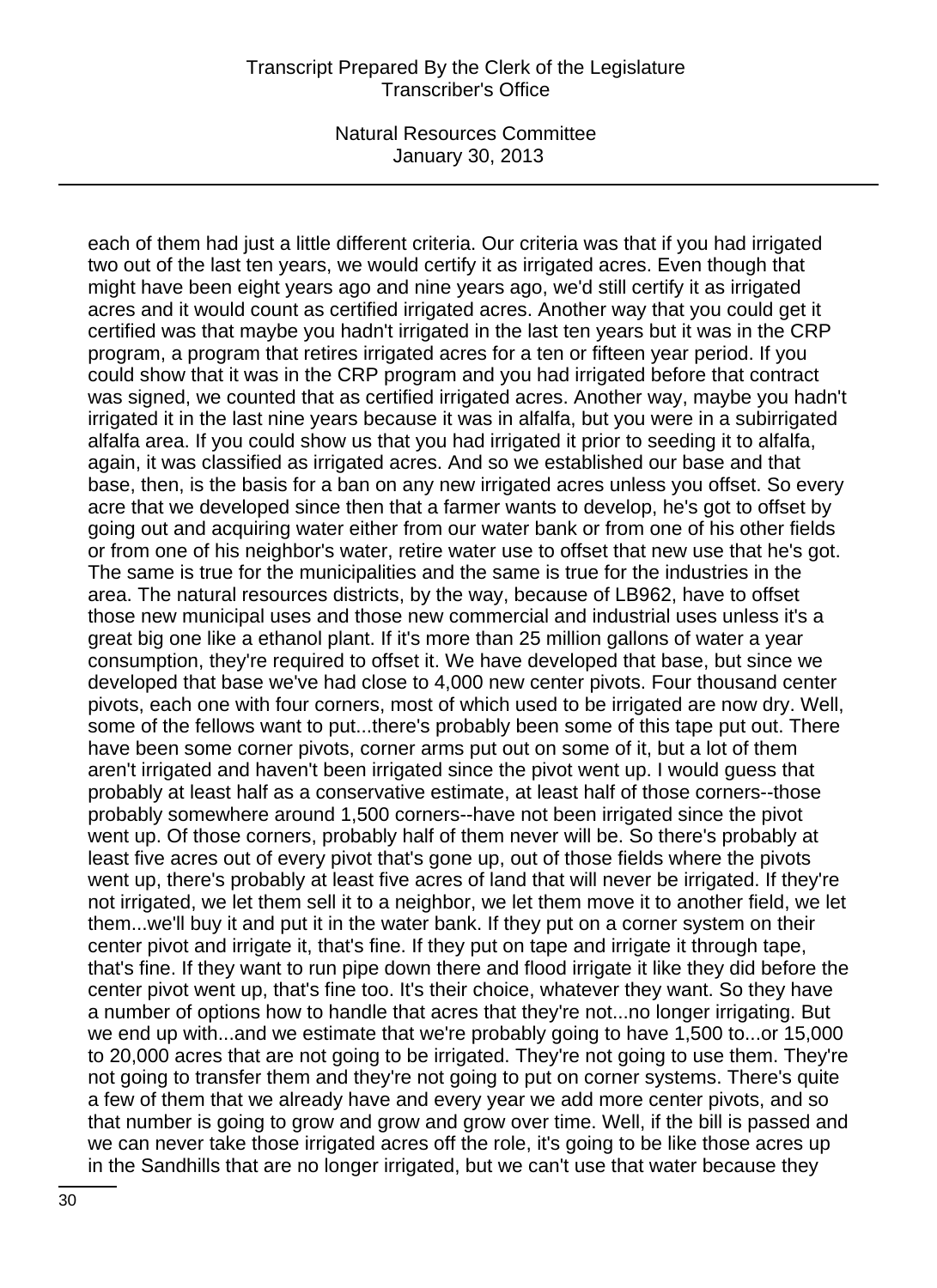each of them had just a little different criteria. Our criteria was that if you had irrigated two out of the last ten years, we would certify it as irrigated acres. Even though that might have been eight years ago and nine years ago, we'd still certify it as irrigated acres and it would count as certified irrigated acres. Another way that you could get it certified was that maybe you hadn't irrigated in the last ten years but it was in the CRP program, a program that retires irrigated acres for a ten or fifteen year period. If you could show that it was in the CRP program and you had irrigated before that contract was signed, we counted that as certified irrigated acres. Another way, maybe you hadn't irrigated it in the last nine years because it was in alfalfa, but you were in a subirrigated alfalfa area. If you could show us that you had irrigated it prior to seeding it to alfalfa, again, it was classified as irrigated acres. And so we established our base and that base, then, is the basis for a ban on any new irrigated acres unless you offset. So every acre that we developed since then that a farmer wants to develop, he's got to offset by going out and acquiring water either from our water bank or from one of his other fields or from one of his neighbor's water, retire water use to offset that new use that he's got. The same is true for the municipalities and the same is true for the industries in the area. The natural resources districts, by the way, because of LB962, have to offset those new municipal uses and those new commercial and industrial uses unless it's a great big one like a ethanol plant. If it's more than 25 million gallons of water a year consumption, they're required to offset it. We have developed that base, but since we developed that base we've had close to 4,000 new center pivots. Four thousand center pivots, each one with four corners, most of which used to be irrigated are now dry. Well, some of the fellows want to put...there's probably been some of this tape put out. There have been some corner pivots, corner arms put out on some of it, but a lot of them aren't irrigated and haven't been irrigated since the pivot went up. I would guess that probably at least half as a conservative estimate, at least half of those corners--those probably somewhere around 1,500 corners--have not been irrigated since the pivot went up. Of those corners, probably half of them never will be. So there's probably at least five acres out of every pivot that's gone up, out of those fields where the pivots went up, there's probably at least five acres of land that will never be irrigated. If they're not irrigated, we let them sell it to a neighbor, we let them move it to another field, we let them...we'll buy it and put it in the water bank. If they put on a corner system on their center pivot and irrigate it, that's fine. If they put on tape and irrigate it through tape, that's fine. If they want to run pipe down there and flood irrigate it like they did before the center pivot went up, that's fine too. It's their choice, whatever they want. So they have a number of options how to handle that acres that they're not...no longer irrigating. But we end up with...and we estimate that we're probably going to have 1,500 to...or 15,000 to 20,000 acres that are not going to be irrigated. They're not going to use them. They're not going to transfer them and they're not going to put on corner systems. There's quite a few of them that we already have and every year we add more center pivots, and so that number is going to grow and grow and grow over time. Well, if the bill is passed and we can never take those irrigated acres off the role, it's going to be like those acres up in the Sandhills that are no longer irrigated, but we can't use that water because they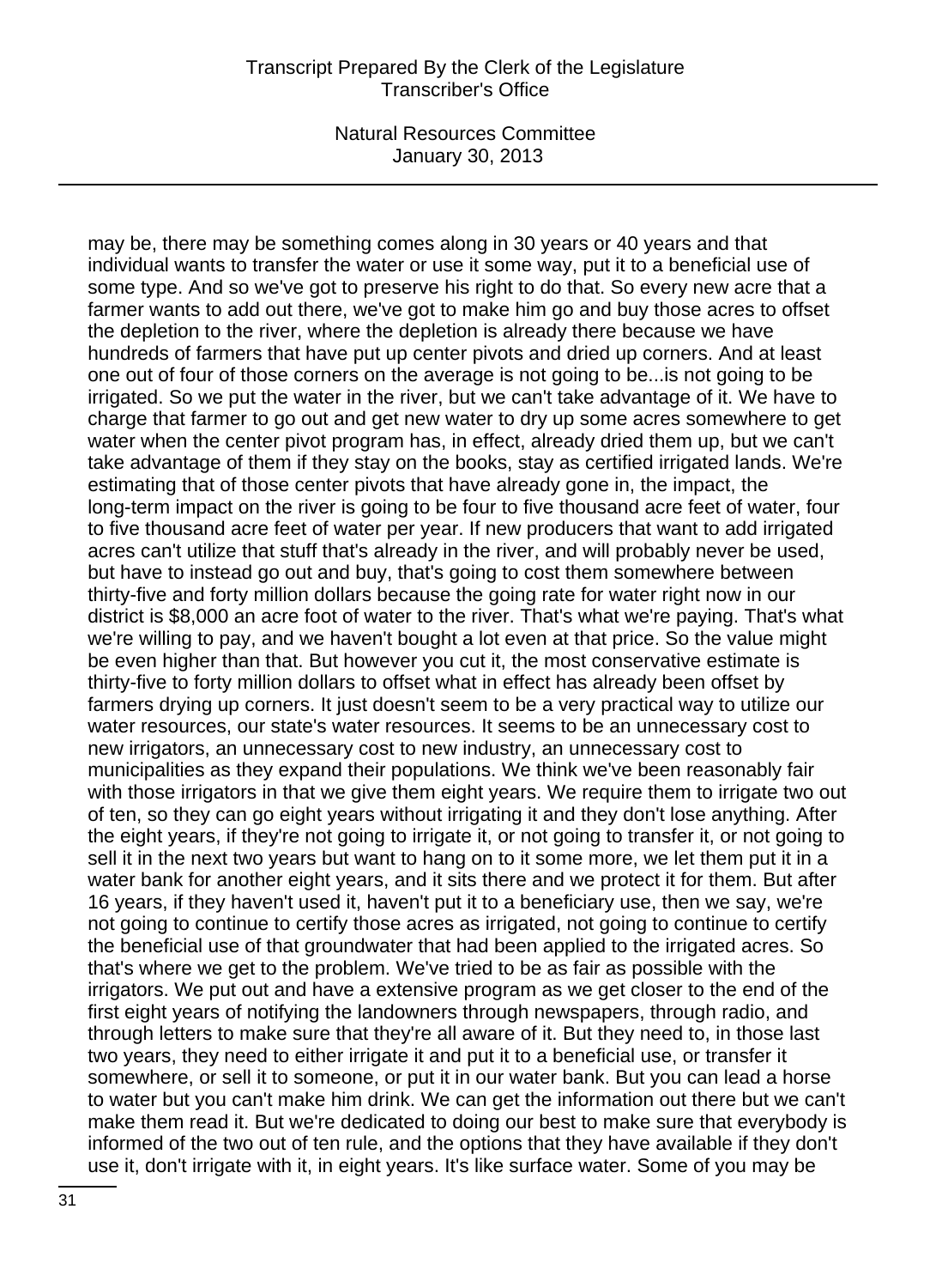may be, there may be something comes along in 30 years or 40 years and that individual wants to transfer the water or use it some way, put it to a beneficial use of some type. And so we've got to preserve his right to do that. So every new acre that a farmer wants to add out there, we've got to make him go and buy those acres to offset the depletion to the river, where the depletion is already there because we have hundreds of farmers that have put up center pivots and dried up corners. And at least one out of four of those corners on the average is not going to be...is not going to be irrigated. So we put the water in the river, but we can't take advantage of it. We have to charge that farmer to go out and get new water to dry up some acres somewhere to get water when the center pivot program has, in effect, already dried them up, but we can't take advantage of them if they stay on the books, stay as certified irrigated lands. We're estimating that of those center pivots that have already gone in, the impact, the long-term impact on the river is going to be four to five thousand acre feet of water, four to five thousand acre feet of water per year. If new producers that want to add irrigated acres can't utilize that stuff that's already in the river, and will probably never be used, but have to instead go out and buy, that's going to cost them somewhere between thirty-five and forty million dollars because the going rate for water right now in our district is $8,000 an acre foot of water to the river. That's what we're paying. That's what we're willing to pay, and we haven't bought a lot even at that price. So the value might be even higher than that. But however you cut it, the most conservative estimate is thirty-five to forty million dollars to offset what in effect has already been offset by farmers drying up corners. It just doesn't seem to be a very practical way to utilize our water resources, our state's water resources. It seems to be an unnecessary cost to new irrigators, an unnecessary cost to new industry, an unnecessary cost to municipalities as they expand their populations. We think we've been reasonably fair with those irrigators in that we give them eight years. We require them to irrigate two out of ten, so they can go eight years without irrigating it and they don't lose anything. After the eight years, if they're not going to irrigate it, or not going to transfer it, or not going to sell it in the next two years but want to hang on to it some more, we let them put it in a water bank for another eight years, and it sits there and we protect it for them. But after 16 years, if they haven't used it, haven't put it to a beneficiary use, then we say, we're not going to continue to certify those acres as irrigated, not going to continue to certify the beneficial use of that groundwater that had been applied to the irrigated acres. So that's where we get to the problem. We've tried to be as fair as possible with the irrigators. We put out and have a extensive program as we get closer to the end of the first eight years of notifying the landowners through newspapers, through radio, and through letters to make sure that they're all aware of it. But they need to, in those last two years, they need to either irrigate it and put it to a beneficial use, or transfer it somewhere, or sell it to someone, or put it in our water bank. But you can lead a horse to water but you can't make him drink. We can get the information out there but we can't make them read it. But we're dedicated to doing our best to make sure that everybody is informed of the two out of ten rule, and the options that they have available if they don't use it, don't irrigate with it, in eight years. It's like surface water. Some of you may be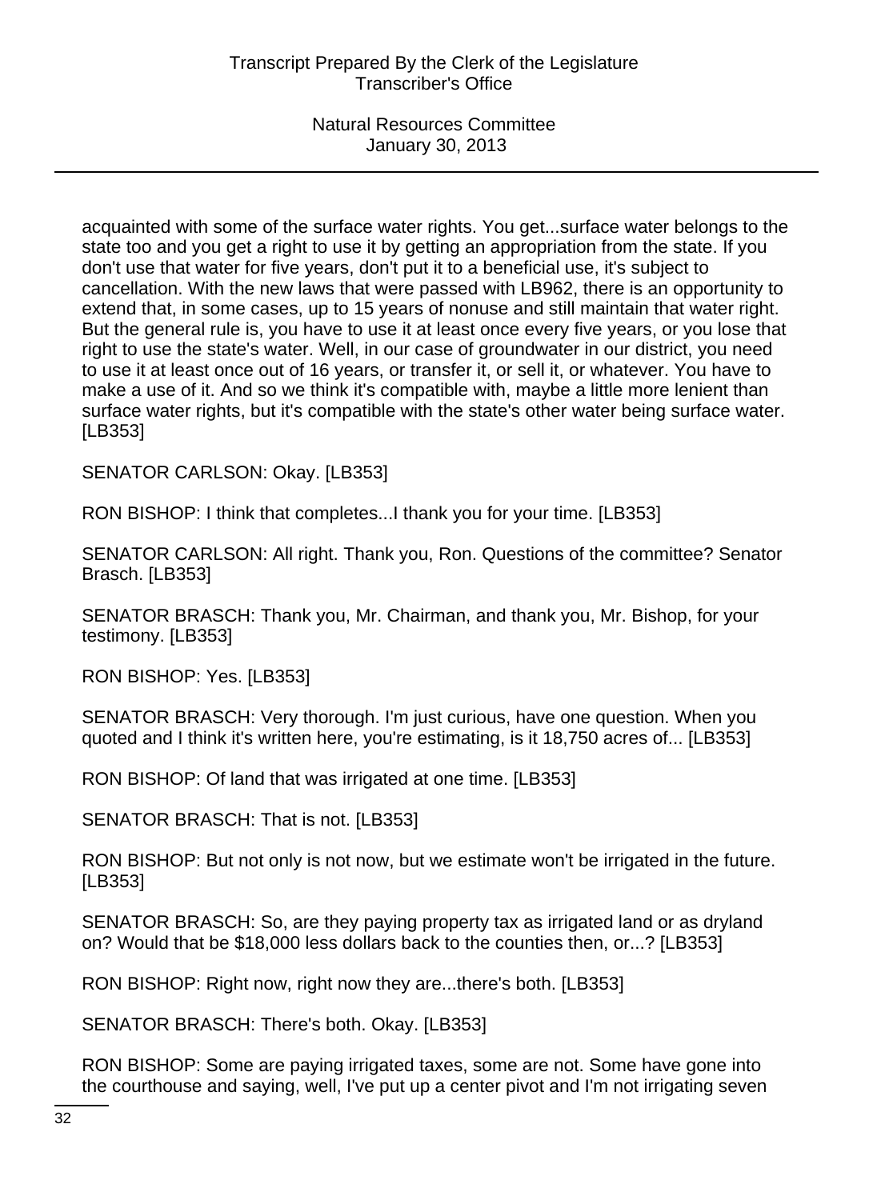acquainted with some of the surface water rights. You get...surface water belongs to the state too and you get a right to use it by getting an appropriation from the state. If you don't use that water for five years, don't put it to a beneficial use, it's subject to cancellation. With the new laws that were passed with LB962, there is an opportunity to extend that, in some cases, up to 15 years of nonuse and still maintain that water right. But the general rule is, you have to use it at least once every five years, or you lose that right to use the state's water. Well, in our case of groundwater in our district, you need to use it at least once out of 16 years, or transfer it, or sell it, or whatever. You have to make a use of it. And so we think it's compatible with, maybe a little more lenient than surface water rights, but it's compatible with the state's other water being surface water. [LB353]

SENATOR CARLSON: Okay. [LB353]

RON BISHOP: I think that completes...I thank you for your time. [LB353]

SENATOR CARLSON: All right. Thank you, Ron. Questions of the committee? Senator Brasch. [LB353]

SENATOR BRASCH: Thank you, Mr. Chairman, and thank you, Mr. Bishop, for your testimony. [LB353]

RON BISHOP: Yes. [LB353]

SENATOR BRASCH: Very thorough. I'm just curious, have one question. When you quoted and I think it's written here, you're estimating, is it 18,750 acres of... [LB353]

RON BISHOP: Of land that was irrigated at one time. [LB353]

SENATOR BRASCH: That is not. [LB353]

RON BISHOP: But not only is not now, but we estimate won't be irrigated in the future. [LB353]

SENATOR BRASCH: So, are they paying property tax as irrigated land or as dryland on? Would that be $18,000 less dollars back to the counties then, or...? [LB353]

RON BISHOP: Right now, right now they are...there's both. [LB353]

SENATOR BRASCH: There's both. Okay. [LB353]

RON BISHOP: Some are paying irrigated taxes, some are not. Some have gone into the courthouse and saying, well, I've put up a center pivot and I'm not irrigating seven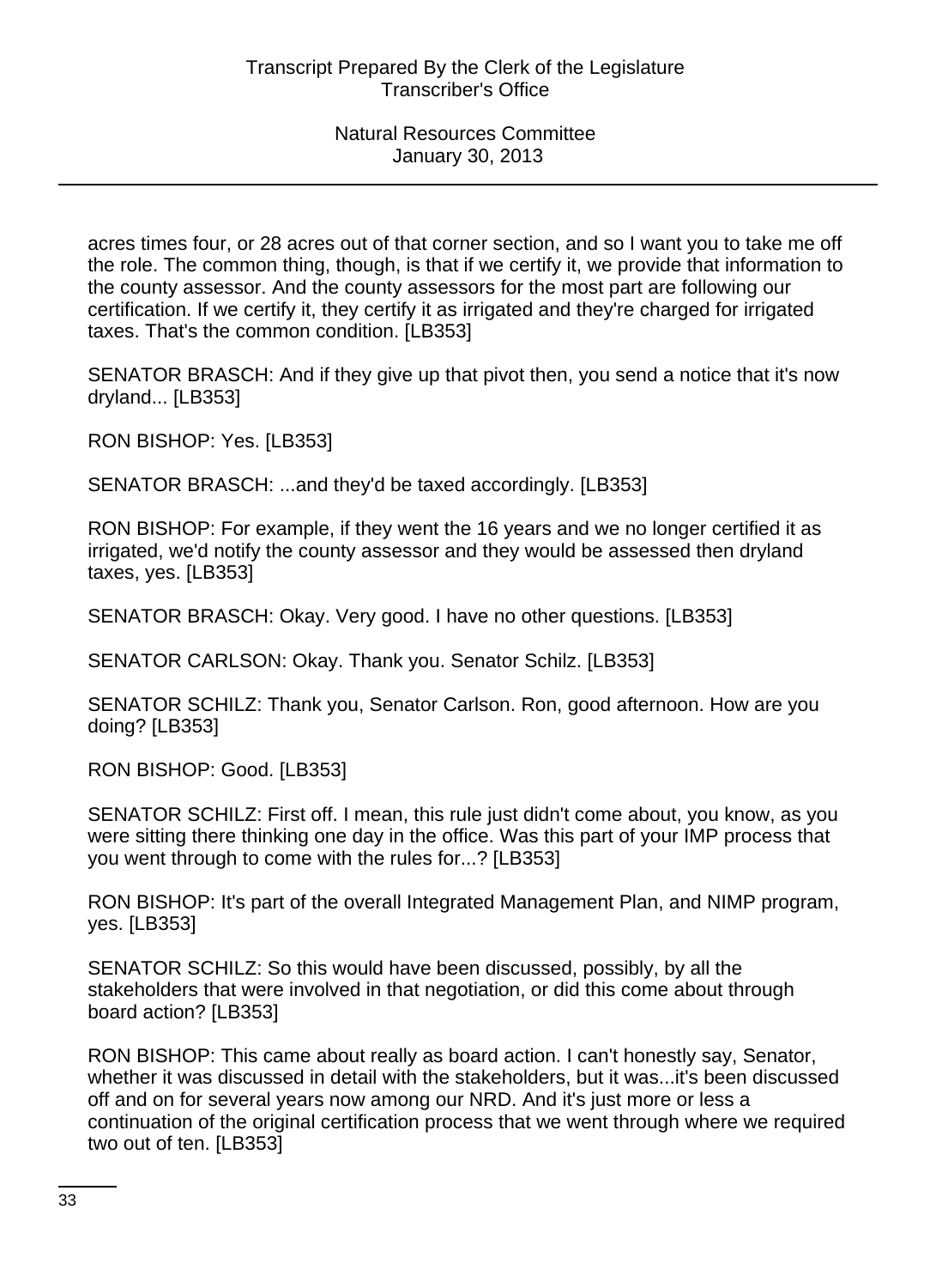acres times four, or 28 acres out of that corner section, and so I want you to take me off the role. The common thing, though, is that if we certify it, we provide that information to the county assessor. And the county assessors for the most part are following our certification. If we certify it, they certify it as irrigated and they're charged for irrigated taxes. That's the common condition. [LB353]

SENATOR BRASCH: And if they give up that pivot then, you send a notice that it's now dryland... [LB353]

RON BISHOP: Yes. [LB353]

SENATOR BRASCH: ...and they'd be taxed accordingly. [LB353]

RON BISHOP: For example, if they went the 16 years and we no longer certified it as irrigated, we'd notify the county assessor and they would be assessed then dryland taxes, yes. [LB353]

SENATOR BRASCH: Okay. Very good. I have no other questions. [LB353]

SENATOR CARLSON: Okay. Thank you. Senator Schilz. [LB353]

SENATOR SCHILZ: Thank you, Senator Carlson. Ron, good afternoon. How are you doing? [LB353]

RON BISHOP: Good. [LB353]

SENATOR SCHILZ: First off. I mean, this rule just didn't come about, you know, as you were sitting there thinking one day in the office. Was this part of your IMP process that you went through to come with the rules for...? [LB353]

RON BISHOP: It's part of the overall Integrated Management Plan, and NIMP program, yes. [LB353]

SENATOR SCHILZ: So this would have been discussed, possibly, by all the stakeholders that were involved in that negotiation, or did this come about through board action? [LB353]

RON BISHOP: This came about really as board action. I can't honestly say, Senator, whether it was discussed in detail with the stakeholders, but it was...it's been discussed off and on for several years now among our NRD. And it's just more or less a continuation of the original certification process that we went through where we required two out of ten. [LB353]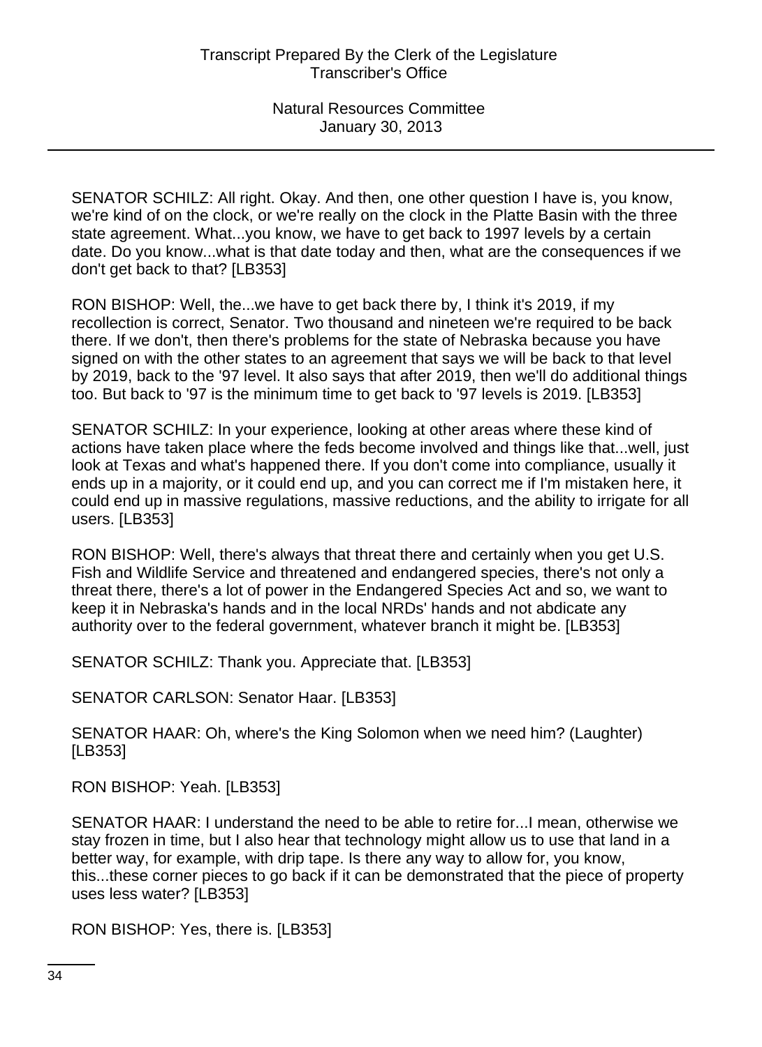SENATOR SCHILZ: All right. Okay. And then, one other question I have is, you know, we're kind of on the clock, or we're really on the clock in the Platte Basin with the three state agreement. What...you know, we have to get back to 1997 levels by a certain date. Do you know...what is that date today and then, what are the consequences if we don't get back to that? [LB353]

RON BISHOP: Well, the...we have to get back there by, I think it's 2019, if my recollection is correct, Senator. Two thousand and nineteen we're required to be back there. If we don't, then there's problems for the state of Nebraska because you have signed on with the other states to an agreement that says we will be back to that level by 2019, back to the '97 level. It also says that after 2019, then we'll do additional things too. But back to '97 is the minimum time to get back to '97 levels is 2019. [LB353]

SENATOR SCHILZ: In your experience, looking at other areas where these kind of actions have taken place where the feds become involved and things like that...well, just look at Texas and what's happened there. If you don't come into compliance, usually it ends up in a majority, or it could end up, and you can correct me if I'm mistaken here, it could end up in massive regulations, massive reductions, and the ability to irrigate for all users. [LB353]

RON BISHOP: Well, there's always that threat there and certainly when you get U.S. Fish and Wildlife Service and threatened and endangered species, there's not only a threat there, there's a lot of power in the Endangered Species Act and so, we want to keep it in Nebraska's hands and in the local NRDs' hands and not abdicate any authority over to the federal government, whatever branch it might be. [LB353]

SENATOR SCHILZ: Thank you. Appreciate that. [LB353]

SENATOR CARLSON: Senator Haar. [LB353]

SENATOR HAAR: Oh, where's the King Solomon when we need him? (Laughter) [LB353]

RON BISHOP: Yeah. [LB353]

SENATOR HAAR: I understand the need to be able to retire for...I mean, otherwise we stay frozen in time, but I also hear that technology might allow us to use that land in a better way, for example, with drip tape. Is there any way to allow for, you know, this...these corner pieces to go back if it can be demonstrated that the piece of property uses less water? [LB353]

RON BISHOP: Yes, there is. [LB353]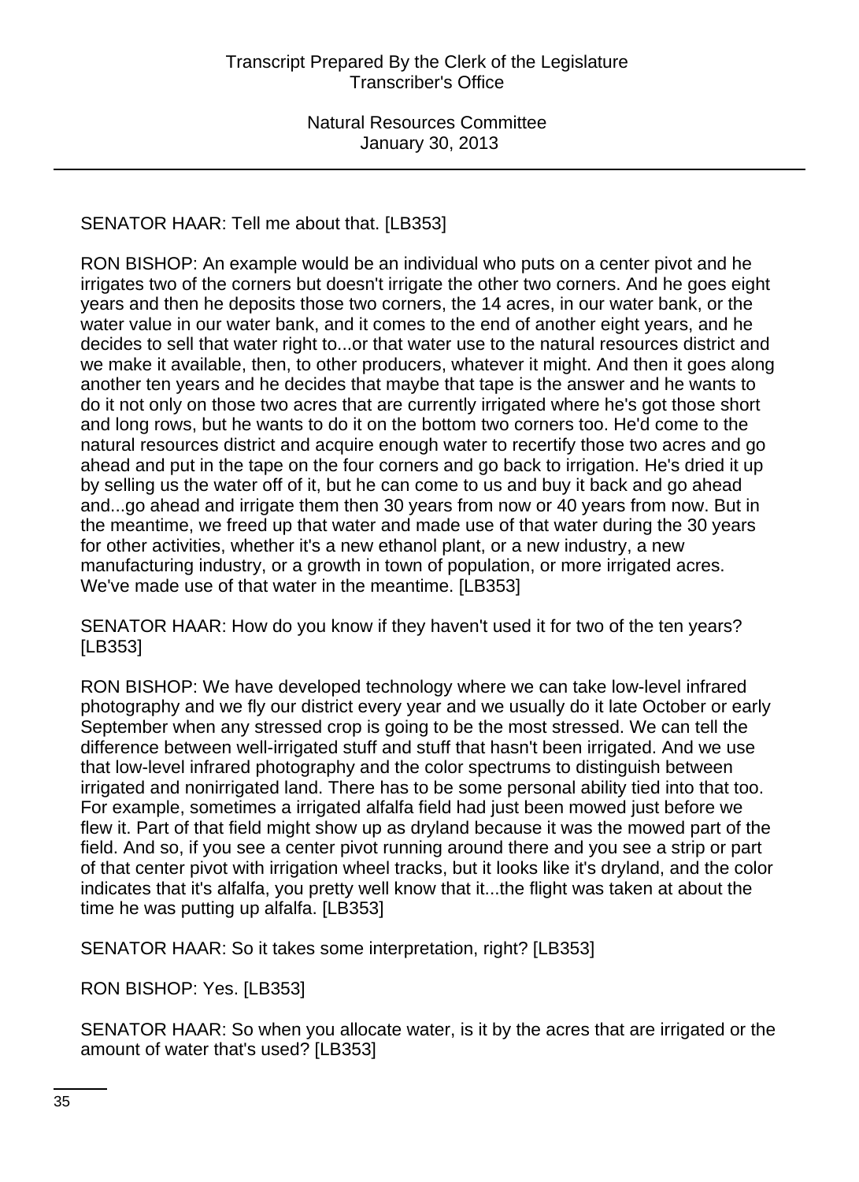SENATOR HAAR: Tell me about that. [LB353]

RON BISHOP: An example would be an individual who puts on a center pivot and he irrigates two of the corners but doesn't irrigate the other two corners. And he goes eight years and then he deposits those two corners, the 14 acres, in our water bank, or the water value in our water bank, and it comes to the end of another eight years, and he decides to sell that water right to...or that water use to the natural resources district and we make it available, then, to other producers, whatever it might. And then it goes along another ten years and he decides that maybe that tape is the answer and he wants to do it not only on those two acres that are currently irrigated where he's got those short and long rows, but he wants to do it on the bottom two corners too. He'd come to the natural resources district and acquire enough water to recertify those two acres and go ahead and put in the tape on the four corners and go back to irrigation. He's dried it up by selling us the water off of it, but he can come to us and buy it back and go ahead and...go ahead and irrigate them then 30 years from now or 40 years from now. But in the meantime, we freed up that water and made use of that water during the 30 years for other activities, whether it's a new ethanol plant, or a new industry, a new manufacturing industry, or a growth in town of population, or more irrigated acres. We've made use of that water in the meantime. [LB353]

SENATOR HAAR: How do you know if they haven't used it for two of the ten years? [LB353]

RON BISHOP: We have developed technology where we can take low-level infrared photography and we fly our district every year and we usually do it late October or early September when any stressed crop is going to be the most stressed. We can tell the difference between well-irrigated stuff and stuff that hasn't been irrigated. And we use that low-level infrared photography and the color spectrums to distinguish between irrigated and nonirrigated land. There has to be some personal ability tied into that too. For example, sometimes a irrigated alfalfa field had just been mowed just before we flew it. Part of that field might show up as dryland because it was the mowed part of the field. And so, if you see a center pivot running around there and you see a strip or part of that center pivot with irrigation wheel tracks, but it looks like it's dryland, and the color indicates that it's alfalfa, you pretty well know that it...the flight was taken at about the time he was putting up alfalfa. [LB353]

SENATOR HAAR: So it takes some interpretation, right? [LB353]

RON BISHOP: Yes. [LB353]

SENATOR HAAR: So when you allocate water, is it by the acres that are irrigated or the amount of water that's used? [LB353]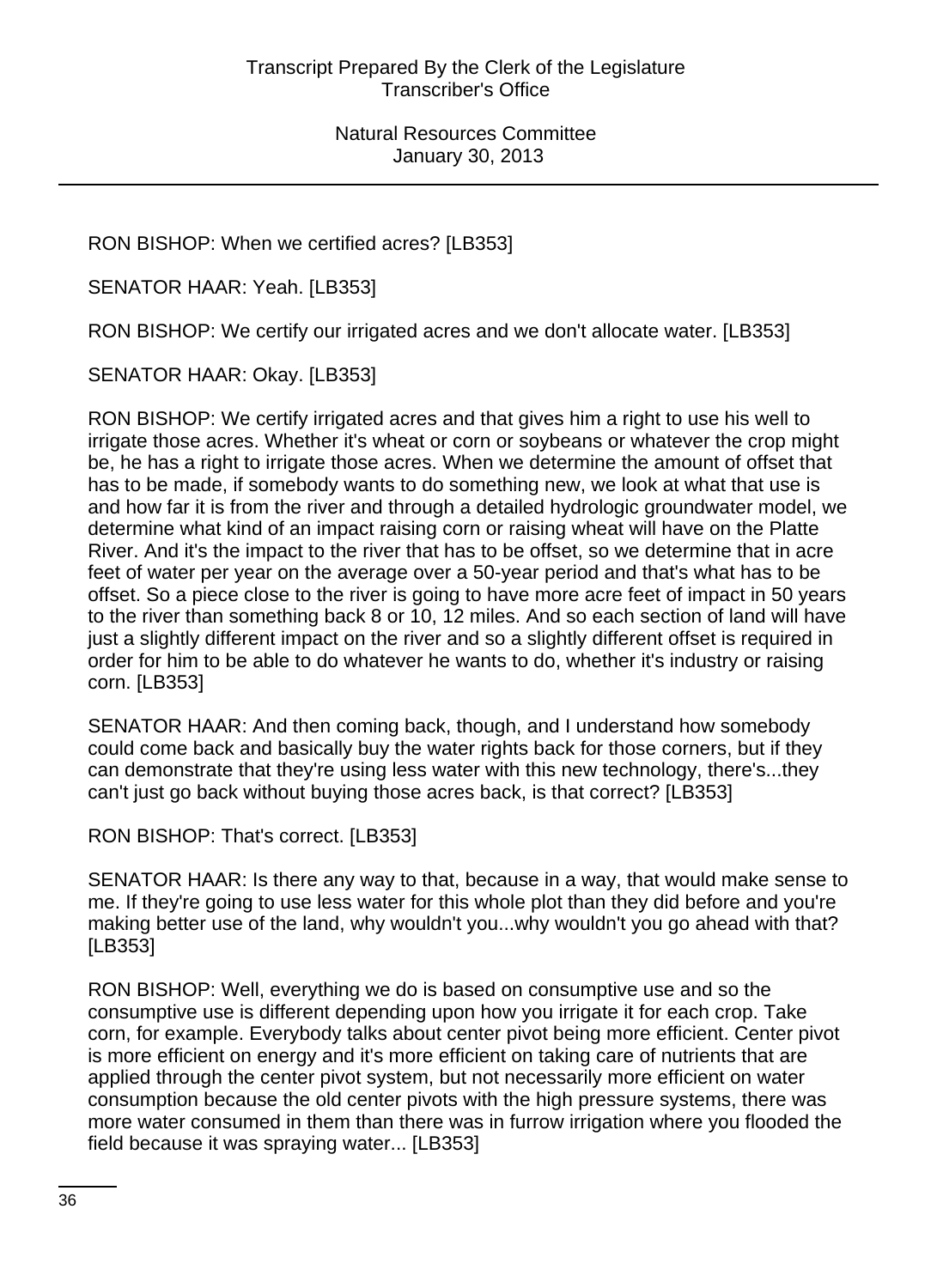RON BISHOP: When we certified acres? [LB353]

SENATOR HAAR: Yeah. [LB353]

RON BISHOP: We certify our irrigated acres and we don't allocate water. [LB353]

SENATOR HAAR: Okay. [LB353]

RON BISHOP: We certify irrigated acres and that gives him a right to use his well to irrigate those acres. Whether it's wheat or corn or soybeans or whatever the crop might be, he has a right to irrigate those acres. When we determine the amount of offset that has to be made, if somebody wants to do something new, we look at what that use is and how far it is from the river and through a detailed hydrologic groundwater model, we determine what kind of an impact raising corn or raising wheat will have on the Platte River. And it's the impact to the river that has to be offset, so we determine that in acre feet of water per year on the average over a 50-year period and that's what has to be offset. So a piece close to the river is going to have more acre feet of impact in 50 years to the river than something back 8 or 10, 12 miles. And so each section of land will have just a slightly different impact on the river and so a slightly different offset is required in order for him to be able to do whatever he wants to do, whether it's industry or raising corn. [LB353]

SENATOR HAAR: And then coming back, though, and I understand how somebody could come back and basically buy the water rights back for those corners, but if they can demonstrate that they're using less water with this new technology, there's...they can't just go back without buying those acres back, is that correct? [LB353]

RON BISHOP: That's correct. [LB353]

SENATOR HAAR: Is there any way to that, because in a way, that would make sense to me. If they're going to use less water for this whole plot than they did before and you're making better use of the land, why wouldn't you...why wouldn't you go ahead with that? [LB353]

RON BISHOP: Well, everything we do is based on consumptive use and so the consumptive use is different depending upon how you irrigate it for each crop. Take corn, for example. Everybody talks about center pivot being more efficient. Center pivot is more efficient on energy and it's more efficient on taking care of nutrients that are applied through the center pivot system, but not necessarily more efficient on water consumption because the old center pivots with the high pressure systems, there was more water consumed in them than there was in furrow irrigation where you flooded the field because it was spraying water... [LB353]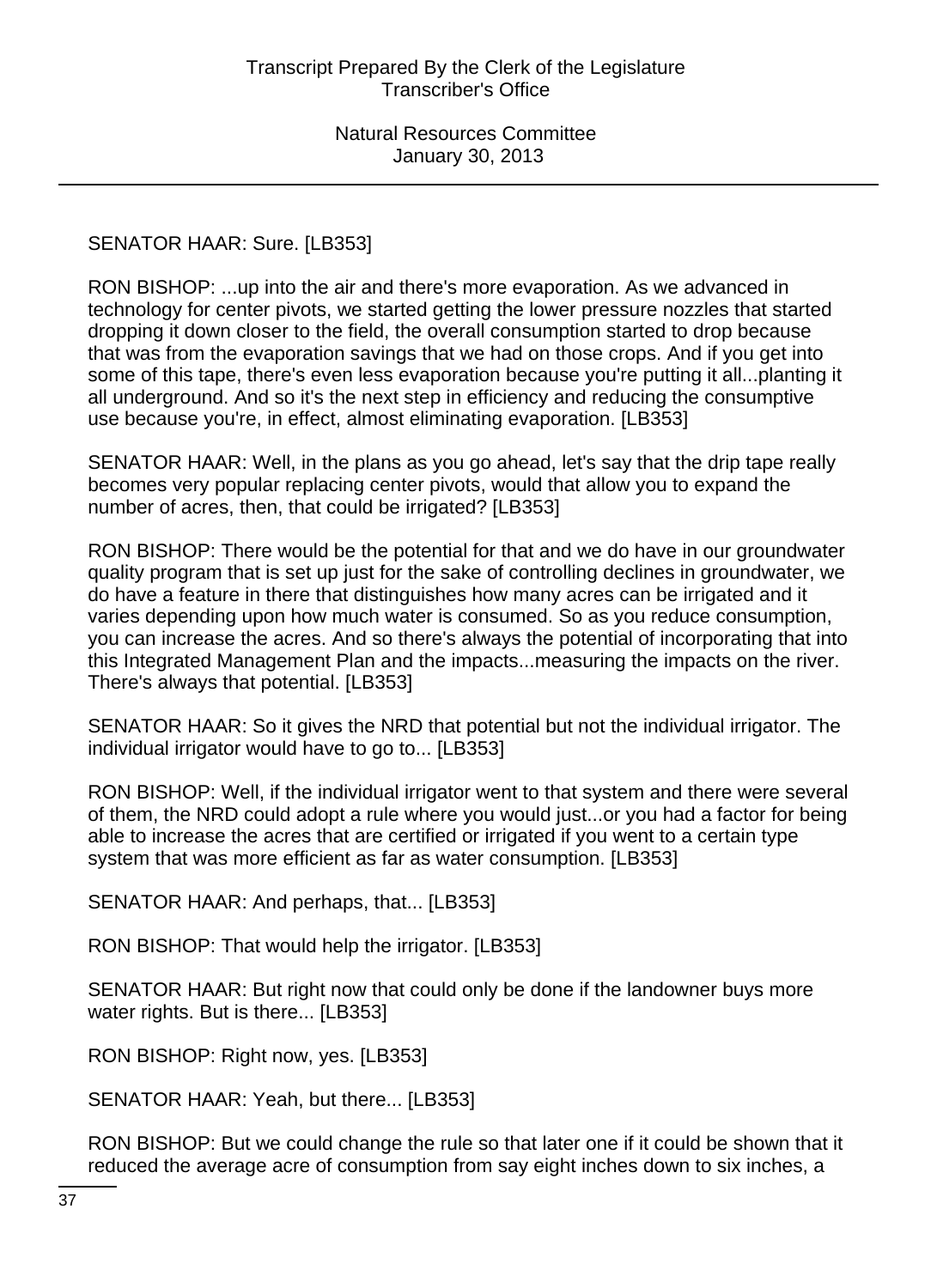SENATOR HAAR: Sure. [LB353]

RON BISHOP: ...up into the air and there's more evaporation. As we advanced in technology for center pivots, we started getting the lower pressure nozzles that started dropping it down closer to the field, the overall consumption started to drop because that was from the evaporation savings that we had on those crops. And if you get into some of this tape, there's even less evaporation because you're putting it all...planting it all underground. And so it's the next step in efficiency and reducing the consumptive use because you're, in effect, almost eliminating evaporation. [LB353]

SENATOR HAAR: Well, in the plans as you go ahead, let's say that the drip tape really becomes very popular replacing center pivots, would that allow you to expand the number of acres, then, that could be irrigated? [LB353]

RON BISHOP: There would be the potential for that and we do have in our groundwater quality program that is set up just for the sake of controlling declines in groundwater, we do have a feature in there that distinguishes how many acres can be irrigated and it varies depending upon how much water is consumed. So as you reduce consumption, you can increase the acres. And so there's always the potential of incorporating that into this Integrated Management Plan and the impacts...measuring the impacts on the river. There's always that potential. [LB353]

SENATOR HAAR: So it gives the NRD that potential but not the individual irrigator. The individual irrigator would have to go to... [LB353]

RON BISHOP: Well, if the individual irrigator went to that system and there were several of them, the NRD could adopt a rule where you would just...or you had a factor for being able to increase the acres that are certified or irrigated if you went to a certain type system that was more efficient as far as water consumption. [LB353]

SENATOR HAAR: And perhaps, that... [LB353]

RON BISHOP: That would help the irrigator. [LB353]

SENATOR HAAR: But right now that could only be done if the landowner buys more water rights. But is there... [LB353]

RON BISHOP: Right now, yes. [LB353]

SENATOR HAAR: Yeah, but there... [LB353]

RON BISHOP: But we could change the rule so that later one if it could be shown that it reduced the average acre of consumption from say eight inches down to six inches, a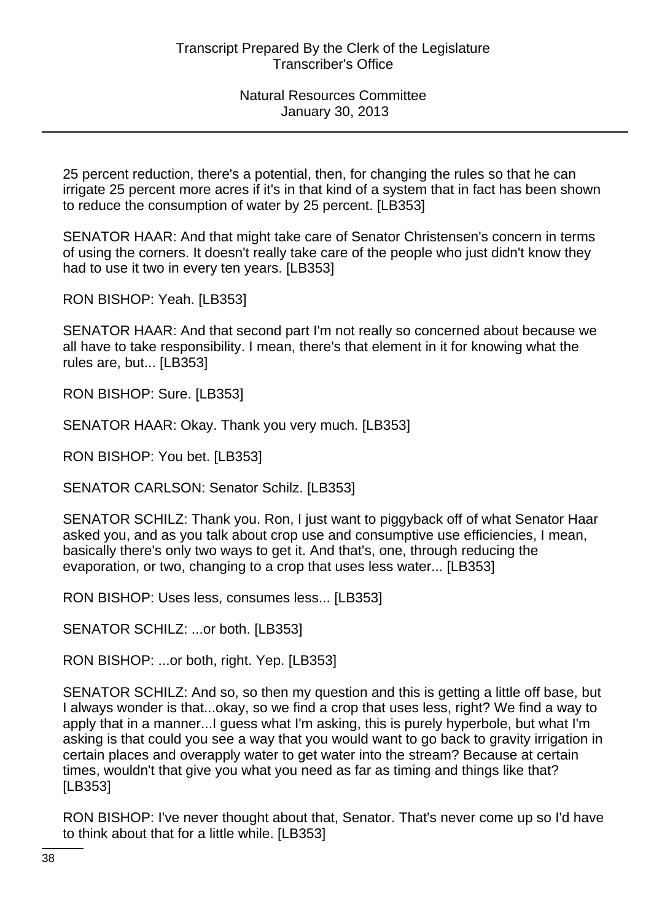25 percent reduction, there's a potential, then, for changing the rules so that he can irrigate 25 percent more acres if it's in that kind of a system that in fact has been shown to reduce the consumption of water by 25 percent. [LB353]

SENATOR HAAR: And that might take care of Senator Christensen's concern in terms of using the corners. It doesn't really take care of the people who just didn't know they had to use it two in every ten years. [LB353]

RON BISHOP: Yeah. [LB353]

SENATOR HAAR: And that second part I'm not really so concerned about because we all have to take responsibility. I mean, there's that element in it for knowing what the rules are, but... [LB353]

RON BISHOP: Sure. [LB353]

SENATOR HAAR: Okay. Thank you very much. [LB353]

RON BISHOP: You bet. [LB353]

SENATOR CARLSON: Senator Schilz. [LB353]

SENATOR SCHILZ: Thank you. Ron, I just want to piggyback off of what Senator Haar asked you, and as you talk about crop use and consumptive use efficiencies, I mean, basically there's only two ways to get it. And that's, one, through reducing the evaporation, or two, changing to a crop that uses less water... [LB353]

RON BISHOP: Uses less, consumes less... [LB353]

SENATOR SCHILZ: ...or both. [LB353]

RON BISHOP: ...or both, right. Yep. [LB353]

SENATOR SCHILZ: And so, so then my question and this is getting a little off base, but I always wonder is that...okay, so we find a crop that uses less, right? We find a way to apply that in a manner...I guess what I'm asking, this is purely hyperbole, but what I'm asking is that could you see a way that you would want to go back to gravity irrigation in certain places and overapply water to get water into the stream? Because at certain times, wouldn't that give you what you need as far as timing and things like that? [LB353]

RON BISHOP: I've never thought about that, Senator. That's never come up so I'd have to think about that for a little while. [LB353]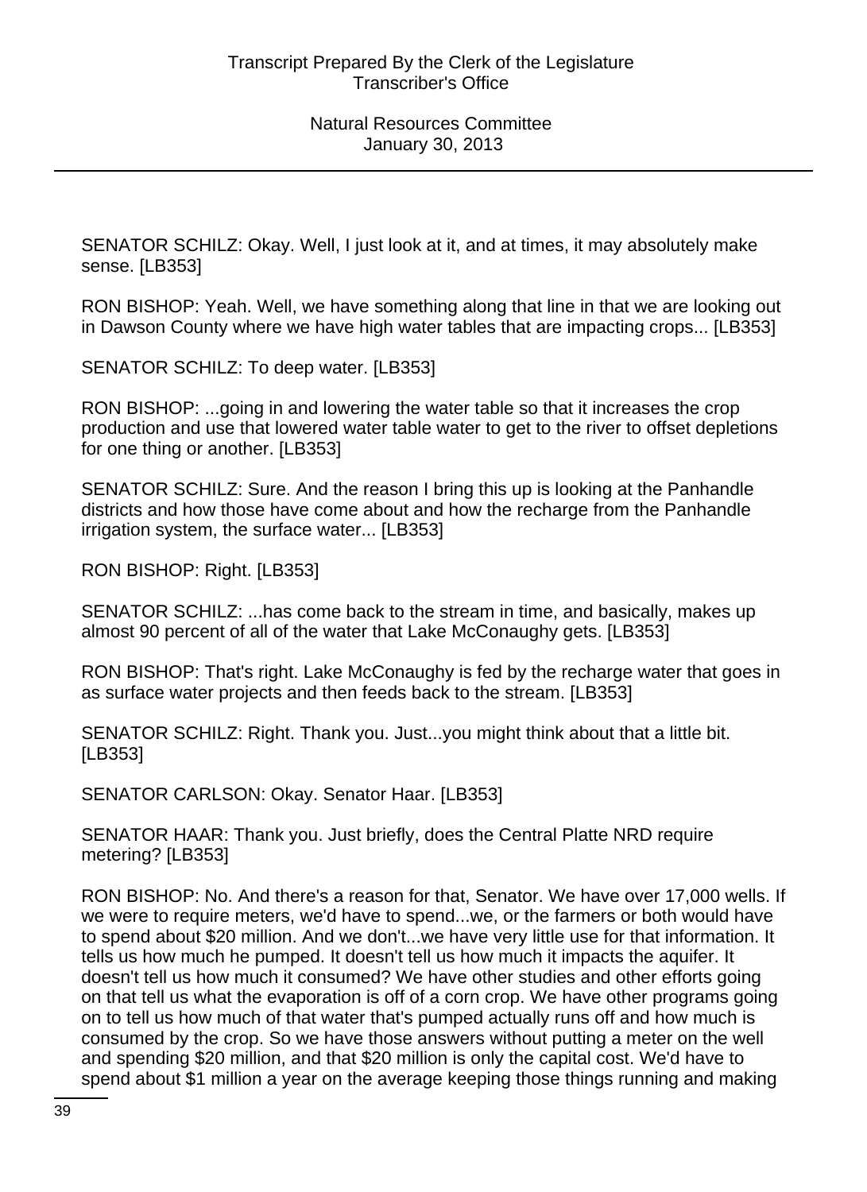SENATOR SCHILZ: Okay. Well, I just look at it, and at times, it may absolutely make sense. [LB353]

RON BISHOP: Yeah. Well, we have something along that line in that we are looking out in Dawson County where we have high water tables that are impacting crops... [LB353]

SENATOR SCHILZ: To deep water. [LB353]

RON BISHOP: ...going in and lowering the water table so that it increases the crop production and use that lowered water table water to get to the river to offset depletions for one thing or another. [LB353]

SENATOR SCHILZ: Sure. And the reason I bring this up is looking at the Panhandle districts and how those have come about and how the recharge from the Panhandle irrigation system, the surface water... [LB353]

RON BISHOP: Right. [LB353]

SENATOR SCHILZ: ...has come back to the stream in time, and basically, makes up almost 90 percent of all of the water that Lake McConaughy gets. [LB353]

RON BISHOP: That's right. Lake McConaughy is fed by the recharge water that goes in as surface water projects and then feeds back to the stream. [LB353]

SENATOR SCHILZ: Right. Thank you. Just...you might think about that a little bit. [LB353]

SENATOR CARLSON: Okay. Senator Haar. [LB353]

SENATOR HAAR: Thank you. Just briefly, does the Central Platte NRD require metering? [LB353]

RON BISHOP: No. And there's a reason for that, Senator. We have over 17,000 wells. If we were to require meters, we'd have to spend...we, or the farmers or both would have to spend about $20 million. And we don't...we have very little use for that information. It tells us how much he pumped. It doesn't tell us how much it impacts the aquifer. It doesn't tell us how much it consumed? We have other studies and other efforts going on that tell us what the evaporation is off of a corn crop. We have other programs going on to tell us how much of that water that's pumped actually runs off and how much is consumed by the crop. So we have those answers without putting a meter on the well and spending $20 million, and that $20 million is only the capital cost. We'd have to spend about $1 million a year on the average keeping those things running and making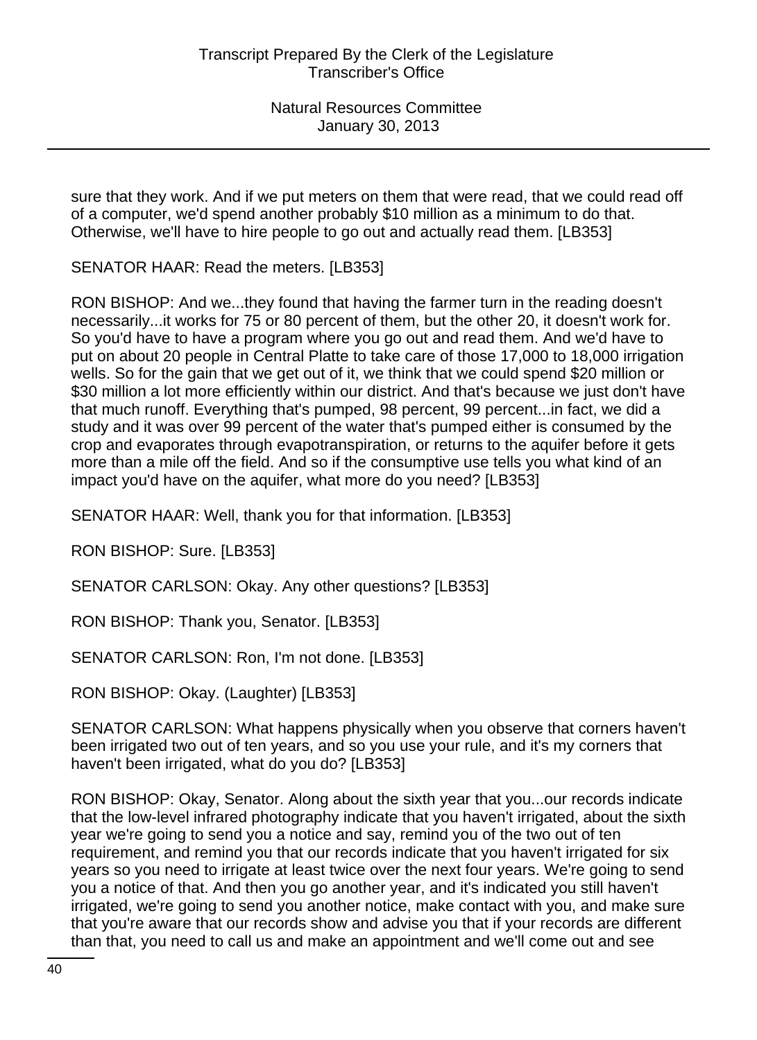sure that they work. And if we put meters on them that were read, that we could read off of a computer, we'd spend another probably $10 million as a minimum to do that. Otherwise, we'll have to hire people to go out and actually read them. [LB353]

SENATOR HAAR: Read the meters. [LB353]

RON BISHOP: And we...they found that having the farmer turn in the reading doesn't necessarily...it works for 75 or 80 percent of them, but the other 20, it doesn't work for. So you'd have to have a program where you go out and read them. And we'd have to put on about 20 people in Central Platte to take care of those 17,000 to 18,000 irrigation wells. So for the gain that we get out of it, we think that we could spend $20 million or $30 million a lot more efficiently within our district. And that's because we just don't have that much runoff. Everything that's pumped, 98 percent, 99 percent...in fact, we did a study and it was over 99 percent of the water that's pumped either is consumed by the crop and evaporates through evapotranspiration, or returns to the aquifer before it gets more than a mile off the field. And so if the consumptive use tells you what kind of an impact you'd have on the aquifer, what more do you need? [LB353]

SENATOR HAAR: Well, thank you for that information. [LB353]

RON BISHOP: Sure. [LB353]

SENATOR CARLSON: Okay. Any other questions? [LB353]

RON BISHOP: Thank you, Senator. [LB353]

SENATOR CARLSON: Ron, I'm not done. [LB353]

RON BISHOP: Okay. (Laughter) [LB353]

SENATOR CARLSON: What happens physically when you observe that corners haven't been irrigated two out of ten years, and so you use your rule, and it's my corners that haven't been irrigated, what do you do? [LB353]

RON BISHOP: Okay, Senator. Along about the sixth year that you...our records indicate that the low-level infrared photography indicate that you haven't irrigated, about the sixth year we're going to send you a notice and say, remind you of the two out of ten requirement, and remind you that our records indicate that you haven't irrigated for six years so you need to irrigate at least twice over the next four years. We're going to send you a notice of that. And then you go another year, and it's indicated you still haven't irrigated, we're going to send you another notice, make contact with you, and make sure that you're aware that our records show and advise you that if your records are different than that, you need to call us and make an appointment and we'll come out and see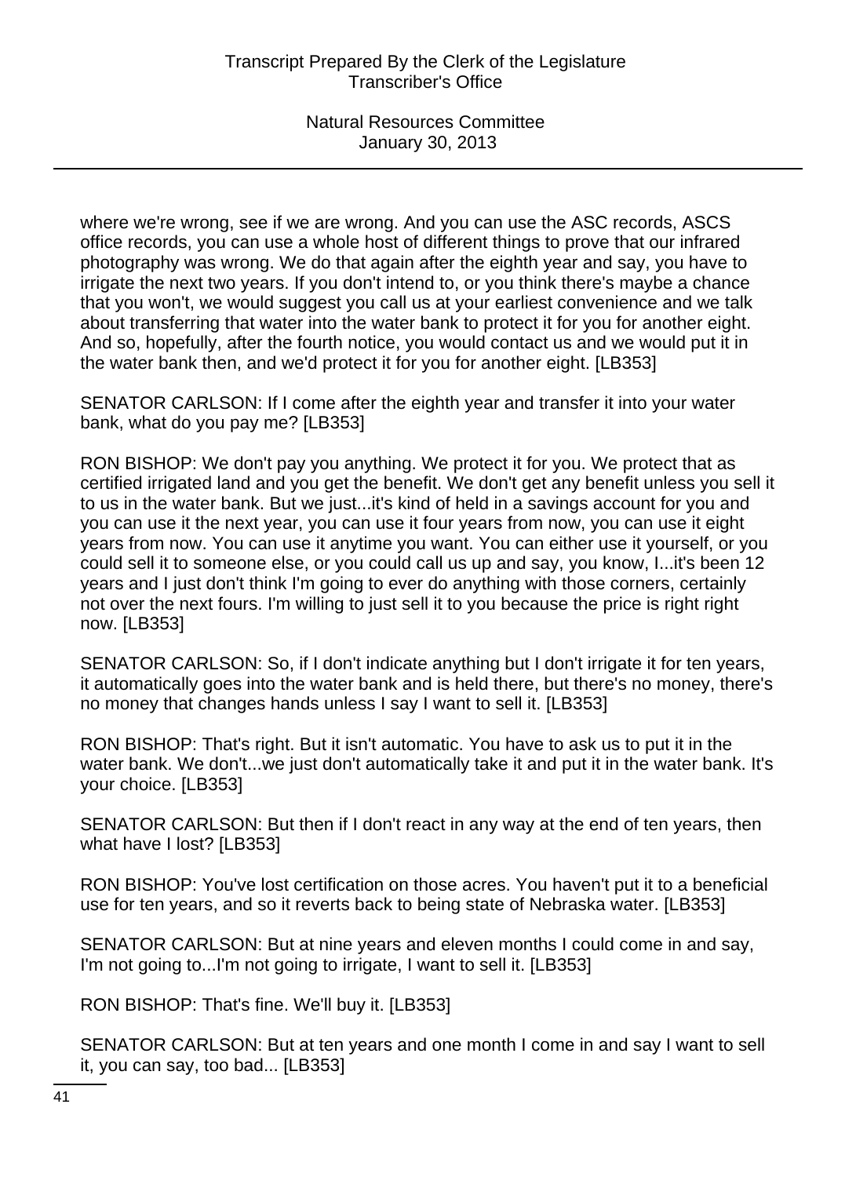where we're wrong, see if we are wrong. And you can use the ASC records, ASCS office records, you can use a whole host of different things to prove that our infrared photography was wrong. We do that again after the eighth year and say, you have to irrigate the next two years. If you don't intend to, or you think there's maybe a chance that you won't, we would suggest you call us at your earliest convenience and we talk about transferring that water into the water bank to protect it for you for another eight. And so, hopefully, after the fourth notice, you would contact us and we would put it in the water bank then, and we'd protect it for you for another eight. [LB353]

SENATOR CARLSON: If I come after the eighth year and transfer it into your water bank, what do you pay me? [LB353]

RON BISHOP: We don't pay you anything. We protect it for you. We protect that as certified irrigated land and you get the benefit. We don't get any benefit unless you sell it to us in the water bank. But we just...it's kind of held in a savings account for you and you can use it the next year, you can use it four years from now, you can use it eight years from now. You can use it anytime you want. You can either use it yourself, or you could sell it to someone else, or you could call us up and say, you know, I...it's been 12 years and I just don't think I'm going to ever do anything with those corners, certainly not over the next fours. I'm willing to just sell it to you because the price is right right now. [LB353]

SENATOR CARLSON: So, if I don't indicate anything but I don't irrigate it for ten years, it automatically goes into the water bank and is held there, but there's no money, there's no money that changes hands unless I say I want to sell it. [LB353]

RON BISHOP: That's right. But it isn't automatic. You have to ask us to put it in the water bank. We don't...we just don't automatically take it and put it in the water bank. It's your choice. [LB353]

SENATOR CARLSON: But then if I don't react in any way at the end of ten years, then what have I lost? [LB353]

RON BISHOP: You've lost certification on those acres. You haven't put it to a beneficial use for ten years, and so it reverts back to being state of Nebraska water. [LB353]

SENATOR CARLSON: But at nine years and eleven months I could come in and say, I'm not going to...I'm not going to irrigate, I want to sell it. [LB353]

RON BISHOP: That's fine. We'll buy it. [LB353]

SENATOR CARLSON: But at ten years and one month I come in and say I want to sell it, you can say, too bad... [LB353]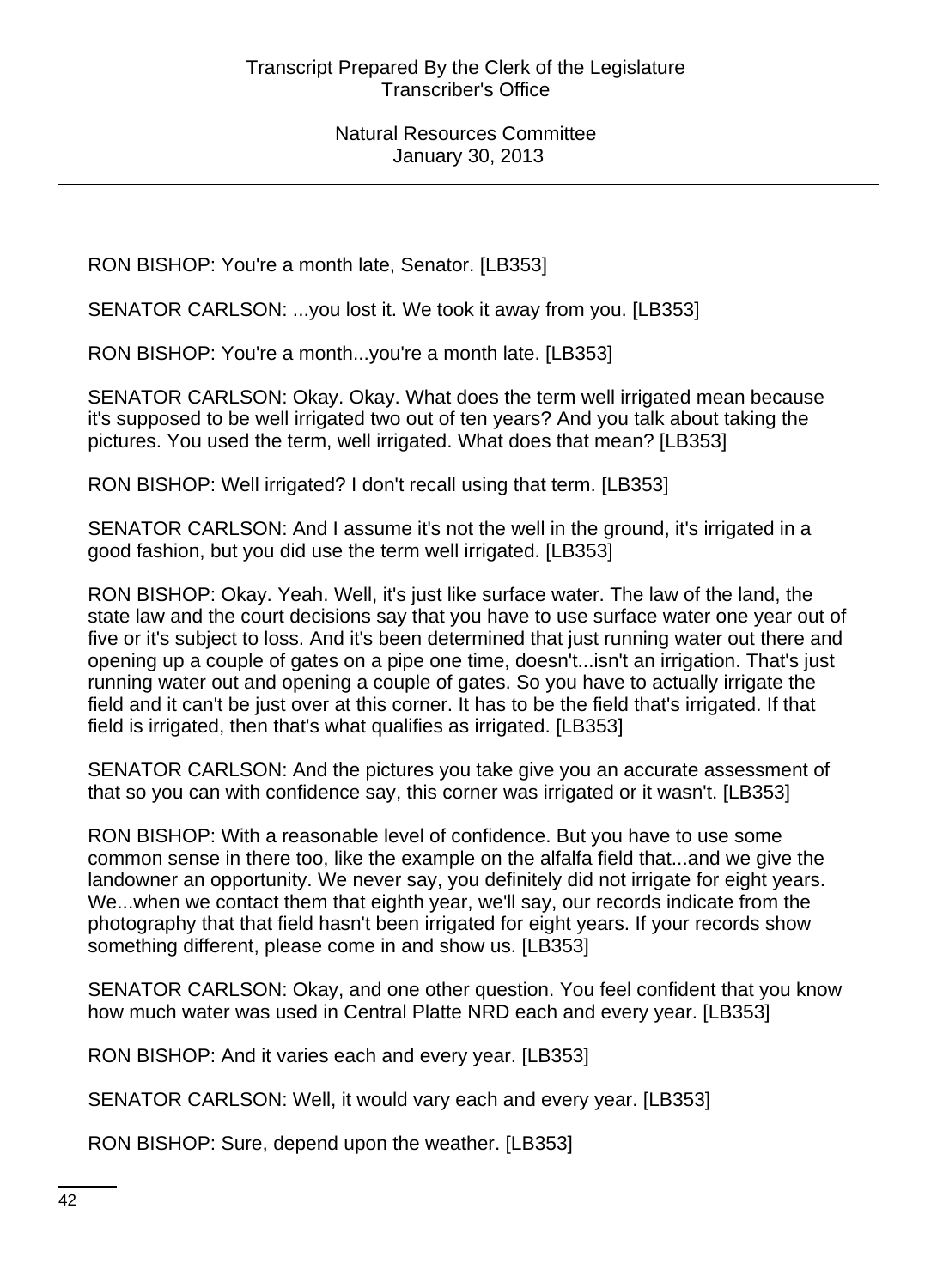RON BISHOP: You're a month late, Senator. [LB353]

SENATOR CARLSON: ...you lost it. We took it away from you. [LB353]

RON BISHOP: You're a month...you're a month late. [LB353]

SENATOR CARLSON: Okay. Okay. What does the term well irrigated mean because it's supposed to be well irrigated two out of ten years? And you talk about taking the pictures. You used the term, well irrigated. What does that mean? [LB353]

RON BISHOP: Well irrigated? I don't recall using that term. [LB353]

SENATOR CARLSON: And I assume it's not the well in the ground, it's irrigated in a good fashion, but you did use the term well irrigated. [LB353]

RON BISHOP: Okay. Yeah. Well, it's just like surface water. The law of the land, the state law and the court decisions say that you have to use surface water one year out of five or it's subject to loss. And it's been determined that just running water out there and opening up a couple of gates on a pipe one time, doesn't...isn't an irrigation. That's just running water out and opening a couple of gates. So you have to actually irrigate the field and it can't be just over at this corner. It has to be the field that's irrigated. If that field is irrigated, then that's what qualifies as irrigated. [LB353]

SENATOR CARLSON: And the pictures you take give you an accurate assessment of that so you can with confidence say, this corner was irrigated or it wasn't. [LB353]

RON BISHOP: With a reasonable level of confidence. But you have to use some common sense in there too, like the example on the alfalfa field that...and we give the landowner an opportunity. We never say, you definitely did not irrigate for eight years. We...when we contact them that eighth year, we'll say, our records indicate from the photography that that field hasn't been irrigated for eight years. If your records show something different, please come in and show us. [LB353]

SENATOR CARLSON: Okay, and one other question. You feel confident that you know how much water was used in Central Platte NRD each and every year. [LB353]

RON BISHOP: And it varies each and every year. [LB353]

SENATOR CARLSON: Well, it would vary each and every year. [LB353]

RON BISHOP: Sure, depend upon the weather. [LB353]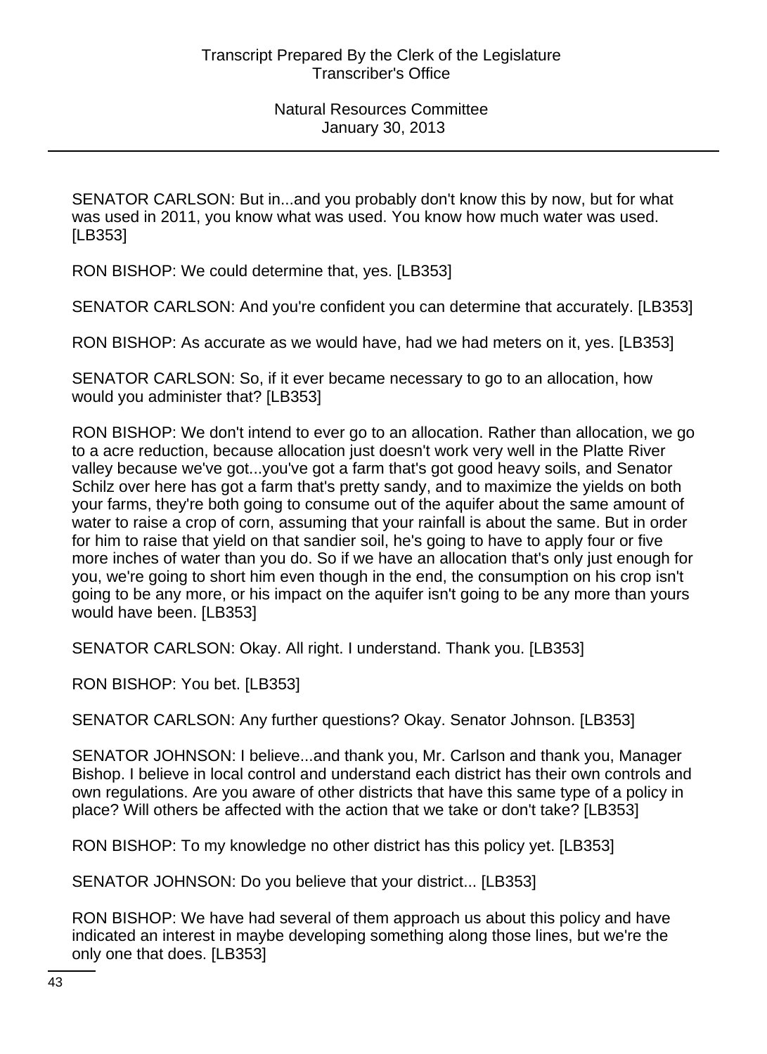SENATOR CARLSON: But in...and you probably don't know this by now, but for what was used in 2011, you know what was used. You know how much water was used. [LB353]

RON BISHOP: We could determine that, yes. [LB353]

SENATOR CARLSON: And you're confident you can determine that accurately. [LB353]

RON BISHOP: As accurate as we would have, had we had meters on it, yes. [LB353]

SENATOR CARLSON: So, if it ever became necessary to go to an allocation, how would you administer that? [LB353]

RON BISHOP: We don't intend to ever go to an allocation. Rather than allocation, we go to a acre reduction, because allocation just doesn't work very well in the Platte River valley because we've got...you've got a farm that's got good heavy soils, and Senator Schilz over here has got a farm that's pretty sandy, and to maximize the yields on both your farms, they're both going to consume out of the aquifer about the same amount of water to raise a crop of corn, assuming that your rainfall is about the same. But in order for him to raise that yield on that sandier soil, he's going to have to apply four or five more inches of water than you do. So if we have an allocation that's only just enough for you, we're going to short him even though in the end, the consumption on his crop isn't going to be any more, or his impact on the aquifer isn't going to be any more than yours would have been. [LB353]

SENATOR CARLSON: Okay. All right. I understand. Thank you. [LB353]

RON BISHOP: You bet. [LB353]

SENATOR CARLSON: Any further questions? Okay. Senator Johnson. [LB353]

SENATOR JOHNSON: I believe...and thank you, Mr. Carlson and thank you, Manager Bishop. I believe in local control and understand each district has their own controls and own regulations. Are you aware of other districts that have this same type of a policy in place? Will others be affected with the action that we take or don't take? [LB353]

RON BISHOP: To my knowledge no other district has this policy yet. [LB353]

SENATOR JOHNSON: Do you believe that your district... [LB353]

RON BISHOP: We have had several of them approach us about this policy and have indicated an interest in maybe developing something along those lines, but we're the only one that does. [LB353]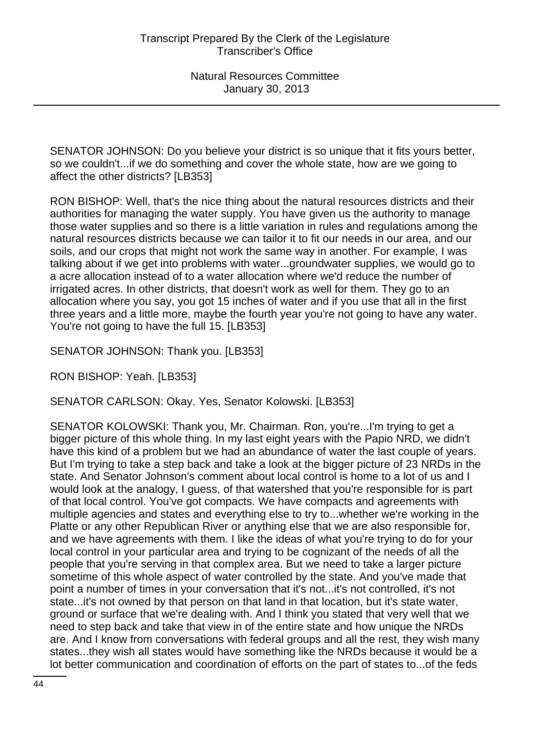SENATOR JOHNSON: Do you believe your district is so unique that it fits yours better, so we couldn't...if we do something and cover the whole state, how are we going to affect the other districts? [LB353]

RON BISHOP: Well, that's the nice thing about the natural resources districts and their authorities for managing the water supply. You have given us the authority to manage those water supplies and so there is a little variation in rules and regulations among the natural resources districts because we can tailor it to fit our needs in our area, and our soils, and our crops that might not work the same way in another. For example, I was talking about if we get into problems with water...groundwater supplies, we would go to a acre allocation instead of to a water allocation where we'd reduce the number of irrigated acres. In other districts, that doesn't work as well for them. They go to an allocation where you say, you got 15 inches of water and if you use that all in the first three years and a little more, maybe the fourth year you're not going to have any water. You're not going to have the full 15. [LB353]

SENATOR JOHNSON: Thank you. [LB353]

RON BISHOP: Yeah. [LB353]

SENATOR CARLSON: Okay. Yes, Senator Kolowski. [LB353]

SENATOR KOLOWSKI: Thank you, Mr. Chairman. Ron, you're...I'm trying to get a bigger picture of this whole thing. In my last eight years with the Papio NRD, we didn't have this kind of a problem but we had an abundance of water the last couple of years. But I'm trying to take a step back and take a look at the bigger picture of 23 NRDs in the state. And Senator Johnson's comment about local control is home to a lot of us and I would look at the analogy, I guess, of that watershed that you're responsible for is part of that local control. You've got compacts. We have compacts and agreements with multiple agencies and states and everything else to try to...whether we're working in the Platte or any other Republican River or anything else that we are also responsible for, and we have agreements with them. I like the ideas of what you're trying to do for your local control in your particular area and trying to be cognizant of the needs of all the people that you're serving in that complex area. But we need to take a larger picture sometime of this whole aspect of water controlled by the state. And you've made that point a number of times in your conversation that it's not...it's not controlled, it's not state...it's not owned by that person on that land in that location, but it's state water, ground or surface that we're dealing with. And I think you stated that very well that we need to step back and take that view in of the entire state and how unique the NRDs are. And I know from conversations with federal groups and all the rest, they wish many states...they wish all states would have something like the NRDs because it would be a lot better communication and coordination of efforts on the part of states to...of the feds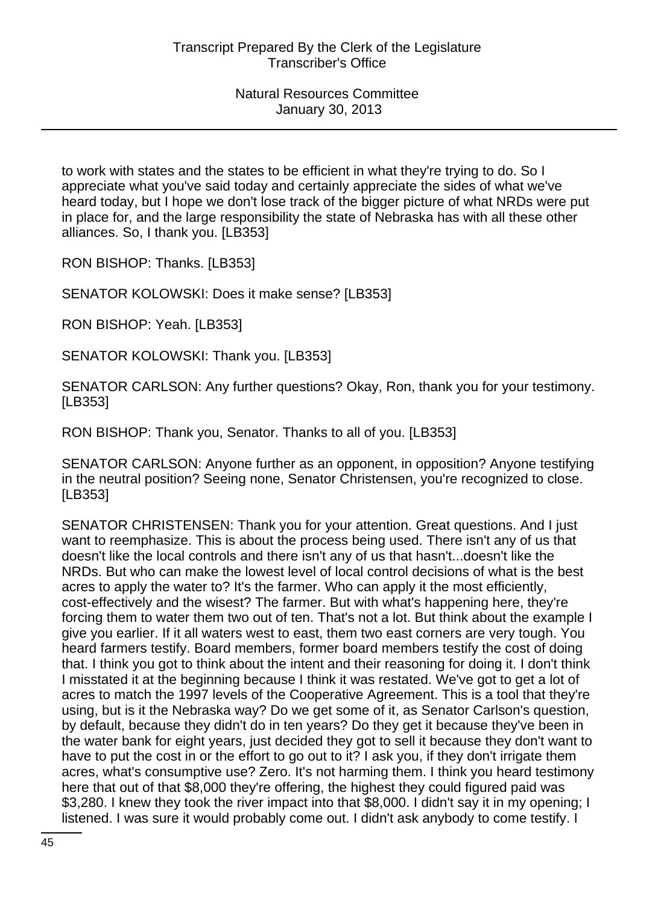to work with states and the states to be efficient in what they're trying to do. So I appreciate what you've said today and certainly appreciate the sides of what we've heard today, but I hope we don't lose track of the bigger picture of what NRDs were put in place for, and the large responsibility the state of Nebraska has with all these other alliances. So, I thank you. [LB353]

RON BISHOP: Thanks. [LB353]

SENATOR KOLOWSKI: Does it make sense? [LB353]

RON BISHOP: Yeah. [LB353]

SENATOR KOLOWSKI: Thank you. [LB353]

SENATOR CARLSON: Any further questions? Okay, Ron, thank you for your testimony. [LB353]

RON BISHOP: Thank you, Senator. Thanks to all of you. [LB353]

SENATOR CARLSON: Anyone further as an opponent, in opposition? Anyone testifying in the neutral position? Seeing none, Senator Christensen, you're recognized to close. [LB353]

SENATOR CHRISTENSEN: Thank you for your attention. Great questions. And I just want to reemphasize. This is about the process being used. There isn't any of us that doesn't like the local controls and there isn't any of us that hasn't...doesn't like the NRDs. But who can make the lowest level of local control decisions of what is the best acres to apply the water to? It's the farmer. Who can apply it the most efficiently, cost-effectively and the wisest? The farmer. But with what's happening here, they're forcing them to water them two out of ten. That's not a lot. But think about the example I give you earlier. If it all waters west to east, them two east corners are very tough. You heard farmers testify. Board members, former board members testify the cost of doing that. I think you got to think about the intent and their reasoning for doing it. I don't think I misstated it at the beginning because I think it was restated. We've got to get a lot of acres to match the 1997 levels of the Cooperative Agreement. This is a tool that they're using, but is it the Nebraska way? Do we get some of it, as Senator Carlson's question, by default, because they didn't do in ten years? Do they get it because they've been in the water bank for eight years, just decided they got to sell it because they don't want to have to put the cost in or the effort to go out to it? I ask you, if they don't irrigate them acres, what's consumptive use? Zero. It's not harming them. I think you heard testimony here that out of that $8,000 they're offering, the highest they could figured paid was $3,280. I knew they took the river impact into that $8,000. I didn't say it in my opening; I listened. I was sure it would probably come out. I didn't ask anybody to come testify. I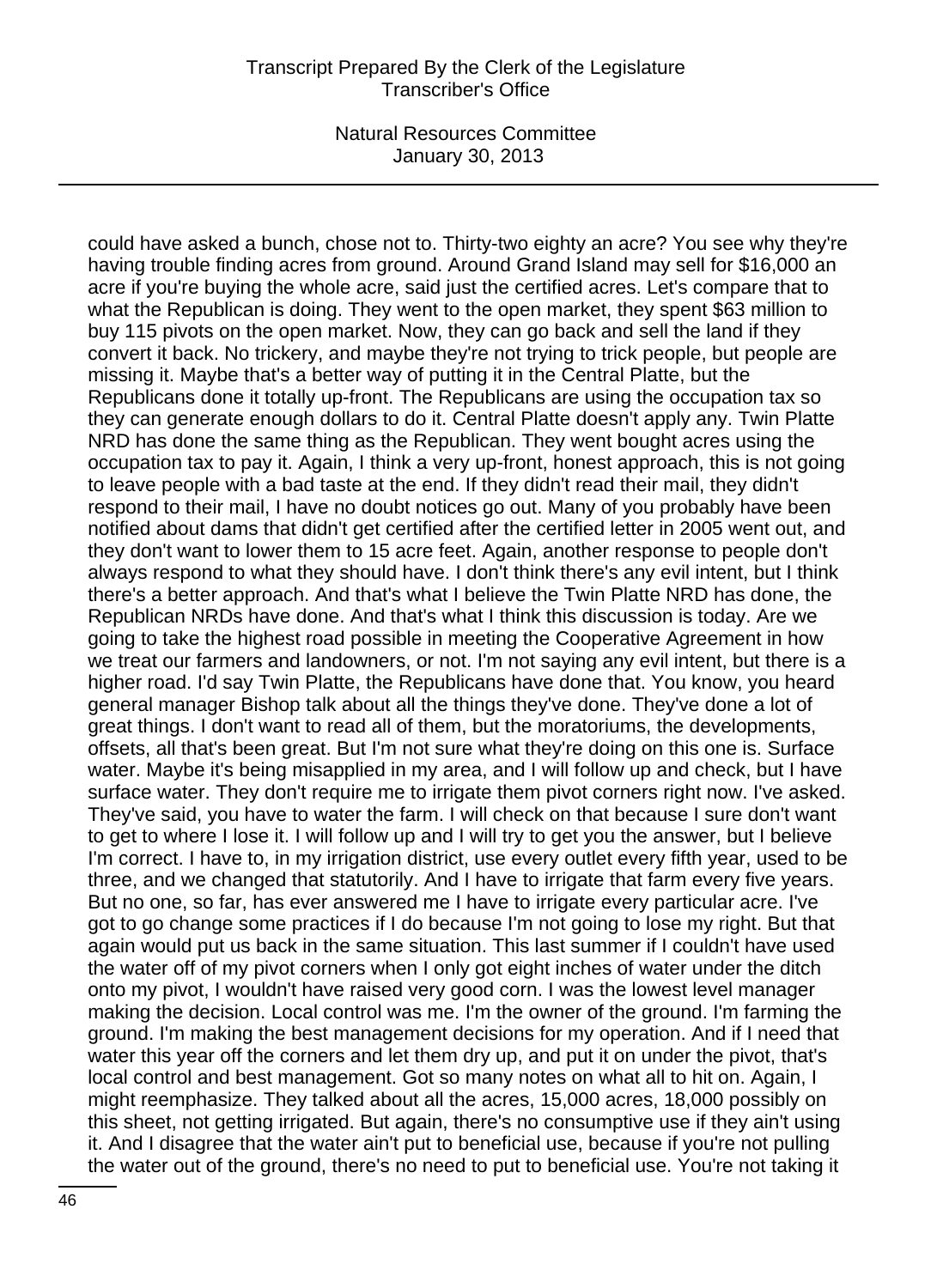could have asked a bunch, chose not to. Thirty-two eighty an acre? You see why they're having trouble finding acres from ground. Around Grand Island may sell for $16,000 an acre if you're buying the whole acre, said just the certified acres. Let's compare that to what the Republican is doing. They went to the open market, they spent $63 million to buy 115 pivots on the open market. Now, they can go back and sell the land if they convert it back. No trickery, and maybe they're not trying to trick people, but people are missing it. Maybe that's a better way of putting it in the Central Platte, but the Republicans done it totally up-front. The Republicans are using the occupation tax so they can generate enough dollars to do it. Central Platte doesn't apply any. Twin Platte NRD has done the same thing as the Republican. They went bought acres using the occupation tax to pay it. Again, I think a very up-front, honest approach, this is not going to leave people with a bad taste at the end. If they didn't read their mail, they didn't respond to their mail, I have no doubt notices go out. Many of you probably have been notified about dams that didn't get certified after the certified letter in 2005 went out, and they don't want to lower them to 15 acre feet. Again, another response to people don't always respond to what they should have. I don't think there's any evil intent, but I think there's a better approach. And that's what I believe the Twin Platte NRD has done, the Republican NRDs have done. And that's what I think this discussion is today. Are we going to take the highest road possible in meeting the Cooperative Agreement in how we treat our farmers and landowners, or not. I'm not saying any evil intent, but there is a higher road. I'd say Twin Platte, the Republicans have done that. You know, you heard general manager Bishop talk about all the things they've done. They've done a lot of great things. I don't want to read all of them, but the moratoriums, the developments, offsets, all that's been great. But I'm not sure what they're doing on this one is. Surface water. Maybe it's being misapplied in my area, and I will follow up and check, but I have surface water. They don't require me to irrigate them pivot corners right now. I've asked. They've said, you have to water the farm. I will check on that because I sure don't want to get to where I lose it. I will follow up and I will try to get you the answer, but I believe I'm correct. I have to, in my irrigation district, use every outlet every fifth year, used to be three, and we changed that statutorily. And I have to irrigate that farm every five years. But no one, so far, has ever answered me I have to irrigate every particular acre. I've got to go change some practices if I do because I'm not going to lose my right. But that again would put us back in the same situation. This last summer if I couldn't have used the water off of my pivot corners when I only got eight inches of water under the ditch onto my pivot, I wouldn't have raised very good corn. I was the lowest level manager making the decision. Local control was me. I'm the owner of the ground. I'm farming the ground. I'm making the best management decisions for my operation. And if I need that water this year off the corners and let them dry up, and put it on under the pivot, that's local control and best management. Got so many notes on what all to hit on. Again, I might reemphasize. They talked about all the acres, 15,000 acres, 18,000 possibly on this sheet, not getting irrigated. But again, there's no consumptive use if they ain't using it. And I disagree that the water ain't put to beneficial use, because if you're not pulling the water out of the ground, there's no need to put to beneficial use. You're not taking it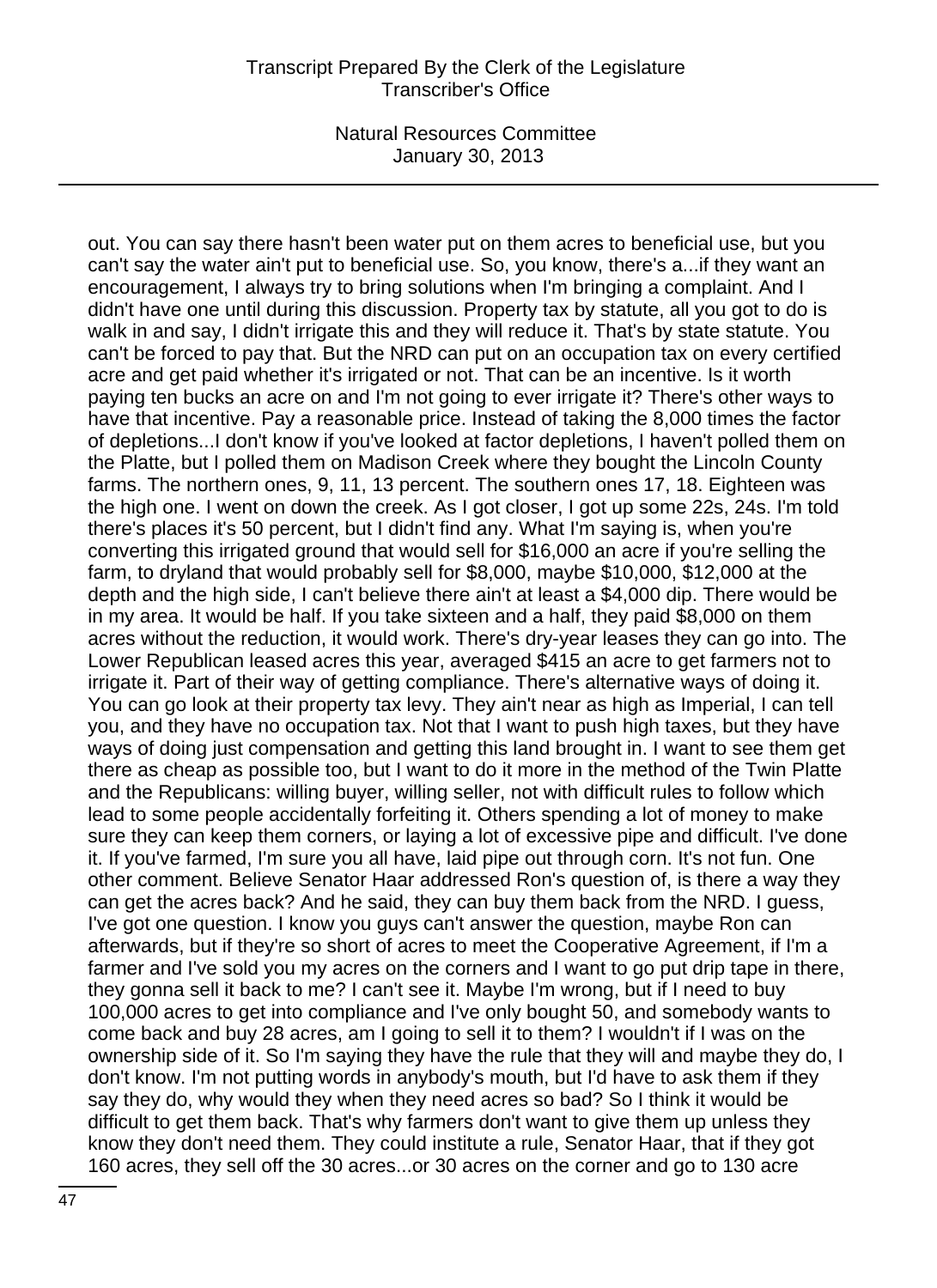out. You can say there hasn't been water put on them acres to beneficial use, but you can't say the water ain't put to beneficial use. So, you know, there's a...if they want an encouragement, I always try to bring solutions when I'm bringing a complaint. And I didn't have one until during this discussion. Property tax by statute, all you got to do is walk in and say, I didn't irrigate this and they will reduce it. That's by state statute. You can't be forced to pay that. But the NRD can put on an occupation tax on every certified acre and get paid whether it's irrigated or not. That can be an incentive. Is it worth paying ten bucks an acre on and I'm not going to ever irrigate it? There's other ways to have that incentive. Pay a reasonable price. Instead of taking the 8,000 times the factor of depletions...I don't know if you've looked at factor depletions, I haven't polled them on the Platte, but I polled them on Madison Creek where they bought the Lincoln County farms. The northern ones, 9, 11, 13 percent. The southern ones 17, 18. Eighteen was the high one. I went on down the creek. As I got closer, I got up some 22s, 24s. I'm told there's places it's 50 percent, but I didn't find any. What I'm saying is, when you're converting this irrigated ground that would sell for $16,000 an acre if you're selling the farm, to dryland that would probably sell for $8,000, maybe $10,000, $12,000 at the depth and the high side, I can't believe there ain't at least a $4,000 dip. There would be in my area. It would be half. If you take sixteen and a half, they paid $8,000 on them acres without the reduction, it would work. There's dry-year leases they can go into. The Lower Republican leased acres this year, averaged $415 an acre to get farmers not to irrigate it. Part of their way of getting compliance. There's alternative ways of doing it. You can go look at their property tax levy. They ain't near as high as Imperial, I can tell you, and they have no occupation tax. Not that I want to push high taxes, but they have ways of doing just compensation and getting this land brought in. I want to see them get there as cheap as possible too, but I want to do it more in the method of the Twin Platte and the Republicans: willing buyer, willing seller, not with difficult rules to follow which lead to some people accidentally forfeiting it. Others spending a lot of money to make sure they can keep them corners, or laying a lot of excessive pipe and difficult. I've done it. If you've farmed, I'm sure you all have, laid pipe out through corn. It's not fun. One other comment. Believe Senator Haar addressed Ron's question of, is there a way they can get the acres back? And he said, they can buy them back from the NRD. I guess, I've got one question. I know you guys can't answer the question, maybe Ron can afterwards, but if they're so short of acres to meet the Cooperative Agreement, if I'm a farmer and I've sold you my acres on the corners and I want to go put drip tape in there, they gonna sell it back to me? I can't see it. Maybe I'm wrong, but if I need to buy 100,000 acres to get into compliance and I've only bought 50, and somebody wants to come back and buy 28 acres, am I going to sell it to them? I wouldn't if I was on the ownership side of it. So I'm saying they have the rule that they will and maybe they do, I don't know. I'm not putting words in anybody's mouth, but I'd have to ask them if they say they do, why would they when they need acres so bad? So I think it would be difficult to get them back. That's why farmers don't want to give them up unless they know they don't need them. They could institute a rule, Senator Haar, that if they got 160 acres, they sell off the 30 acres...or 30 acres on the corner and go to 130 acre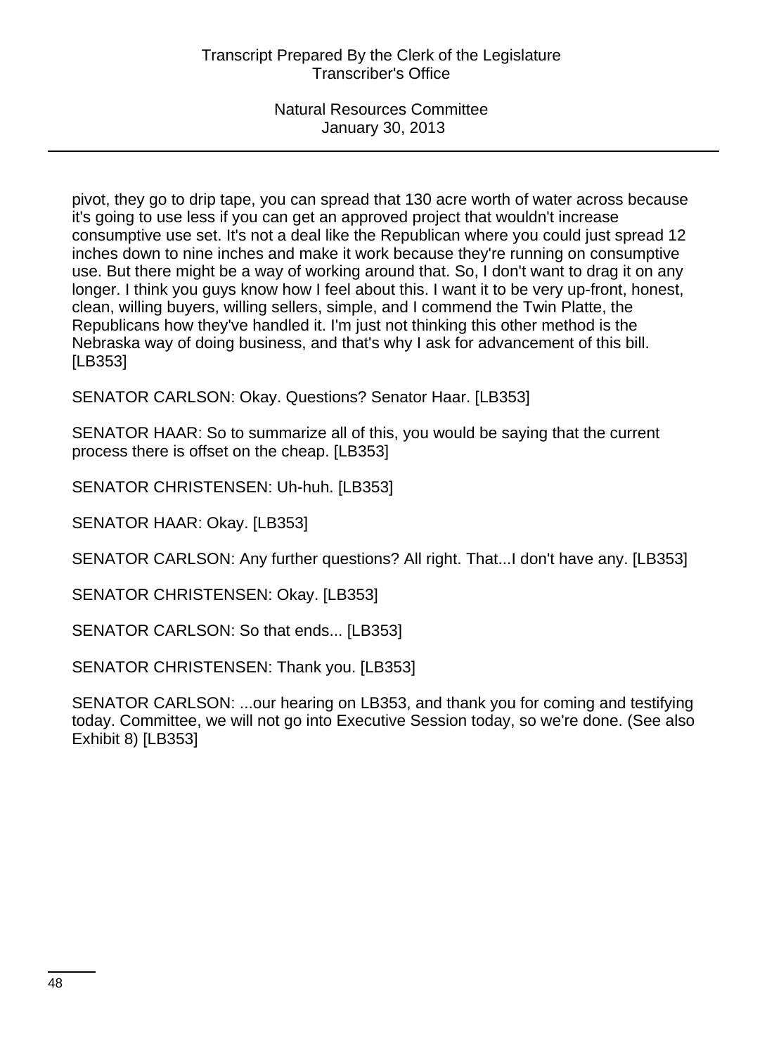pivot, they go to drip tape, you can spread that 130 acre worth of water across because it's going to use less if you can get an approved project that wouldn't increase consumptive use set. It's not a deal like the Republican where you could just spread 12 inches down to nine inches and make it work because they're running on consumptive use. But there might be a way of working around that. So, I don't want to drag it on any longer. I think you guys know how I feel about this. I want it to be very up-front, honest, clean, willing buyers, willing sellers, simple, and I commend the Twin Platte, the Republicans how they've handled it. I'm just not thinking this other method is the Nebraska way of doing business, and that's why I ask for advancement of this bill. [LB353]

SENATOR CARLSON: Okay. Questions? Senator Haar. [LB353]

SENATOR HAAR: So to summarize all of this, you would be saying that the current process there is offset on the cheap. [LB353]

SENATOR CHRISTENSEN: Uh-huh. [LB353]

SENATOR HAAR: Okay. [LB353]

SENATOR CARLSON: Any further questions? All right. That...I don't have any. [LB353]

SENATOR CHRISTENSEN: Okay. [LB353]

SENATOR CARLSON: So that ends... [LB353]

SENATOR CHRISTENSEN: Thank you. [LB353]

SENATOR CARLSON: ...our hearing on LB353, and thank you for coming and testifying today. Committee, we will not go into Executive Session today, so we're done. (See also Exhibit 8) [LB353]